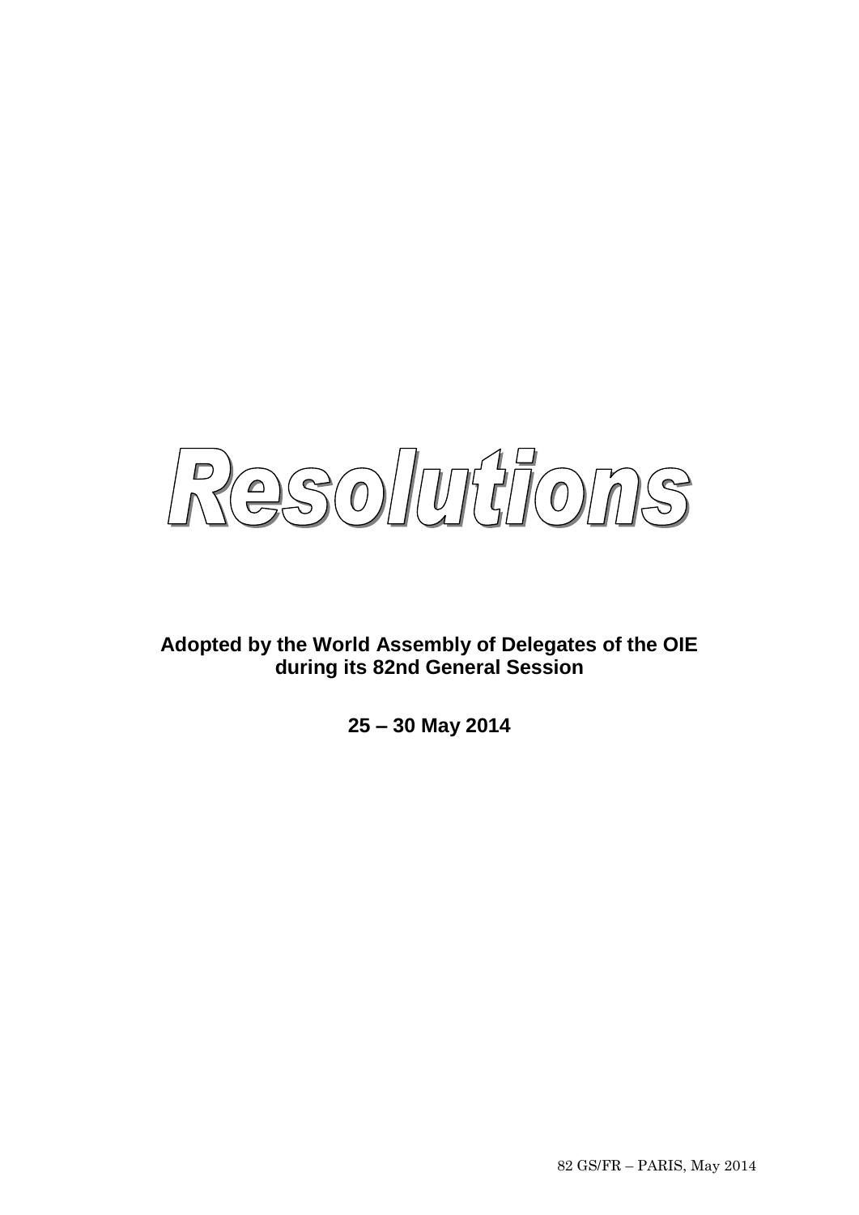# Resolutions

**Adopted by the World Assembly of Delegates of the OIE during its 82nd General Session**

**25 – 30 May 2014**

82 GS/FR – PARIS, May 2014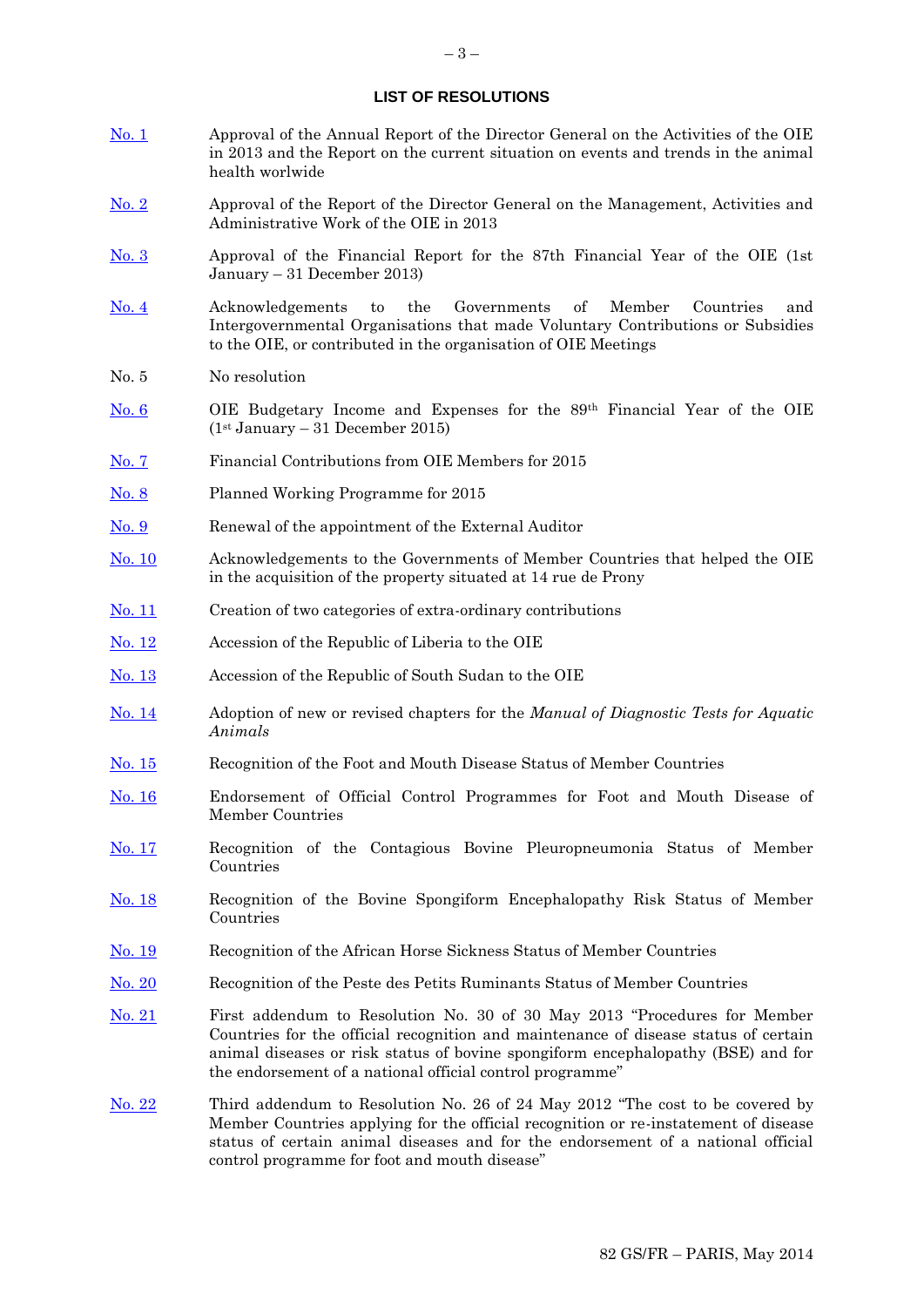## LIST OF RESOLUTIONS

| | |
|---|---|
| [No. 1]() | Approval of the Annual Report of the Director General on the Activities of the OIE in 2013 and the Report on the current situation on events and trends in the animal health worlwide |
| [No. 2]() | Approval of the Report of the Director General on the Management, Activities and Administrative Work of the OIE in 2013 |
| [No. 3]() | Approval of the Financial Report for the 87th Financial Year of the OIE (1st January – 31 December 2013) |
| [No. 4]() | Acknowledgements to the Governments of Member Countries and Intergovernmental Organisations that made Voluntary Contributions or Subsidies to the OIE, or contributed in the organisation of OIE Meetings |
| No. 5 | No resolution |
| [No. 6]() | OIE Budgetary Income and Expenses for the 89th Financial Year of the OIE (1st January – 31 December 2015) |
| [No. 7]() | Financial Contributions from OIE Members for 2015 |
| [No. 8]() | Planned Working Programme for 2015 |
| [No. 9]() | Renewal of the appointment of the External Auditor |
| [No. 10]() | Acknowledgements to the Governments of Member Countries that helped the OIE in the acquisition of the property situated at 14 rue de Prony |
| [No. 11]() | Creation of two categories of extra-ordinary contributions |
| [No. 12]() | Accession of the Republic of Liberia to the OIE |
| [No. 13]() | Accession of the Republic of South Sudan to the OIE |
| [No. 14]() | Adoption of new or revised chapters for the *Manual of Diagnostic Tests for Aquatic Animals* |
| [No. 15]() | Recognition of the Foot and Mouth Disease Status of Member Countries |
| [No. 16]() | Endorsement of Official Control Programmes for Foot and Mouth Disease of Member Countries |
| [No. 17]() | Recognition of the Contagious Bovine Pleuropneumonia Status of Member Countries |
| [No. 18]() | Recognition of the Bovine Spongiform Encephalopathy Risk Status of Member Countries |
| [No. 19]() | Recognition of the African Horse Sickness Status of Member Countries |
| [No. 20]() | Recognition of the Peste des Petits Ruminants Status of Member Countries |
| [No. 21]() | First addendum to Resolution No. 30 of 30 May 2013 "Procedures for Member Countries for the official recognition and maintenance of disease status of certain animal diseases or risk status of bovine spongiform encephalopathy (BSE) and for the endorsement of a national official control programme" |
| [No. 22]() | Third addendum to Resolution No. 26 of 24 May 2012 "The cost to be covered by Member Countries applying for the official recognition or re-instatement of disease status of certain animal diseases and for the endorsement of a national official control programme for foot and mouth disease" |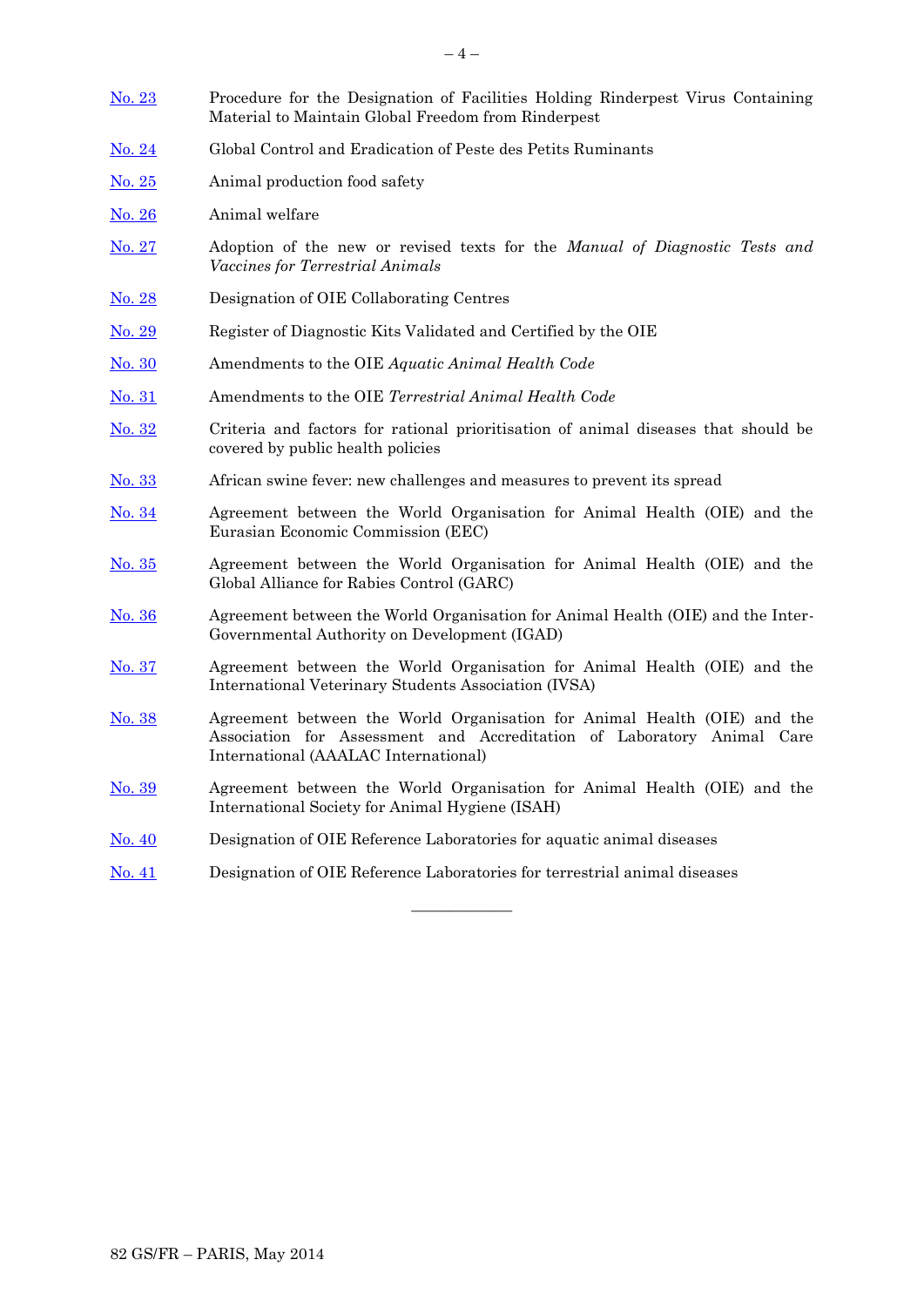| | |
|---|---|
| No. 23 | Procedure for the Designation of Facilities Holding Rinderpest Virus Containing Material to Maintain Global Freedom from Rinderpest |
| No. 24 | Global Control and Eradication of Peste des Petits Ruminants |
| No. 25 | Animal production food safety |
| No. 26 | Animal welfare |
| No. 27 | Adoption of the new or revised texts for the *Manual of Diagnostic Tests and Vaccines for Terrestrial Animals* |
| No. 28 | Designation of OIE Collaborating Centres |
| No. 29 | Register of Diagnostic Kits Validated and Certified by the OIE |
| No. 30 | Amendments to the OIE *Aquatic Animal Health Code* |
| No. 31 | Amendments to the OIE *Terrestrial Animal Health Code* |
| No. 32 | Criteria and factors for rational prioritisation of animal diseases that should be covered by public health policies |
| No. 33 | African swine fever: new challenges and measures to prevent its spread |
| No. 34 | Agreement between the World Organisation for Animal Health (OIE) and the Eurasian Economic Commission (EEC) |
| No. 35 | Agreement between the World Organisation for Animal Health (OIE) and the Global Alliance for Rabies Control (GARC) |
| No. 36 | Agreement between the World Organisation for Animal Health (OIE) and the Inter-Governmental Authority on Development (IGAD) |
| No. 37 | Agreement between the World Organisation for Animal Health (OIE) and the International Veterinary Students Association (IVSA) |
| No. 38 | Agreement between the World Organisation for Animal Health (OIE) and the Association for Assessment and Accreditation of Laboratory Animal Care International (AAALAC International) |
| No. 39 | Agreement between the World Organisation for Animal Health (OIE) and the International Society for Animal Hygiene (ISAH) |
| No. 40 | Designation of OIE Reference Laboratories for aquatic animal diseases |
| No. 41 | Designation of OIE Reference Laboratories for terrestrial animal diseases |

_______________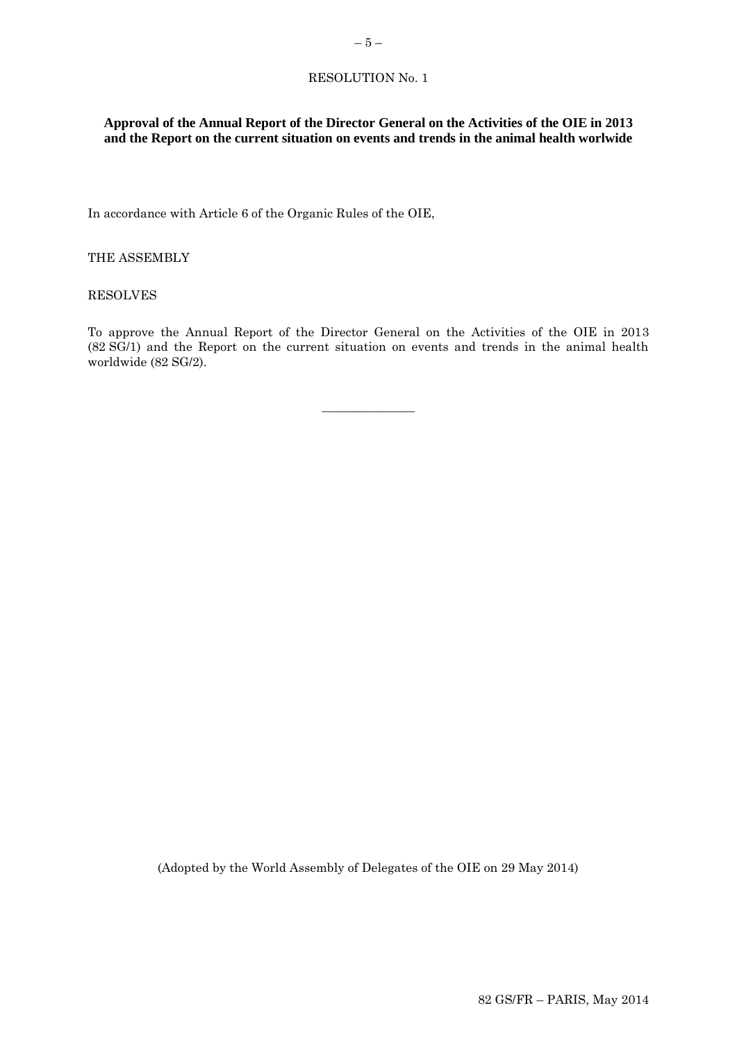RESOLUTION No. 1

**Approval of the Annual Report of the Director General on the Activities of the OIE in 2013 and the Report on the current situation on events and trends in the animal health worlwide**

In accordance with Article 6 of the Organic Rules of the OIE,

THE ASSEMBLY

RESOLVES

To approve the Annual Report of the Director General on the Activities of the OIE in 2013 (82 SG/1) and the Report on the current situation on events and trends in the animal health worldwide (82 SG/2).

_______________

(Adopted by the World Assembly of Delegates of the OIE on 29 May 2014)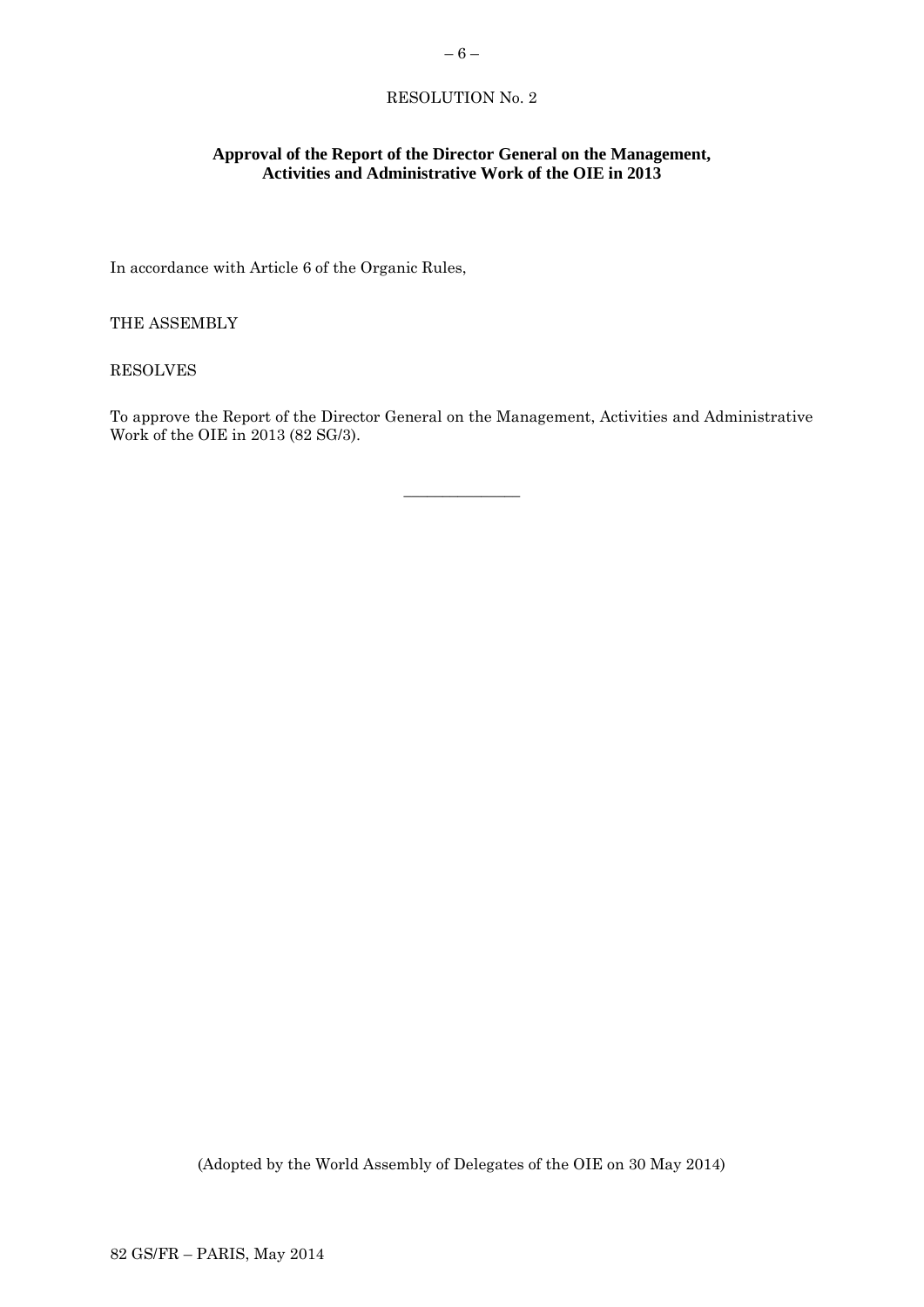RESOLUTION No. 2

**Approval of the Report of the Director General on the Management, Activities and Administrative Work of the OIE in 2013**

In accordance with Article 6 of the Organic Rules,

THE ASSEMBLY

RESOLVES

To approve the Report of the Director General on the Management, Activities and Administrative Work of the OIE in 2013 (82 SG/3).

_______________

(Adopted by the World Assembly of Delegates of the OIE on 30 May 2014)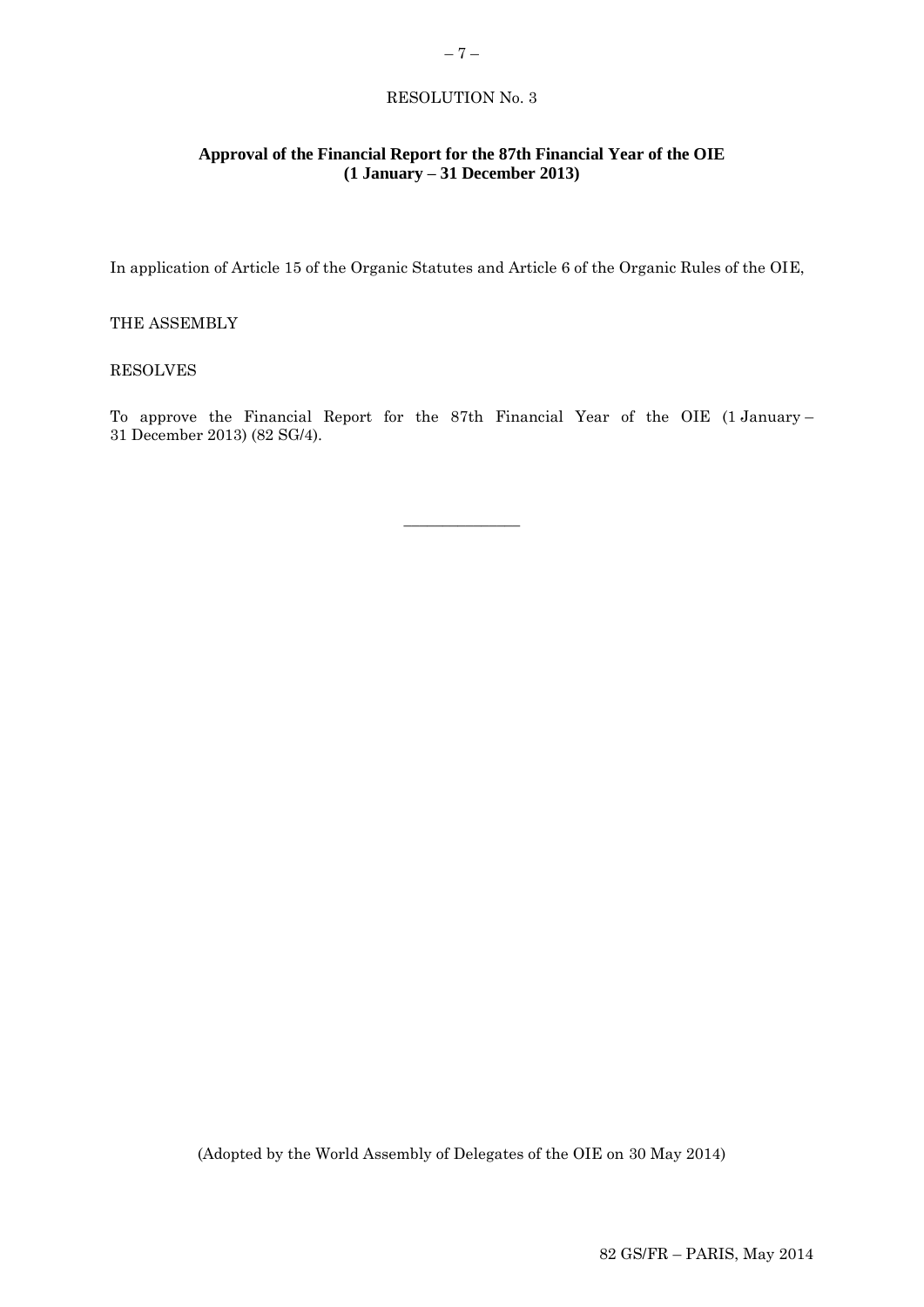RESOLUTION No. 3

**Approval of the Financial Report for the 87th Financial Year of the OIE (1 January – 31 December 2013)**

In application of Article 15 of the Organic Statutes and Article 6 of the Organic Rules of the OIE,

THE ASSEMBLY

RESOLVES

To approve the Financial Report for the 87th Financial Year of the OIE (1 January – 31 December 2013) (82 SG/4).

_______________

(Adopted by the World Assembly of Delegates of the OIE on 30 May 2014)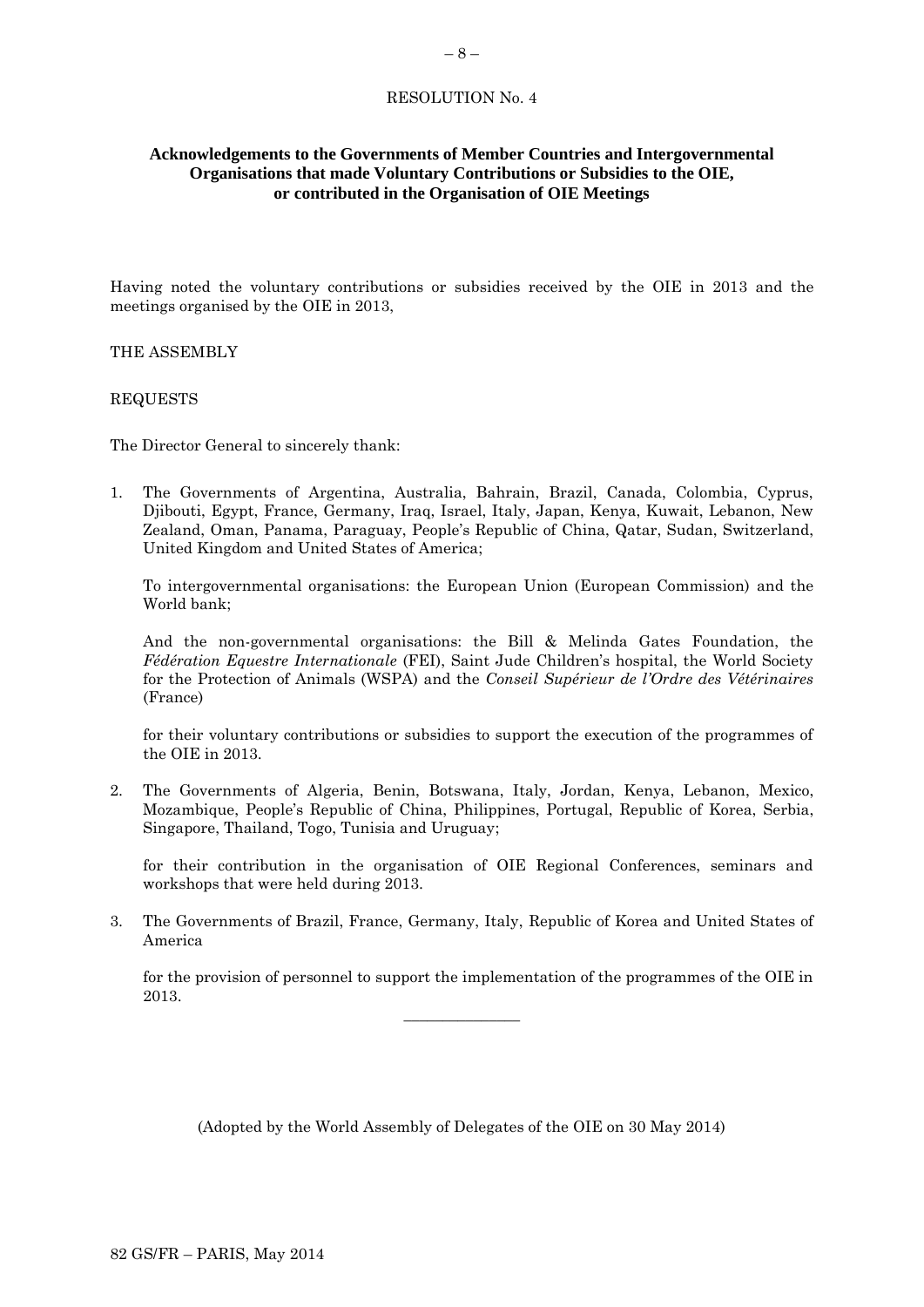RESOLUTION No. 4

**Acknowledgements to the Governments of Member Countries and Intergovernmental Organisations that made Voluntary Contributions or Subsidies to the OIE, or contributed in the Organisation of OIE Meetings**

Having noted the voluntary contributions or subsidies received by the OIE in 2013 and the meetings organised by the OIE in 2013,

THE ASSEMBLY

REQUESTS

The Director General to sincerely thank:

1. The Governments of Argentina, Australia, Bahrain, Brazil, Canada, Colombia, Cyprus, Djibouti, Egypt, France, Germany, Iraq, Israel, Italy, Japan, Kenya, Kuwait, Lebanon, New Zealand, Oman, Panama, Paraguay, People's Republic of China, Qatar, Sudan, Switzerland, United Kingdom and United States of America;

   To intergovernmental organisations: the European Union (European Commission) and the World bank;

   And the non-governmental organisations: the Bill & Melinda Gates Foundation, the *Fédération Equestre Internationale* (FEI), Saint Jude Children's hospital, the World Society for the Protection of Animals (WSPA) and the *Conseil Supérieur de l'Ordre des Vétérinaires* (France)

   for their voluntary contributions or subsidies to support the execution of the programmes of the OIE in 2013.

2. The Governments of Algeria, Benin, Botswana, Italy, Jordan, Kenya, Lebanon, Mexico, Mozambique, People's Republic of China, Philippines, Portugal, Republic of Korea, Serbia, Singapore, Thailand, Togo, Tunisia and Uruguay;

   for their contribution in the organisation of OIE Regional Conferences, seminars and workshops that were held during 2013.

3. The Governments of Brazil, France, Germany, Italy, Republic of Korea and United States of America

   for the provision of personnel to support the implementation of the programmes of the OIE in 2013.

_______________

(Adopted by the World Assembly of Delegates of the OIE on 30 May 2014)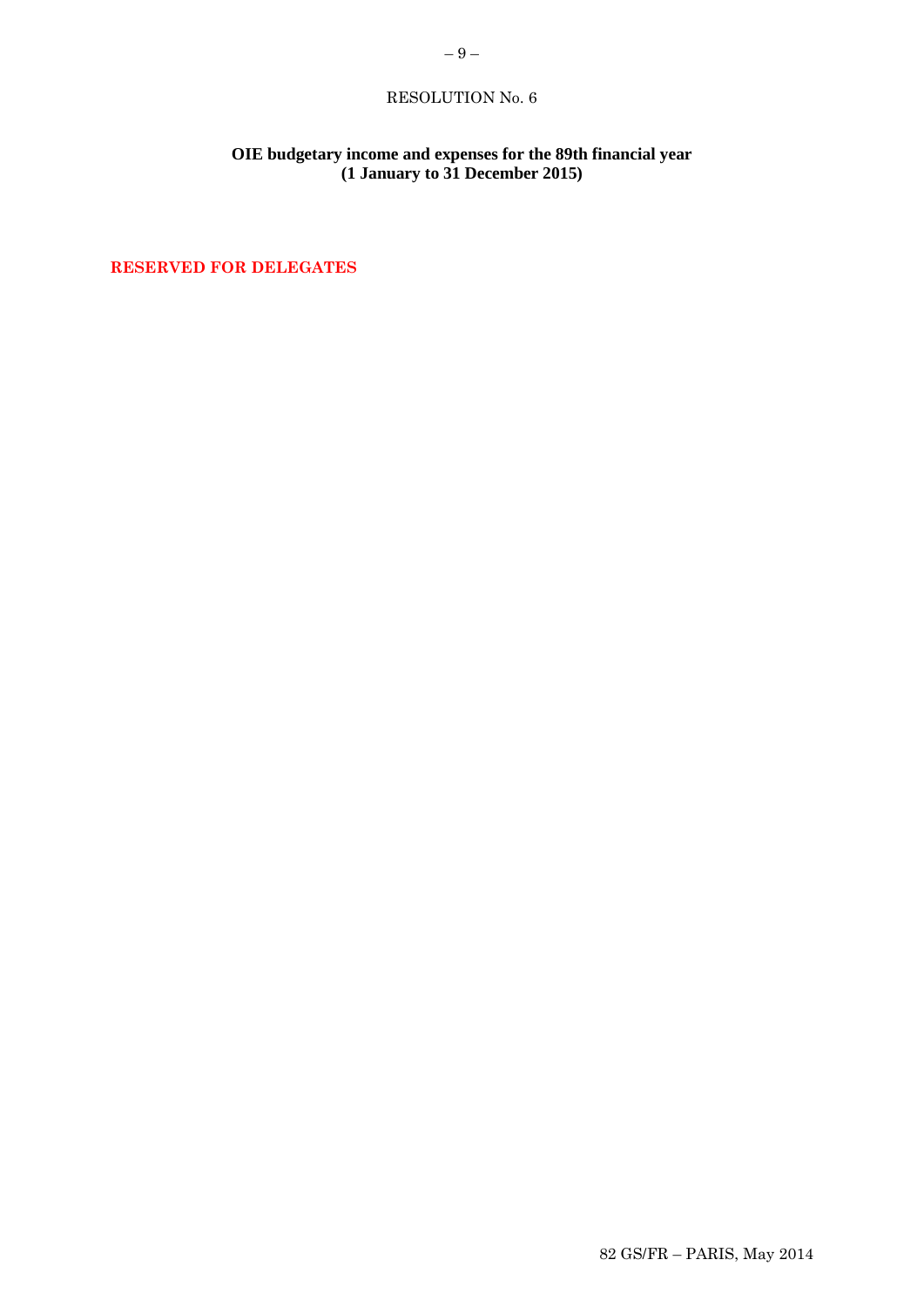RESOLUTION No. 6

**OIE budgetary income and expenses for the 89th financial year**
**(1 January to 31 December 2015)**

**RESERVED FOR DELEGATES**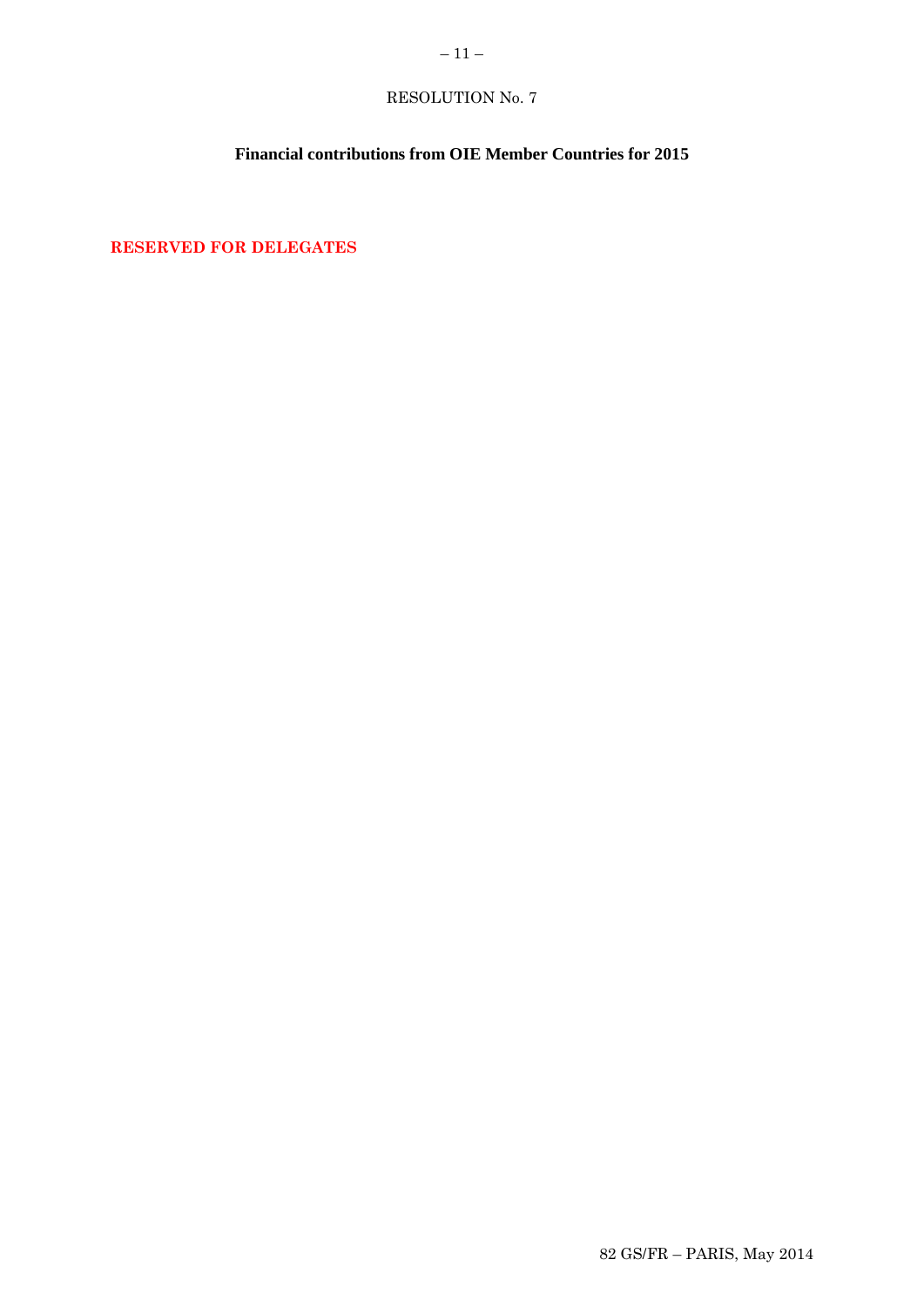RESOLUTION No. 7

**Financial contributions from OIE Member Countries for 2015**

**RESERVED FOR DELEGATES**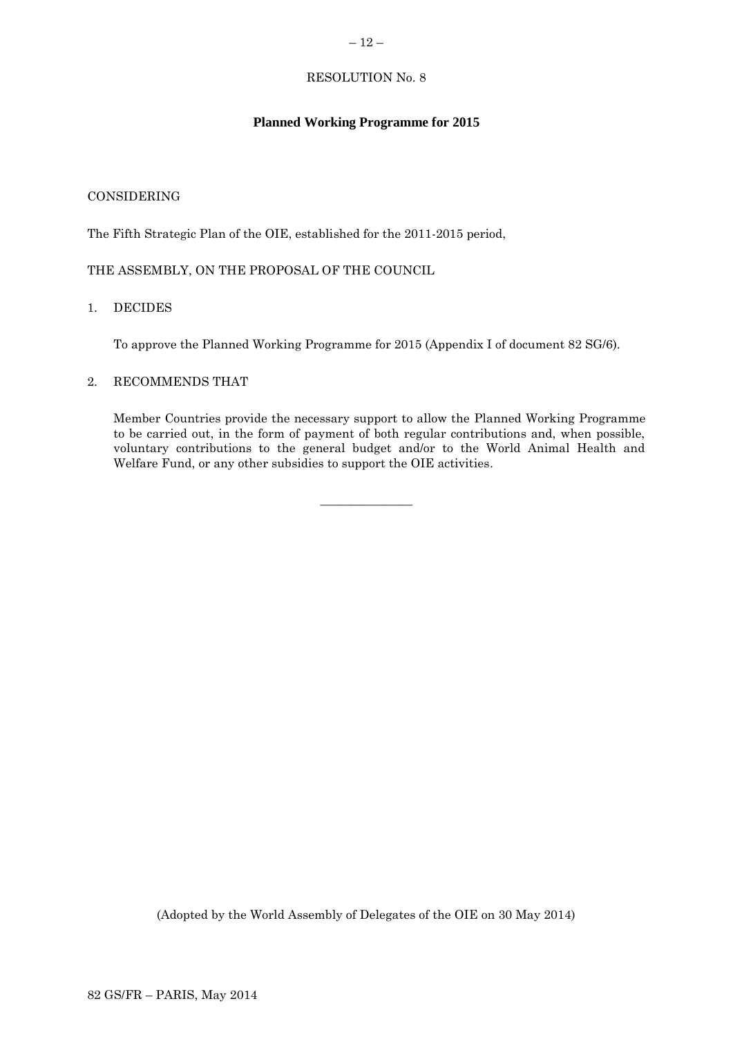# RESOLUTION No. 8

## Planned Working Programme for 2015

CONSIDERING

The Fifth Strategic Plan of the OIE, established for the 2011-2015 period,

THE ASSEMBLY, ON THE PROPOSAL OF THE COUNCIL

1. DECIDES

   To approve the Planned Working Programme for 2015 (Appendix I of document 82 SG/6).

2. RECOMMENDS THAT

   Member Countries provide the necessary support to allow the Planned Working Programme to be carried out, in the form of payment of both regular contributions and, when possible, voluntary contributions to the general budget and/or to the World Animal Health and Welfare Fund, or any other subsidies to support the OIE activities.

---

(Adopted by the World Assembly of Delegates of the OIE on 30 May 2014)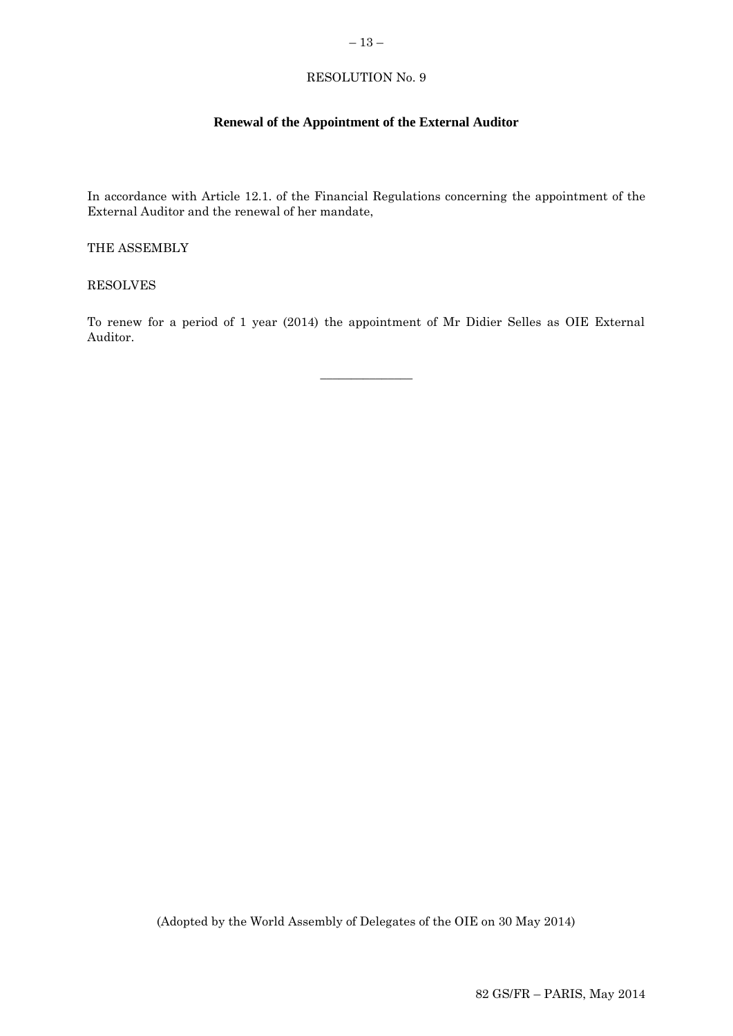RESOLUTION No. 9

## Renewal of the Appointment of the External Auditor

In accordance with Article 12.1. of the Financial Regulations concerning the appointment of the External Auditor and the renewal of her mandate,

THE ASSEMBLY

RESOLVES

To renew for a period of 1 year (2014) the appointment of Mr Didier Selles as OIE External Auditor.

---

(Adopted by the World Assembly of Delegates of the OIE on 30 May 2014)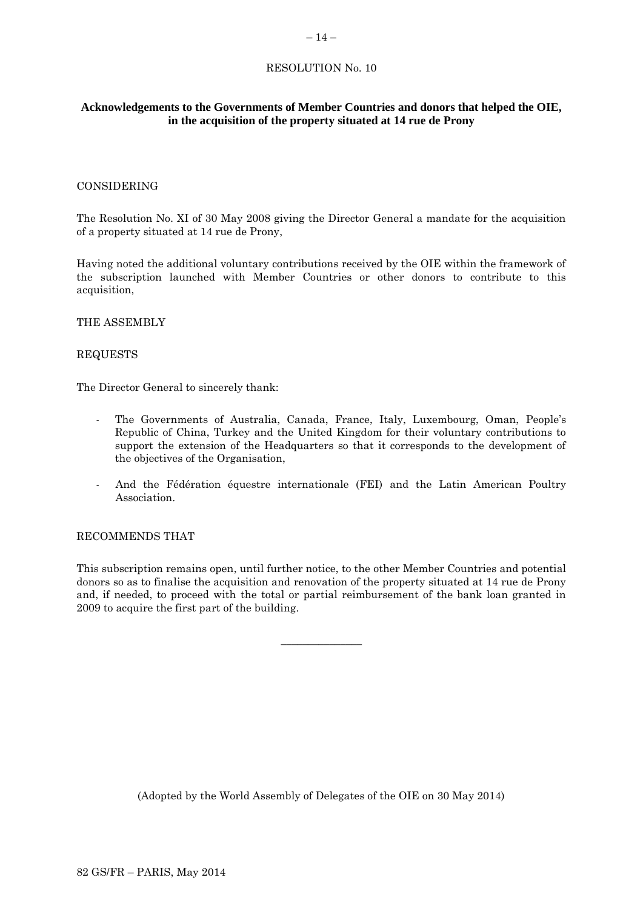RESOLUTION No. 10

## Acknowledgements to the Governments of Member Countries and donors that helped the OIE, in the acquisition of the property situated at 14 rue de Prony

CONSIDERING

The Resolution No. XI of 30 May 2008 giving the Director General a mandate for the acquisition of a property situated at 14 rue de Prony,

Having noted the additional voluntary contributions received by the OIE within the framework of the subscription launched with Member Countries or other donors to contribute to this acquisition,

THE ASSEMBLY

REQUESTS

The Director General to sincerely thank:

- The Governments of Australia, Canada, France, Italy, Luxembourg, Oman, People's Republic of China, Turkey and the United Kingdom for their voluntary contributions to support the extension of the Headquarters so that it corresponds to the development of the objectives of the Organisation,
- And the Fédération équestre internationale (FEI) and the Latin American Poultry Association.

RECOMMENDS THAT

This subscription remains open, until further notice, to the other Member Countries and potential donors so as to finalise the acquisition and renovation of the property situated at 14 rue de Prony and, if needed, to proceed with the total or partial reimbursement of the bank loan granted in 2009 to acquire the first part of the building.

---

(Adopted by the World Assembly of Delegates of the OIE on 30 May 2014)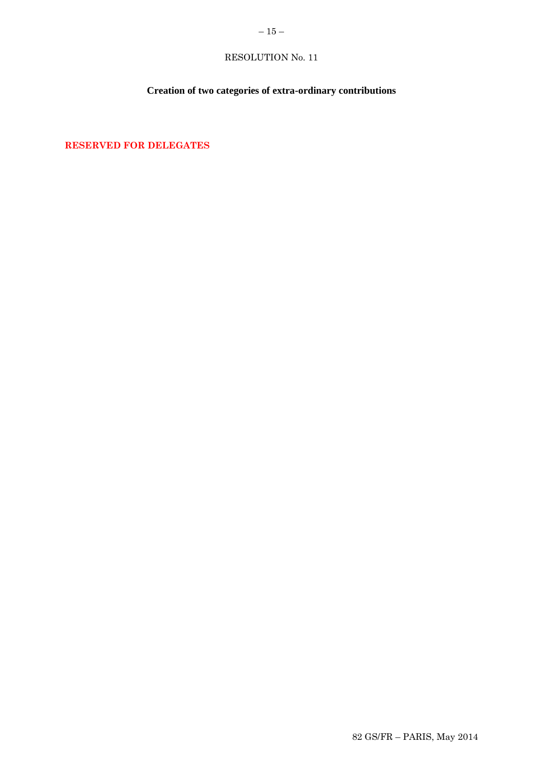RESOLUTION No. 11

**Creation of two categories of extra-ordinary contributions**

**RESERVED FOR DELEGATES**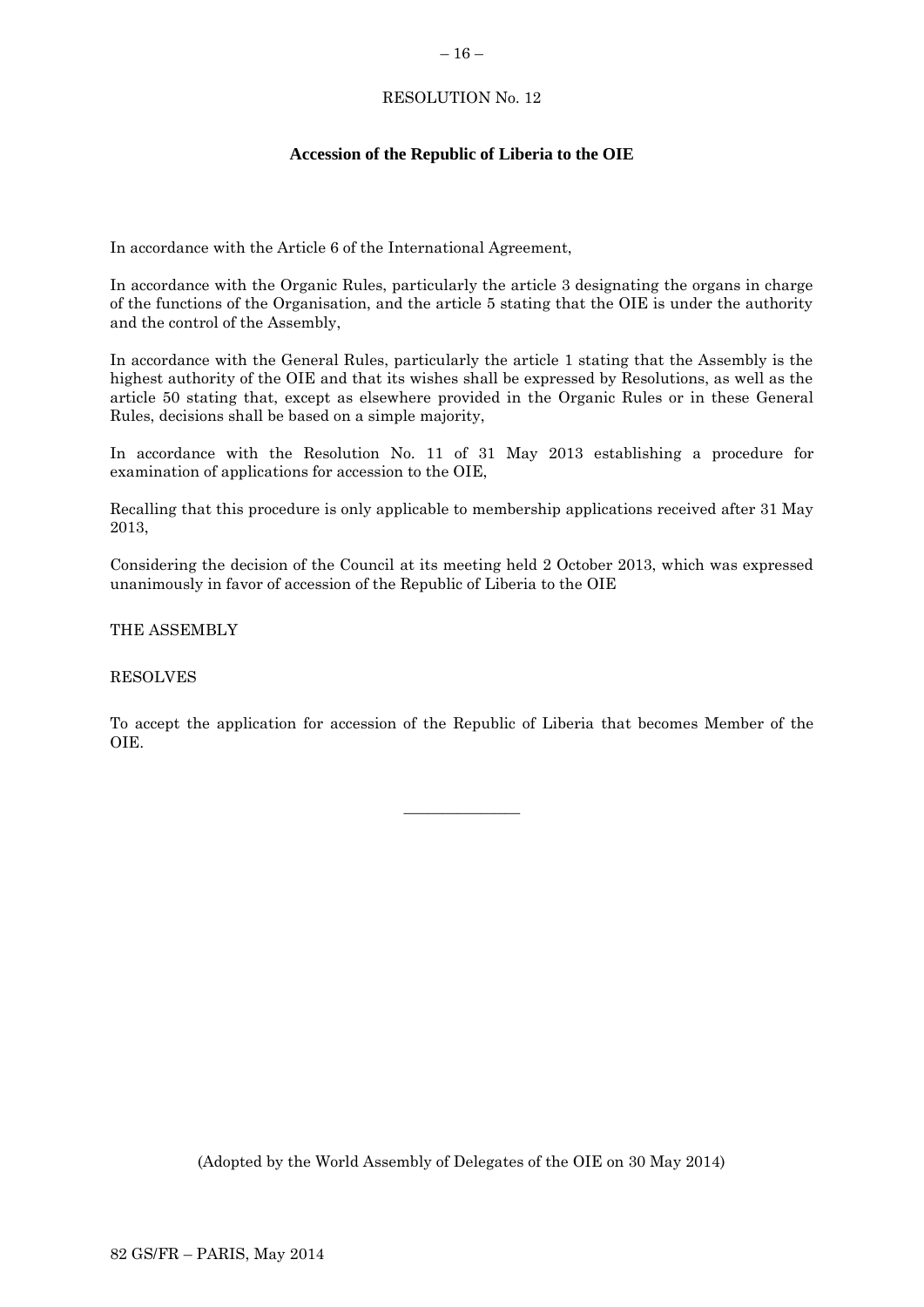RESOLUTION No. 12

## Accession of the Republic of Liberia to the OIE

In accordance with the Article 6 of the International Agreement,

In accordance with the Organic Rules, particularly the article 3 designating the organs in charge of the functions of the Organisation, and the article 5 stating that the OIE is under the authority and the control of the Assembly,

In accordance with the General Rules, particularly the article 1 stating that the Assembly is the highest authority of the OIE and that its wishes shall be expressed by Resolutions, as well as the article 50 stating that, except as elsewhere provided in the Organic Rules or in these General Rules, decisions shall be based on a simple majority,

In accordance with the Resolution No. 11 of 31 May 2013 establishing a procedure for examination of applications for accession to the OIE,

Recalling that this procedure is only applicable to membership applications received after 31 May 2013,

Considering the decision of the Council at its meeting held 2 October 2013, which was expressed unanimously in favor of accession of the Republic of Liberia to the OIE

THE ASSEMBLY

RESOLVES

To accept the application for accession of the Republic of Liberia that becomes Member of the OIE.

---

(Adopted by the World Assembly of Delegates of the OIE on 30 May 2014)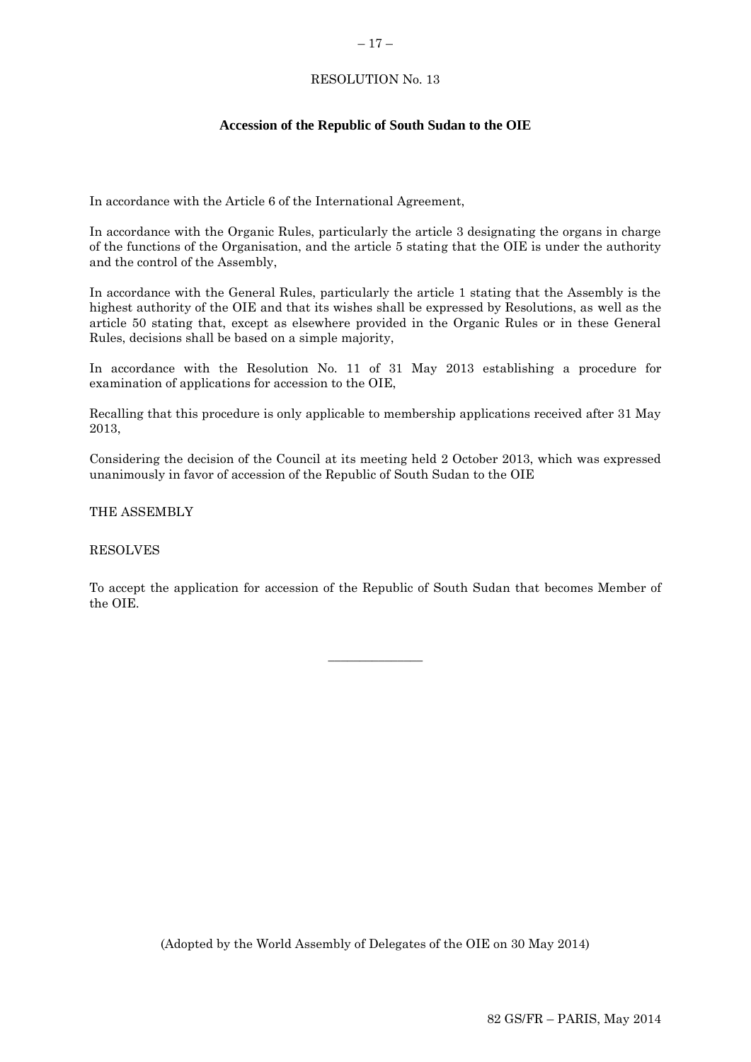RESOLUTION No. 13

**Accession of the Republic of South Sudan to the OIE**

In accordance with the Article 6 of the International Agreement,

In accordance with the Organic Rules, particularly the article 3 designating the organs in charge of the functions of the Organisation, and the article 5 stating that the OIE is under the authority and the control of the Assembly,

In accordance with the General Rules, particularly the article 1 stating that the Assembly is the highest authority of the OIE and that its wishes shall be expressed by Resolutions, as well as the article 50 stating that, except as elsewhere provided in the Organic Rules or in these General Rules, decisions shall be based on a simple majority,

In accordance with the Resolution No. 11 of 31 May 2013 establishing a procedure for examination of applications for accession to the OIE,

Recalling that this procedure is only applicable to membership applications received after 31 May 2013,

Considering the decision of the Council at its meeting held 2 October 2013, which was expressed unanimously in favor of accession of the Republic of South Sudan to the OIE

THE ASSEMBLY

RESOLVES

To accept the application for accession of the Republic of South Sudan that becomes Member of the OIE.

---

(Adopted by the World Assembly of Delegates of the OIE on 30 May 2014)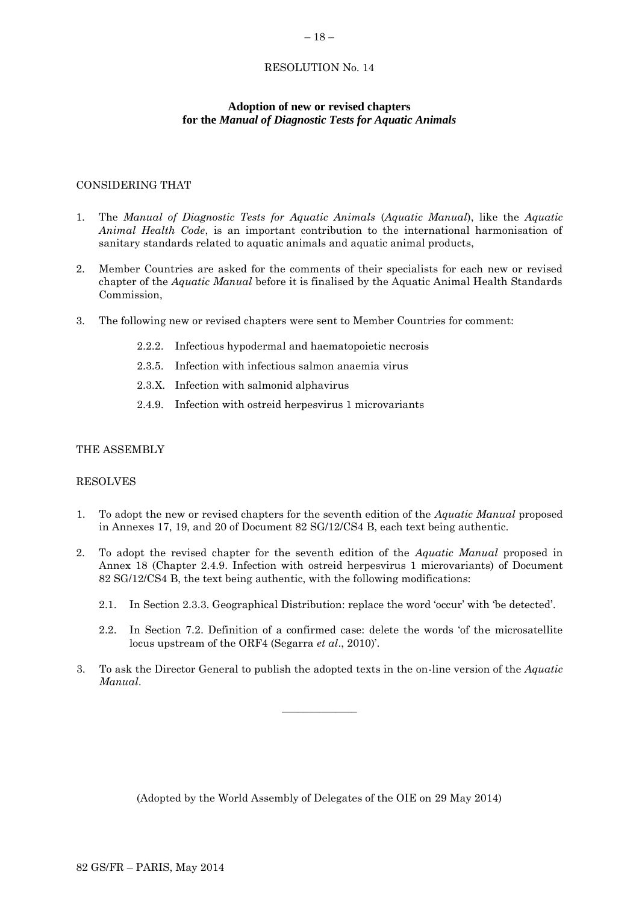RESOLUTION No. 14

**Adoption of new or revised chapters for the *Manual of Diagnostic Tests for Aquatic Animals***

CONSIDERING THAT

1. The *Manual of Diagnostic Tests for Aquatic Animals* (*Aquatic Manual*), like the *Aquatic Animal Health Code*, is an important contribution to the international harmonisation of sanitary standards related to aquatic animals and aquatic animal products,

2. Member Countries are asked for the comments of their specialists for each new or revised chapter of the *Aquatic Manual* before it is finalised by the Aquatic Animal Health Standards Commission,

3. The following new or revised chapters were sent to Member Countries for comment:

   - 2.2.2. Infectious hypodermal and haematopoietic necrosis
   - 2.3.5. Infection with infectious salmon anaemia virus
   - 2.3.X. Infection with salmonid alphavirus
   - 2.4.9. Infection with ostreid herpesvirus 1 microvariants

THE ASSEMBLY

RESOLVES

1. To adopt the new or revised chapters for the seventh edition of the *Aquatic Manual* proposed in Annexes 17, 19, and 20 of Document 82 SG/12/CS4 B, each text being authentic.

2. To adopt the revised chapter for the seventh edition of the *Aquatic Manual* proposed in Annex 18 (Chapter 2.4.9. Infection with ostreid herpesvirus 1 microvariants) of Document 82 SG/12/CS4 B, the text being authentic, with the following modifications:

   2.1. In Section 2.3.3. Geographical Distribution: replace the word 'occur' with 'be detected'.

   2.2. In Section 7.2. Definition of a confirmed case: delete the words 'of the microsatellite locus upstream of the ORF4 (Segarra *et al*., 2010)'.

3. To ask the Director General to publish the adopted texts in the on-line version of the *Aquatic Manual*.

---

(Adopted by the World Assembly of Delegates of the OIE on 29 May 2014)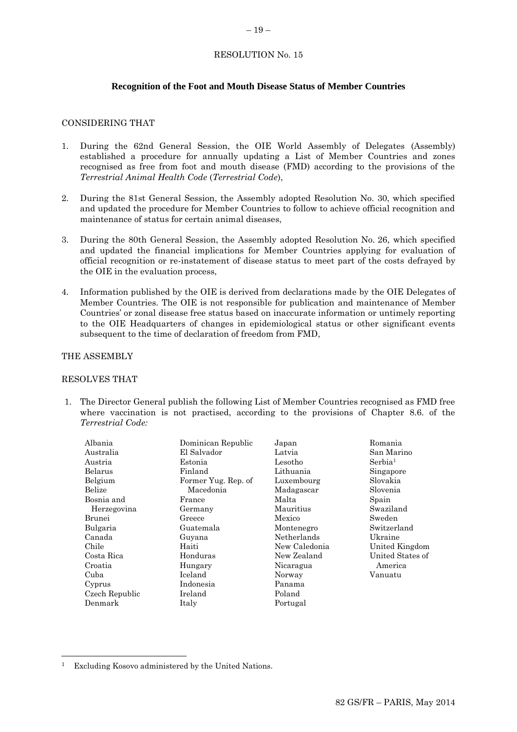RESOLUTION No. 15

## Recognition of the Foot and Mouth Disease Status of Member Countries

CONSIDERING THAT

1. During the 62nd General Session, the OIE World Assembly of Delegates (Assembly) established a procedure for annually updating a List of Member Countries and zones recognised as free from foot and mouth disease (FMD) according to the provisions of the *Terrestrial Animal Health Code* (*Terrestrial Code*),

2. During the 81st General Session, the Assembly adopted Resolution No. 30, which specified and updated the procedure for Member Countries to follow to achieve official recognition and maintenance of status for certain animal diseases,

3. During the 80th General Session, the Assembly adopted Resolution No. 26, which specified and updated the financial implications for Member Countries applying for evaluation of official recognition or re-instatement of disease status to meet part of the costs defrayed by the OIE in the evaluation process,

4. Information published by the OIE is derived from declarations made by the OIE Delegates of Member Countries. The OIE is not responsible for publication and maintenance of Member Countries' or zonal disease free status based on inaccurate information or untimely reporting to the OIE Headquarters of changes in epidemiological status or other significant events subsequent to the time of declaration of freedom from FMD,

THE ASSEMBLY

RESOLVES THAT

1. The Director General publish the following List of Member Countries recognised as FMD free where vaccination is not practised, according to the provisions of Chapter 8.6. of the *Terrestrial Code:*

Albania
Australia
Austria
Belarus
Belgium
Belize
Bosnia and Herzegovina
Brunei
Bulgaria
Canada
Chile
Costa Rica
Croatia
Cuba
Cyprus
Czech Republic
Denmark
Dominican Republic
El Salvador
Estonia
Finland
Former Yug. Rep. of Macedonia
France
Germany
Greece
Guatemala
Guyana
Haiti
Honduras
Hungary
Iceland
Indonesia
Ireland
Italy
Japan
Latvia
Lesotho
Lithuania
Luxembourg
Madagascar
Malta
Mauritius
Mexico
Montenegro
Netherlands
New Caledonia
New Zealand
Nicaragua
Norway
Panama
Poland
Portugal
Romania
San Marino
Serbia[1]
Singapore
Slovakia
Slovenia
Spain
Swaziland
Sweden
Switzerland
Ukraine
United Kingdom
United States of America
Vanuatu

[1] Excluding Kosovo administered by the United Nations.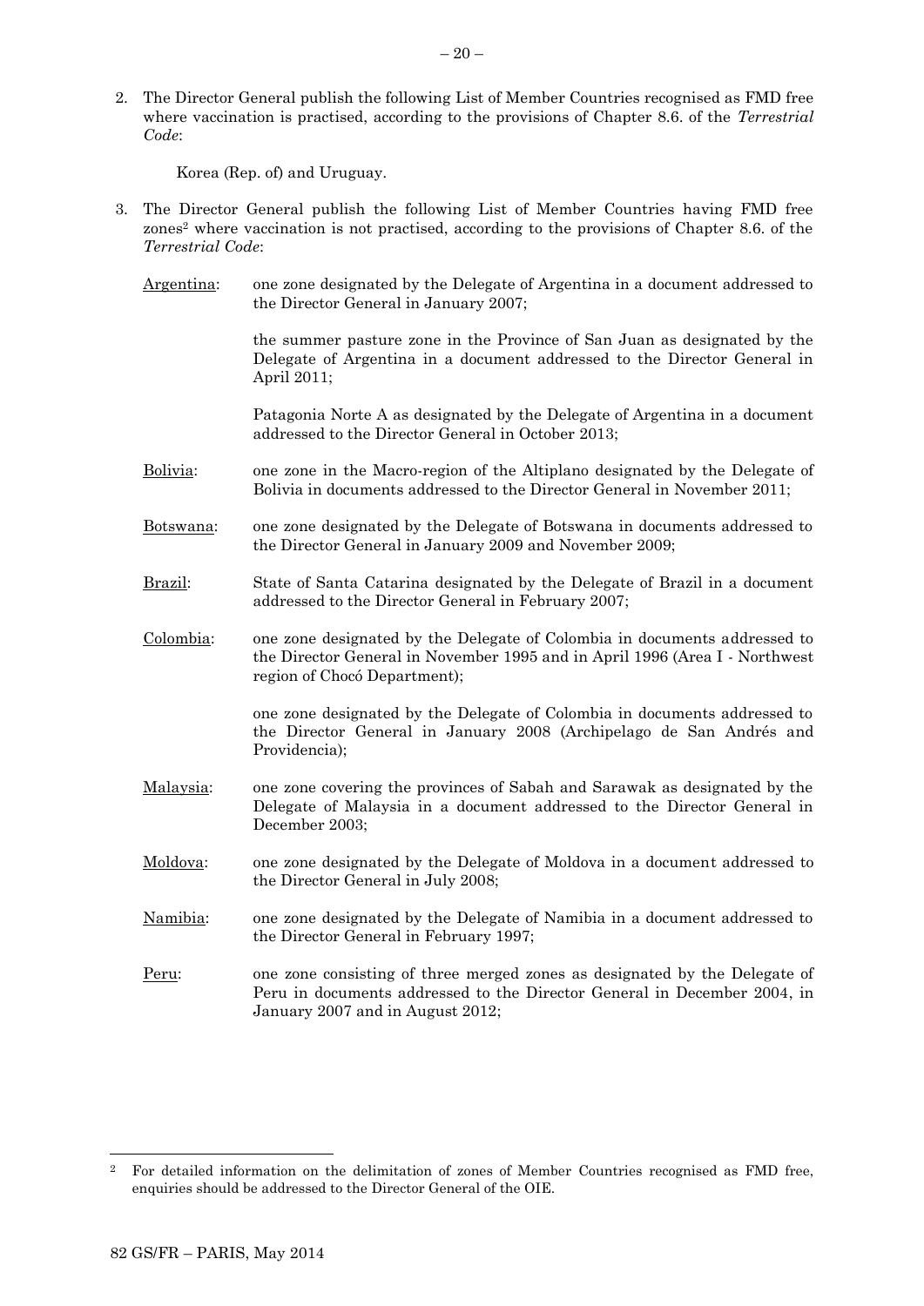2. The Director General publish the following List of Member Countries recognised as FMD free where vaccination is practised, according to the provisions of Chapter 8.6. of the *Terrestrial Code*:

   Korea (Rep. of) and Uruguay.

3. The Director General publish the following List of Member Countries having FMD free zones[2] where vaccination is not practised, according to the provisions of Chapter 8.6. of the *Terrestrial Code*:

   Argentina: one zone designated by the Delegate of Argentina in a document addressed to the Director General in January 2007;

   the summer pasture zone in the Province of San Juan as designated by the Delegate of Argentina in a document addressed to the Director General in April 2011;

   Patagonia Norte A as designated by the Delegate of Argentina in a document addressed to the Director General in October 2013;

   Bolivia: one zone in the Macro-region of the Altiplano designated by the Delegate of Bolivia in documents addressed to the Director General in November 2011;

   Botswana: one zone designated by the Delegate of Botswana in documents addressed to the Director General in January 2009 and November 2009;

   Brazil: State of Santa Catarina designated by the Delegate of Brazil in a document addressed to the Director General in February 2007;

   Colombia: one zone designated by the Delegate of Colombia in documents addressed to the Director General in November 1995 and in April 1996 (Area I - Northwest region of Chocó Department);

   one zone designated by the Delegate of Colombia in documents addressed to the Director General in January 2008 (Archipelago de San Andrés and Providencia);

   Malaysia: one zone covering the provinces of Sabah and Sarawak as designated by the Delegate of Malaysia in a document addressed to the Director General in December 2003;

   Moldova: one zone designated by the Delegate of Moldova in a document addressed to the Director General in July 2008;

   Namibia: one zone designated by the Delegate of Namibia in a document addressed to the Director General in February 1997;

   Peru: one zone consisting of three merged zones as designated by the Delegate of Peru in documents addressed to the Director General in December 2004, in January 2007 and in August 2012;

---

[2] For detailed information on the delimitation of zones of Member Countries recognised as FMD free, enquiries should be addressed to the Director General of the OIE.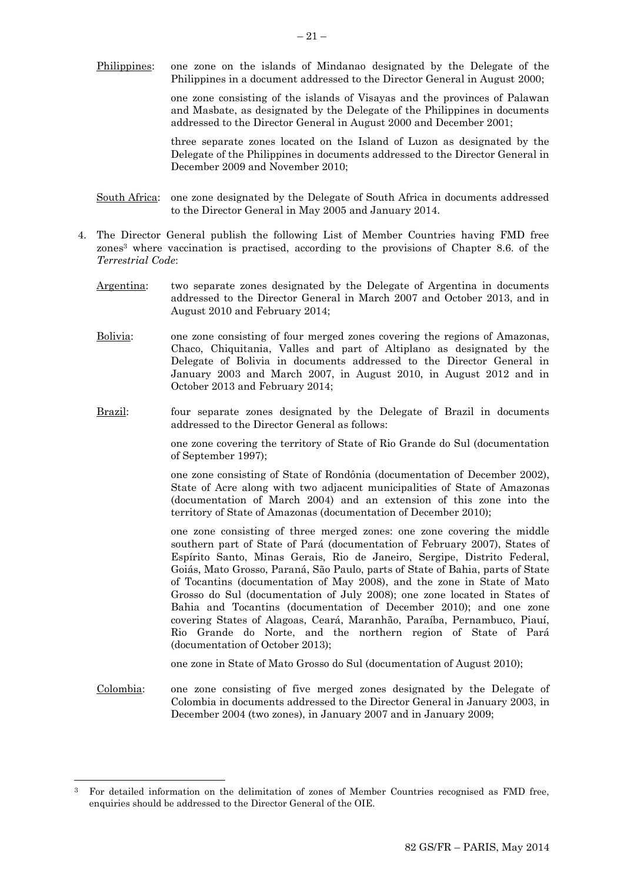Philippines: one zone on the islands of Mindanao designated by the Delegate of the Philippines in a document addressed to the Director General in August 2000;

one zone consisting of the islands of Visayas and the provinces of Palawan and Masbate, as designated by the Delegate of the Philippines in documents addressed to the Director General in August 2000 and December 2001;

three separate zones located on the Island of Luzon as designated by the Delegate of the Philippines in documents addressed to the Director General in December 2009 and November 2010;

South Africa: one zone designated by the Delegate of South Africa in documents addressed to the Director General in May 2005 and January 2014.

4. The Director General publish the following List of Member Countries having FMD free zones[3] where vaccination is practised, according to the provisions of Chapter 8.6. of the *Terrestrial Code*:

Argentina: two separate zones designated by the Delegate of Argentina in documents addressed to the Director General in March 2007 and October 2013, and in August 2010 and February 2014;

Bolivia: one zone consisting of four merged zones covering the regions of Amazonas, Chaco, Chiquitania, Valles and part of Altiplano as designated by the Delegate of Bolivia in documents addressed to the Director General in January 2003 and March 2007, in August 2010, in August 2012 and in October 2013 and February 2014;

Brazil: four separate zones designated by the Delegate of Brazil in documents addressed to the Director General as follows:

one zone covering the territory of State of Rio Grande do Sul (documentation of September 1997);

one zone consisting of State of Rondônia (documentation of December 2002), State of Acre along with two adjacent municipalities of State of Amazonas (documentation of March 2004) and an extension of this zone into the territory of State of Amazonas (documentation of December 2010);

one zone consisting of three merged zones: one zone covering the middle southern part of State of Pará (documentation of February 2007), States of Espírito Santo, Minas Gerais, Rio de Janeiro, Sergipe, Distrito Federal, Goiás, Mato Grosso, Paraná, São Paulo, parts of State of Bahia, parts of State of Tocantins (documentation of May 2008), and the zone in State of Mato Grosso do Sul (documentation of July 2008); one zone located in States of Bahia and Tocantins (documentation of December 2010); and one zone covering States of Alagoas, Ceará, Maranhão, Paraíba, Pernambuco, Piauí, Rio Grande do Norte, and the northern region of State of Pará (documentation of October 2013);

one zone in State of Mato Grosso do Sul (documentation of August 2010);

Colombia: one zone consisting of five merged zones designated by the Delegate of Colombia in documents addressed to the Director General in January 2003, in December 2004 (two zones), in January 2007 and in January 2009;

[3] For detailed information on the delimitation of zones of Member Countries recognised as FMD free, enquiries should be addressed to the Director General of the OIE.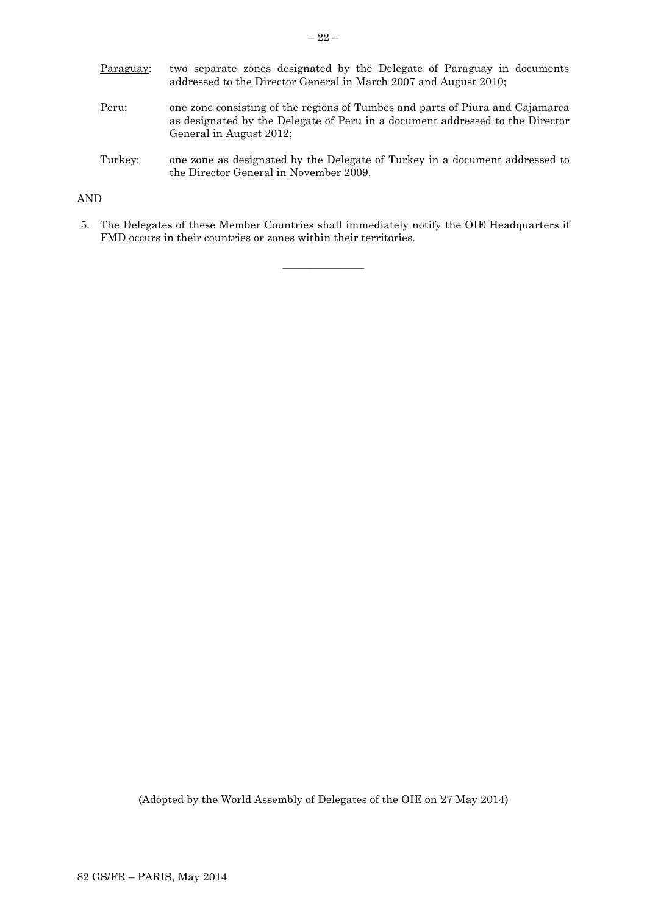Paraguay: two separate zones designated by the Delegate of Paraguay in documents addressed to the Director General in March 2007 and August 2010;

Peru: one zone consisting of the regions of Tumbes and parts of Piura and Cajamarca as designated by the Delegate of Peru in a document addressed to the Director General in August 2012;

Turkey: one zone as designated by the Delegate of Turkey in a document addressed to the Director General in November 2009.

AND

5. The Delegates of these Member Countries shall immediately notify the OIE Headquarters if FMD occurs in their countries or zones within their territories.

_______________

(Adopted by the World Assembly of Delegates of the OIE on 27 May 2014)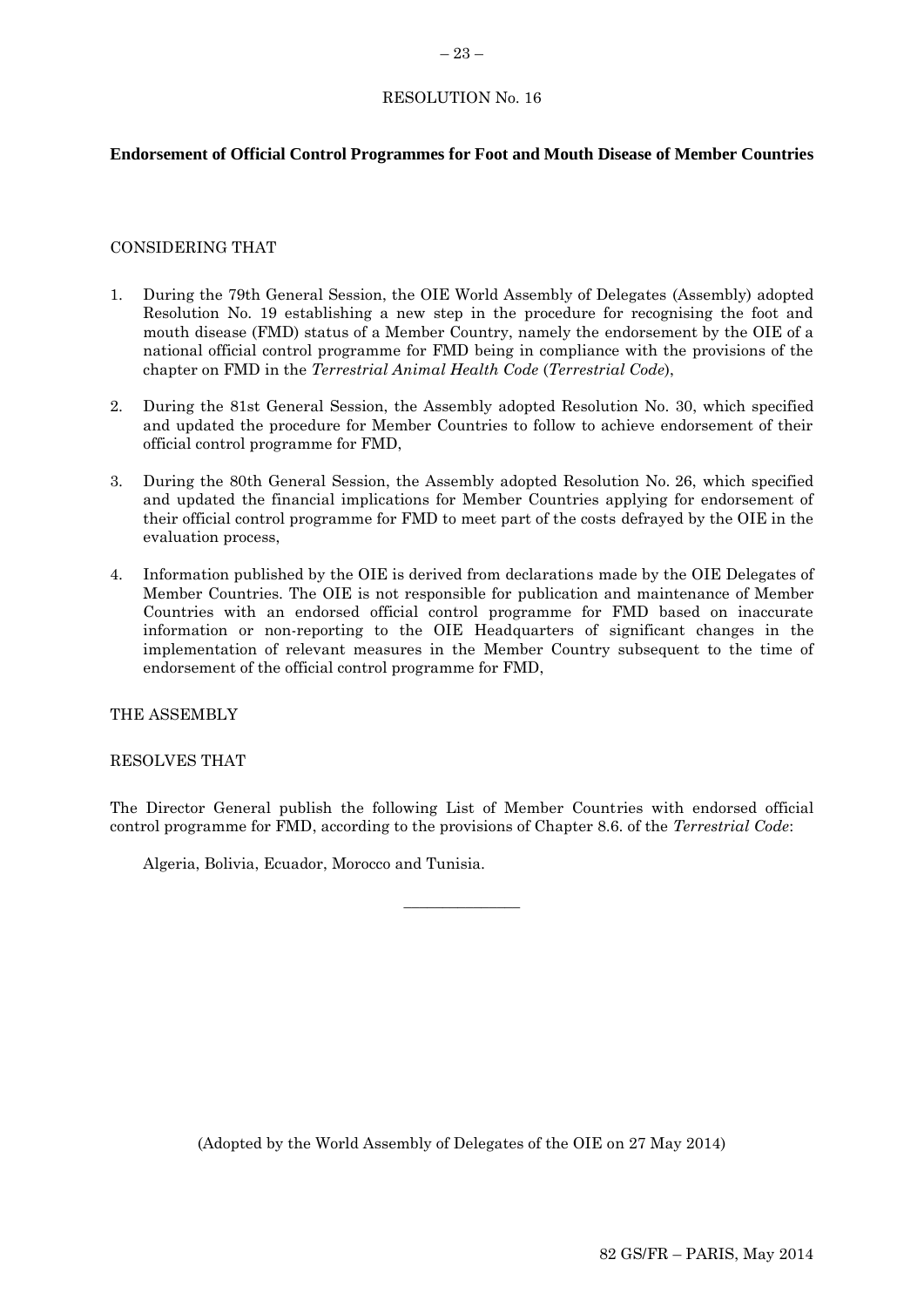RESOLUTION No. 16

**Endorsement of Official Control Programmes for Foot and Mouth Disease of Member Countries**

CONSIDERING THAT

1. During the 79th General Session, the OIE World Assembly of Delegates (Assembly) adopted Resolution No. 19 establishing a new step in the procedure for recognising the foot and mouth disease (FMD) status of a Member Country, namely the endorsement by the OIE of a national official control programme for FMD being in compliance with the provisions of the chapter on FMD in the *Terrestrial Animal Health Code* (*Terrestrial Code*),

2. During the 81st General Session, the Assembly adopted Resolution No. 30, which specified and updated the procedure for Member Countries to follow to achieve endorsement of their official control programme for FMD,

3. During the 80th General Session, the Assembly adopted Resolution No. 26, which specified and updated the financial implications for Member Countries applying for endorsement of their official control programme for FMD to meet part of the costs defrayed by the OIE in the evaluation process,

4. Information published by the OIE is derived from declarations made by the OIE Delegates of Member Countries. The OIE is not responsible for publication and maintenance of Member Countries with an endorsed official control programme for FMD based on inaccurate information or non-reporting to the OIE Headquarters of significant changes in the implementation of relevant measures in the Member Country subsequent to the time of endorsement of the official control programme for FMD,

THE ASSEMBLY

RESOLVES THAT

The Director General publish the following List of Member Countries with endorsed official control programme for FMD, according to the provisions of Chapter 8.6. of the *Terrestrial Code*:

Algeria, Bolivia, Ecuador, Morocco and Tunisia.

---

(Adopted by the World Assembly of Delegates of the OIE on 27 May 2014)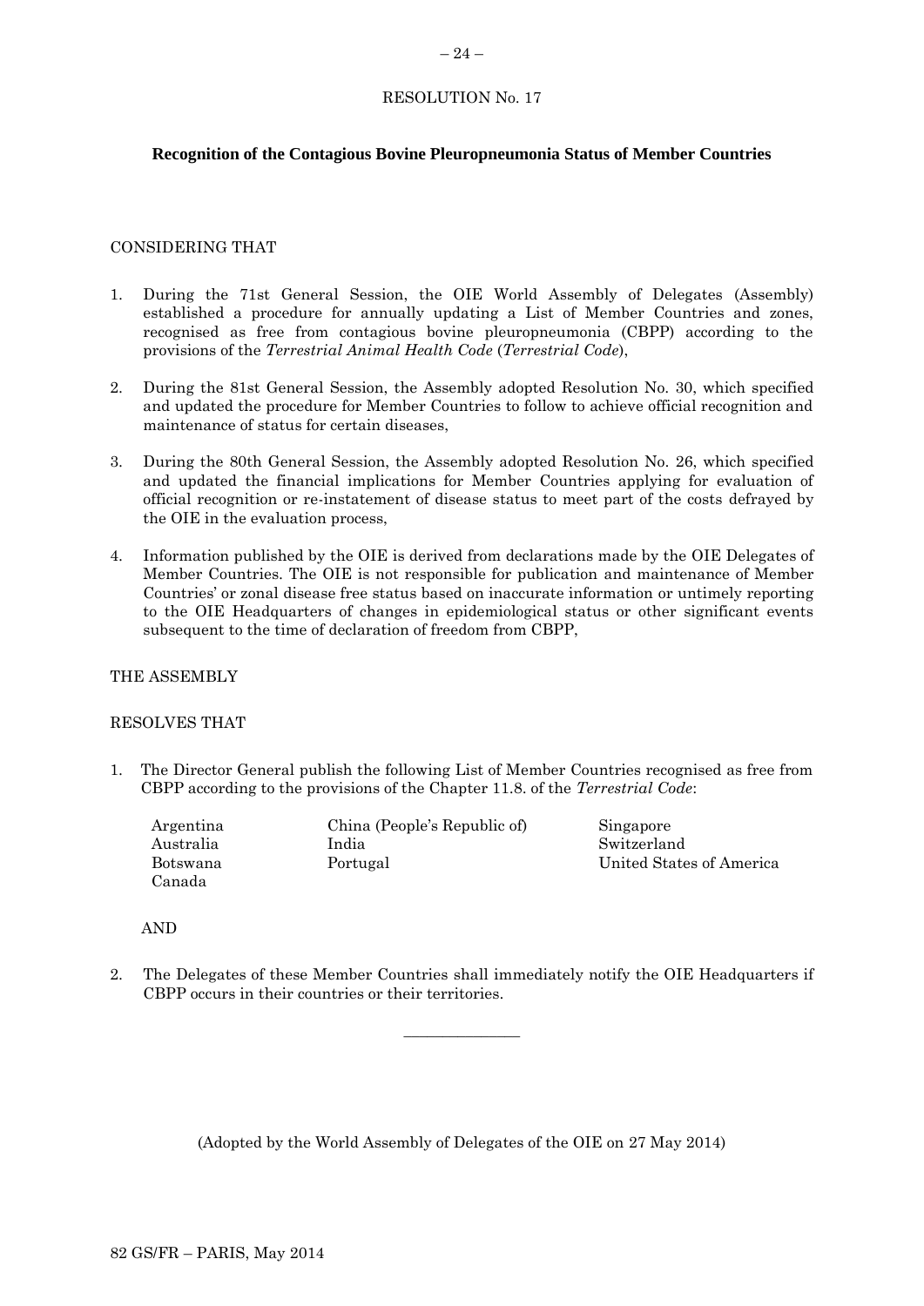RESOLUTION No. 17

## Recognition of the Contagious Bovine Pleuropneumonia Status of Member Countries

CONSIDERING THAT

1. During the 71st General Session, the OIE World Assembly of Delegates (Assembly) established a procedure for annually updating a List of Member Countries and zones, recognised as free from contagious bovine pleuropneumonia (CBPP) according to the provisions of the *Terrestrial Animal Health Code* (*Terrestrial Code*),

2. During the 81st General Session, the Assembly adopted Resolution No. 30, which specified and updated the procedure for Member Countries to follow to achieve official recognition and maintenance of status for certain diseases,

3. During the 80th General Session, the Assembly adopted Resolution No. 26, which specified and updated the financial implications for Member Countries applying for evaluation of official recognition or re-instatement of disease status to meet part of the costs defrayed by the OIE in the evaluation process,

4. Information published by the OIE is derived from declarations made by the OIE Delegates of Member Countries. The OIE is not responsible for publication and maintenance of Member Countries' or zonal disease free status based on inaccurate information or untimely reporting to the OIE Headquarters of changes in epidemiological status or other significant events subsequent to the time of declaration of freedom from CBPP,

THE ASSEMBLY

RESOLVES THAT

1. The Director General publish the following List of Member Countries recognised as free from CBPP according to the provisions of the Chapter 11.8. of the *Terrestrial Code*:

| | | |
|---|---|---|
| Argentina | China (People's Republic of) | Singapore |
| Australia | India | Switzerland |
| Botswana | Portugal | United States of America |
| Canada | | |

AND

2. The Delegates of these Member Countries shall immediately notify the OIE Headquarters if CBPP occurs in their countries or their territories.

---

(Adopted by the World Assembly of Delegates of the OIE on 27 May 2014)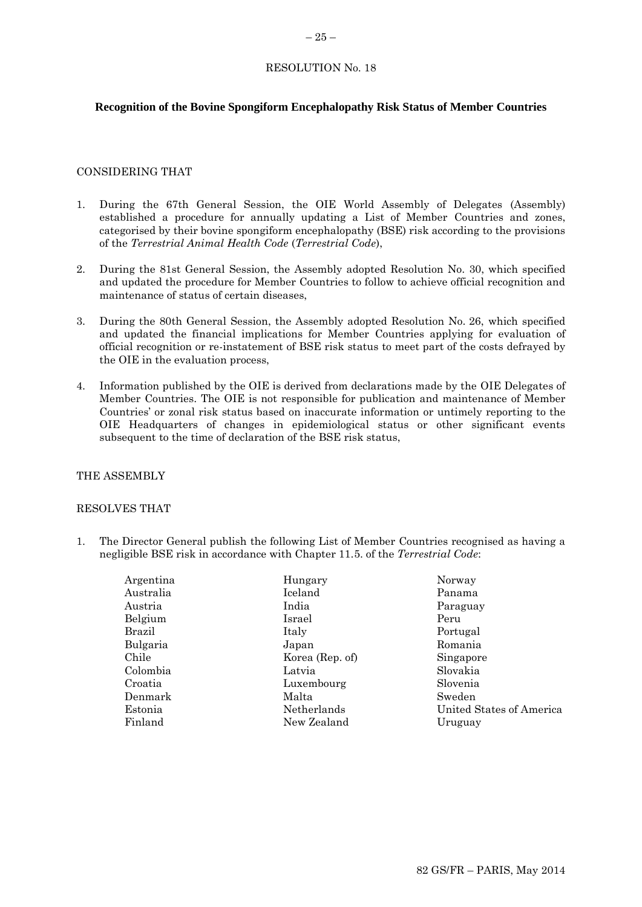RESOLUTION No. 18

## Recognition of the Bovine Spongiform Encephalopathy Risk Status of Member Countries

CONSIDERING THAT

1. During the 67th General Session, the OIE World Assembly of Delegates (Assembly) established a procedure for annually updating a List of Member Countries and zones, categorised by their bovine spongiform encephalopathy (BSE) risk according to the provisions of the *Terrestrial Animal Health Code* (*Terrestrial Code*),
2. During the 81st General Session, the Assembly adopted Resolution No. 30, which specified and updated the procedure for Member Countries to follow to achieve official recognition and maintenance of status of certain diseases,
3. During the 80th General Session, the Assembly adopted Resolution No. 26, which specified and updated the financial implications for Member Countries applying for evaluation of official recognition or re-instatement of BSE risk status to meet part of the costs defrayed by the OIE in the evaluation process,
4. Information published by the OIE is derived from declarations made by the OIE Delegates of Member Countries. The OIE is not responsible for publication and maintenance of Member Countries' or zonal risk status based on inaccurate information or untimely reporting to the OIE Headquarters of changes in epidemiological status or other significant events subsequent to the time of declaration of the BSE risk status,

THE ASSEMBLY

RESOLVES THAT

1. The Director General publish the following List of Member Countries recognised as having a negligible BSE risk in accordance with Chapter 11.5. of the *Terrestrial Code*:

Argentina
Australia
Austria
Belgium
Brazil
Bulgaria
Chile
Colombia
Croatia
Denmark
Estonia
Finland
Hungary
Iceland
India
Israel
Italy
Japan
Korea (Rep. of)
Latvia
Luxembourg
Malta
Netherlands
New Zealand
Norway
Panama
Paraguay
Peru
Portugal
Romania
Singapore
Slovakia
Slovenia
Sweden
United States of America
Uruguay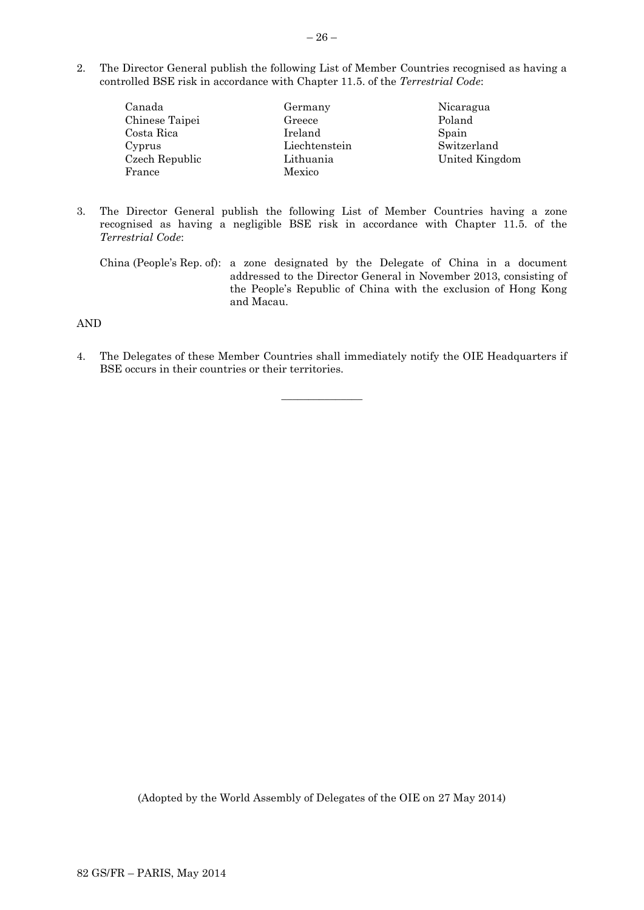2. The Director General publish the following List of Member Countries recognised as having a controlled BSE risk in accordance with Chapter 11.5. of the *Terrestrial Code*:

Canada
Chinese Taipei
Costa Rica
Cyprus
Czech Republic
France
Germany
Greece
Ireland
Liechtenstein
Lithuania
Mexico
Nicaragua
Poland
Spain
Switzerland
United Kingdom

3. The Director General publish the following List of Member Countries having a zone recognised as having a negligible BSE risk in accordance with Chapter 11.5. of the *Terrestrial Code*:

China (People's Rep. of): a zone designated by the Delegate of China in a document addressed to the Director General in November 2013, consisting of the People's Republic of China with the exclusion of Hong Kong and Macau.

AND

4. The Delegates of these Member Countries shall immediately notify the OIE Headquarters if BSE occurs in their countries or their territories.

_______________

(Adopted by the World Assembly of Delegates of the OIE on 27 May 2014)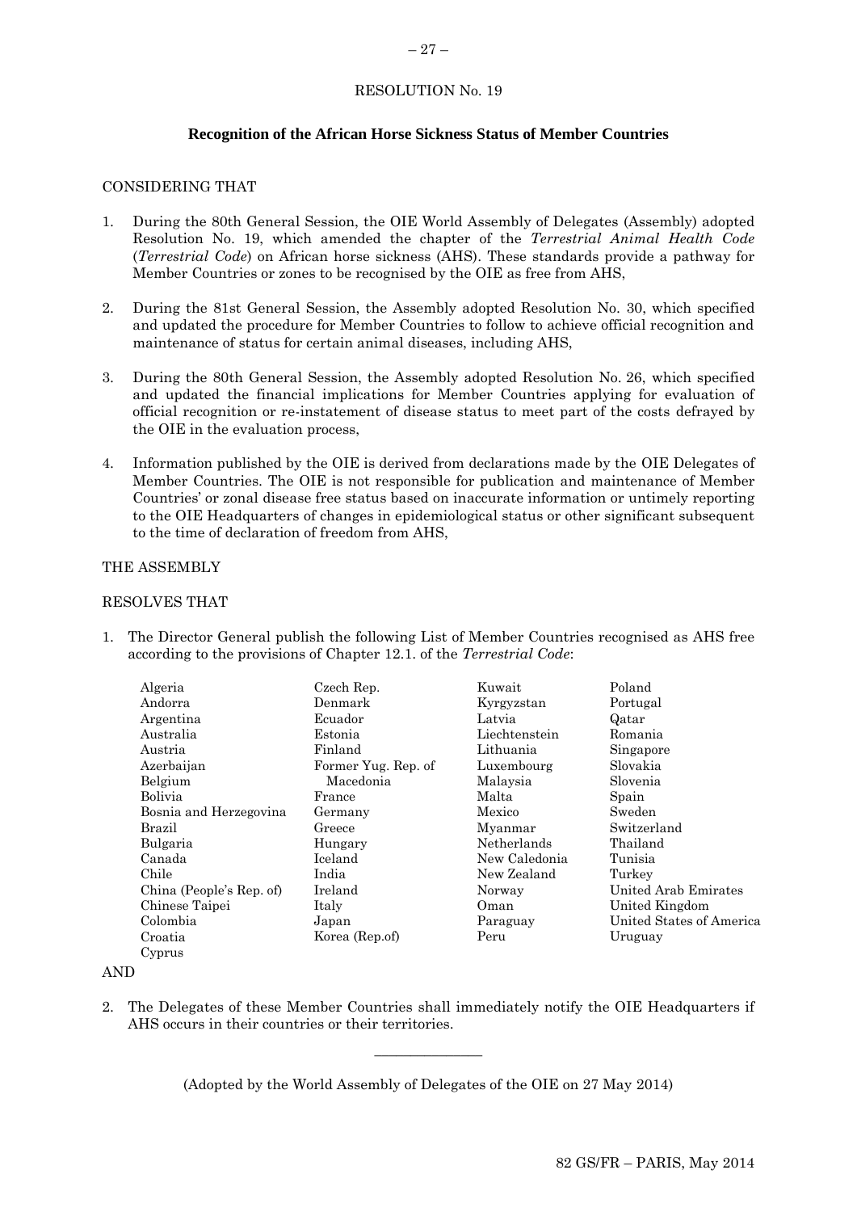RESOLUTION No. 19

## Recognition of the African Horse Sickness Status of Member Countries

CONSIDERING THAT

1. During the 80th General Session, the OIE World Assembly of Delegates (Assembly) adopted Resolution No. 19, which amended the chapter of the *Terrestrial Animal Health Code* (*Terrestrial Code*) on African horse sickness (AHS). These standards provide a pathway for Member Countries or zones to be recognised by the OIE as free from AHS,

2. During the 81st General Session, the Assembly adopted Resolution No. 30, which specified and updated the procedure for Member Countries to follow to achieve official recognition and maintenance of status for certain animal diseases, including AHS,

3. During the 80th General Session, the Assembly adopted Resolution No. 26, which specified and updated the financial implications for Member Countries applying for evaluation of official recognition or re-instatement of disease status to meet part of the costs defrayed by the OIE in the evaluation process,

4. Information published by the OIE is derived from declarations made by the OIE Delegates of Member Countries. The OIE is not responsible for publication and maintenance of Member Countries' or zonal disease free status based on inaccurate information or untimely reporting to the OIE Headquarters of changes in epidemiological status or other significant subsequent to the time of declaration of freedom from AHS,

THE ASSEMBLY

RESOLVES THAT

1. The Director General publish the following List of Member Countries recognised as AHS free according to the provisions of Chapter 12.1. of the *Terrestrial Code*:

Algeria
Andorra
Argentina
Australia
Austria
Azerbaijan
Belgium
Bolivia
Bosnia and Herzegovina
Brazil
Bulgaria
Canada
Chile
China (People's Rep. of)
Chinese Taipei
Colombia
Croatia
Cyprus
Czech Rep.
Denmark
Ecuador
Estonia
Finland
Former Yug. Rep. of Macedonia
France
Germany
Greece
Hungary
Iceland
India
Ireland
Italy
Japan
Korea (Rep.of)
Kuwait
Kyrgyzstan
Latvia
Liechtenstein
Lithuania
Luxembourg
Malaysia
Malta
Mexico
Myanmar
Netherlands
New Caledonia
New Zealand
Norway
Oman
Paraguay
Peru
Poland
Portugal
Qatar
Romania
Singapore
Slovakia
Slovenia
Spain
Sweden
Switzerland
Thailand
Tunisia
Turkey
United Arab Emirates
United Kingdom
United States of America
Uruguay

AND

2. The Delegates of these Member Countries shall immediately notify the OIE Headquarters if AHS occurs in their countries or their territories.

_______________

(Adopted by the World Assembly of Delegates of the OIE on 27 May 2014)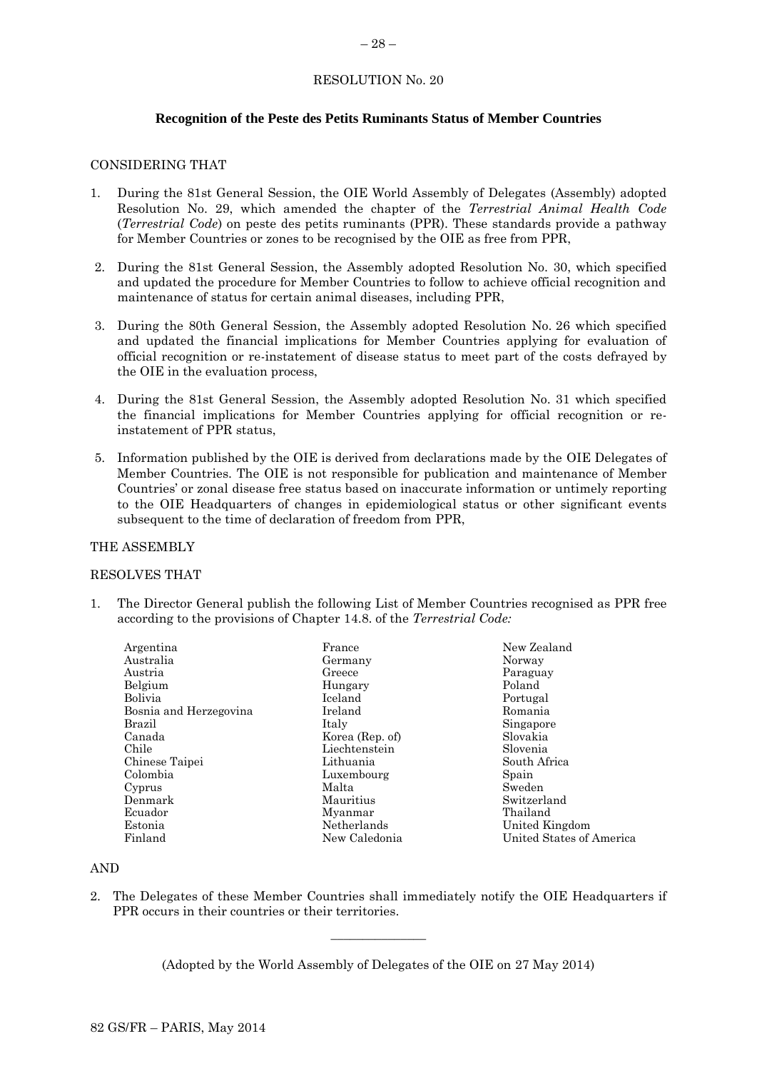RESOLUTION No. 20

**Recognition of the Peste des Petits Ruminants Status of Member Countries**

CONSIDERING THAT

1. During the 81st General Session, the OIE World Assembly of Delegates (Assembly) adopted Resolution No. 29, which amended the chapter of the *Terrestrial Animal Health Code* (*Terrestrial Code*) on peste des petits ruminants (PPR). These standards provide a pathway for Member Countries or zones to be recognised by the OIE as free from PPR,

2. During the 81st General Session, the Assembly adopted Resolution No. 30, which specified and updated the procedure for Member Countries to follow to achieve official recognition and maintenance of status for certain animal diseases, including PPR,

3. During the 80th General Session, the Assembly adopted Resolution No. 26 which specified and updated the financial implications for Member Countries applying for evaluation of official recognition or re-instatement of disease status to meet part of the costs defrayed by the OIE in the evaluation process,

4. During the 81st General Session, the Assembly adopted Resolution No. 31 which specified the financial implications for Member Countries applying for official recognition or re-instatement of PPR status,

5. Information published by the OIE is derived from declarations made by the OIE Delegates of Member Countries. The OIE is not responsible for publication and maintenance of Member Countries' or zonal disease free status based on inaccurate information or untimely reporting to the OIE Headquarters of changes in epidemiological status or other significant events subsequent to the time of declaration of freedom from PPR,

THE ASSEMBLY

RESOLVES THAT

1. The Director General publish the following List of Member Countries recognised as PPR free according to the provisions of Chapter 14.8. of the *Terrestrial Code:*

| | | |
|---|---|---|
| Argentina | France | New Zealand |
| Australia | Germany | Norway |
| Austria | Greece | Paraguay |
| Belgium | Hungary | Poland |
| Bolivia | Iceland | Portugal |
| Bosnia and Herzegovina | Ireland | Romania |
| Brazil | Italy | Singapore |
| Canada | Korea (Rep. of) | Slovakia |
| Chile | Liechtenstein | Slovenia |
| Chinese Taipei | Lithuania | South Africa |
| Colombia | Luxembourg | Spain |
| Cyprus | Malta | Sweden |
| Denmark | Mauritius | Switzerland |
| Ecuador | Myanmar | Thailand |
| Estonia | Netherlands | United Kingdom |
| Finland | New Caledonia | United States of America |

AND

2. The Delegates of these Member Countries shall immediately notify the OIE Headquarters if PPR occurs in their countries or their territories.

---

(Adopted by the World Assembly of Delegates of the OIE on 27 May 2014)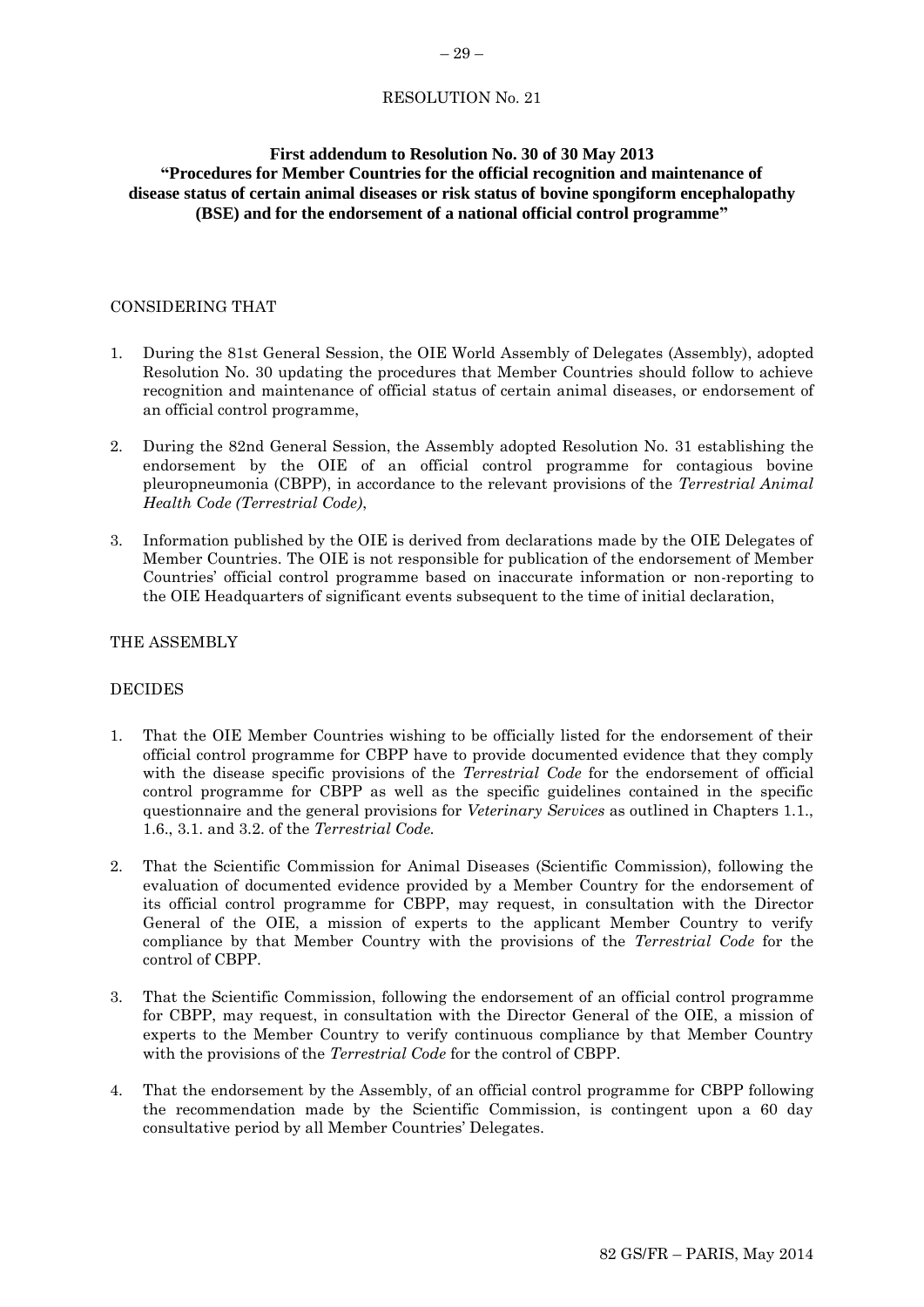RESOLUTION No. 21

## First addendum to Resolution No. 30 of 30 May 2013 "Procedures for Member Countries for the official recognition and maintenance of disease status of certain animal diseases or risk status of bovine spongiform encephalopathy (BSE) and for the endorsement of a national official control programme"

CONSIDERING THAT

1. During the 81st General Session, the OIE World Assembly of Delegates (Assembly), adopted Resolution No. 30 updating the procedures that Member Countries should follow to achieve recognition and maintenance of official status of certain animal diseases, or endorsement of an official control programme,

2. During the 82nd General Session, the Assembly adopted Resolution No. 31 establishing the endorsement by the OIE of an official control programme for contagious bovine pleuropneumonia (CBPP), in accordance to the relevant provisions of the *Terrestrial Animal Health Code (Terrestrial Code)*,

3. Information published by the OIE is derived from declarations made by the OIE Delegates of Member Countries. The OIE is not responsible for publication of the endorsement of Member Countries' official control programme based on inaccurate information or non-reporting to the OIE Headquarters of significant events subsequent to the time of initial declaration,

THE ASSEMBLY

DECIDES

1. That the OIE Member Countries wishing to be officially listed for the endorsement of their official control programme for CBPP have to provide documented evidence that they comply with the disease specific provisions of the *Terrestrial Code* for the endorsement of official control programme for CBPP as well as the specific guidelines contained in the specific questionnaire and the general provisions for *Veterinary Services* as outlined in Chapters 1.1., 1.6., 3.1. and 3.2. of the *Terrestrial Code.*

2. That the Scientific Commission for Animal Diseases (Scientific Commission), following the evaluation of documented evidence provided by a Member Country for the endorsement of its official control programme for CBPP, may request, in consultation with the Director General of the OIE, a mission of experts to the applicant Member Country to verify compliance by that Member Country with the provisions of the *Terrestrial Code* for the control of CBPP.

3. That the Scientific Commission, following the endorsement of an official control programme for CBPP, may request, in consultation with the Director General of the OIE, a mission of experts to the Member Country to verify continuous compliance by that Member Country with the provisions of the *Terrestrial Code* for the control of CBPP.

4. That the endorsement by the Assembly, of an official control programme for CBPP following the recommendation made by the Scientific Commission, is contingent upon a 60 day consultative period by all Member Countries' Delegates.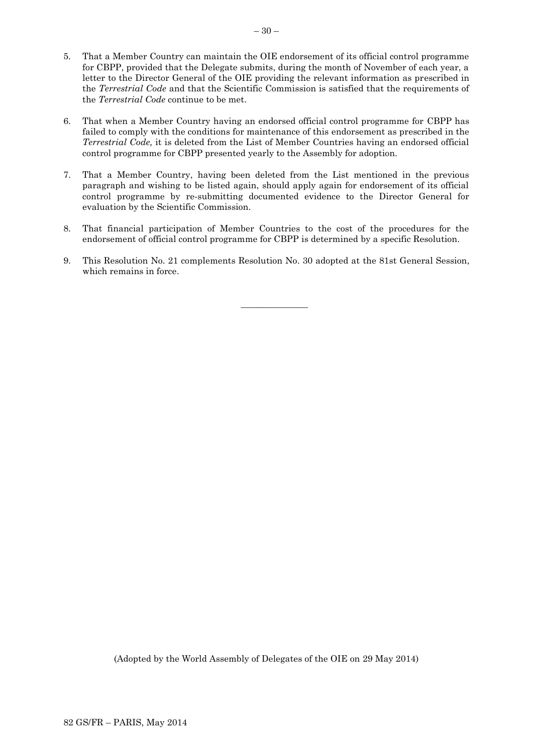5. That a Member Country can maintain the OIE endorsement of its official control programme for CBPP, provided that the Delegate submits, during the month of November of each year, a letter to the Director General of the OIE providing the relevant information as prescribed in the *Terrestrial Code* and that the Scientific Commission is satisfied that the requirements of the *Terrestrial Code* continue to be met.

6. That when a Member Country having an endorsed official control programme for CBPP has failed to comply with the conditions for maintenance of this endorsement as prescribed in the *Terrestrial Code,* it is deleted from the List of Member Countries having an endorsed official control programme for CBPP presented yearly to the Assembly for adoption.

7. That a Member Country, having been deleted from the List mentioned in the previous paragraph and wishing to be listed again, should apply again for endorsement of its official control programme by re-submitting documented evidence to the Director General for evaluation by the Scientific Commission.

8. That financial participation of Member Countries to the cost of the procedures for the endorsement of official control programme for CBPP is determined by a specific Resolution.

9. This Resolution No. 21 complements Resolution No. 30 adopted at the 81st General Session, which remains in force.

---

(Adopted by the World Assembly of Delegates of the OIE on 29 May 2014)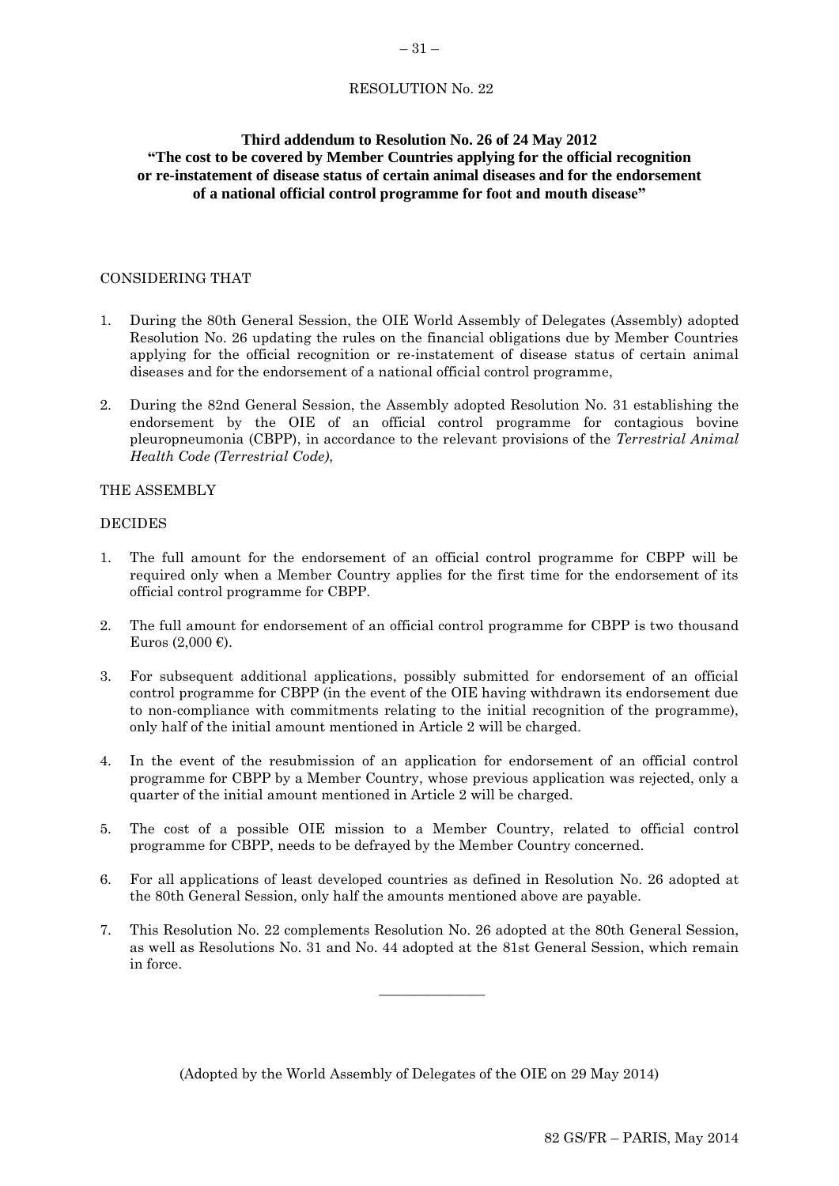RESOLUTION No. 22

**Third addendum to Resolution No. 26 of 24 May 2012**
**"The cost to be covered by Member Countries applying for the official recognition or re-instatement of disease status of certain animal diseases and for the endorsement of a national official control programme for foot and mouth disease"**

CONSIDERING THAT

1. During the 80th General Session, the OIE World Assembly of Delegates (Assembly) adopted Resolution No. 26 updating the rules on the financial obligations due by Member Countries applying for the official recognition or re-instatement of disease status of certain animal diseases and for the endorsement of a national official control programme,

2. During the 82nd General Session, the Assembly adopted Resolution No. 31 establishing the endorsement by the OIE of an official control programme for contagious bovine pleuropneumonia (CBPP), in accordance to the relevant provisions of the *Terrestrial Animal Health Code (Terrestrial Code)*,

THE ASSEMBLY

DECIDES

1. The full amount for the endorsement of an official control programme for CBPP will be required only when a Member Country applies for the first time for the endorsement of its official control programme for CBPP.

2. The full amount for endorsement of an official control programme for CBPP is two thousand Euros (2,000 €).

3. For subsequent additional applications, possibly submitted for endorsement of an official control programme for CBPP (in the event of the OIE having withdrawn its endorsement due to non-compliance with commitments relating to the initial recognition of the programme), only half of the initial amount mentioned in Article 2 will be charged.

4. In the event of the resubmission of an application for endorsement of an official control programme for CBPP by a Member Country, whose previous application was rejected, only a quarter of the initial amount mentioned in Article 2 will be charged.

5. The cost of a possible OIE mission to a Member Country, related to official control programme for CBPP, needs to be defrayed by the Member Country concerned.

6. For all applications of least developed countries as defined in Resolution No. 26 adopted at the 80th General Session, only half the amounts mentioned above are payable.

7. This Resolution No. 22 complements Resolution No. 26 adopted at the 80th General Session, as well as Resolutions No. 31 and No. 44 adopted at the 81st General Session, which remain in force.

---

(Adopted by the World Assembly of Delegates of the OIE on 29 May 2014)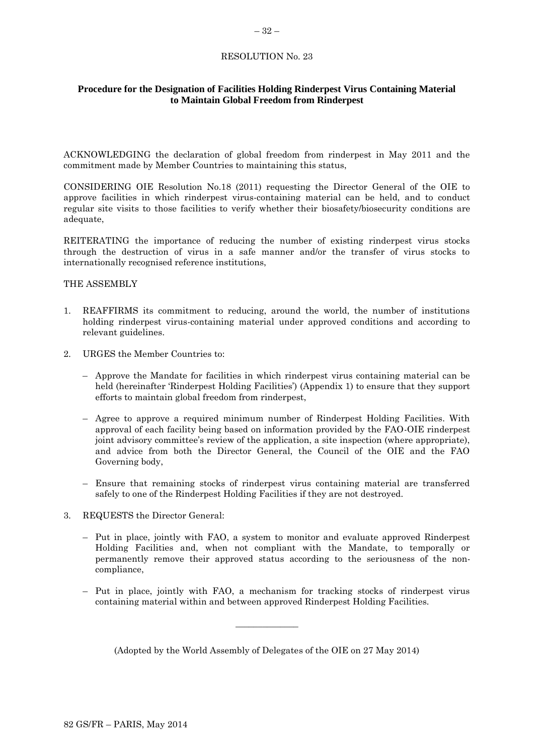RESOLUTION No. 23

## Procedure for the Designation of Facilities Holding Rinderpest Virus Containing Material to Maintain Global Freedom from Rinderpest

ACKNOWLEDGING the declaration of global freedom from rinderpest in May 2011 and the commitment made by Member Countries to maintaining this status,

CONSIDERING OIE Resolution No.18 (2011) requesting the Director General of the OIE to approve facilities in which rinderpest virus-containing material can be held, and to conduct regular site visits to those facilities to verify whether their biosafety/biosecurity conditions are adequate,

REITERATING the importance of reducing the number of existing rinderpest virus stocks through the destruction of virus in a safe manner and/or the transfer of virus stocks to internationally recognised reference institutions,

THE ASSEMBLY

1. REAFFIRMS its commitment to reducing, around the world, the number of institutions holding rinderpest virus-containing material under approved conditions and according to relevant guidelines.

2. URGES the Member Countries to:

   – Approve the Mandate for facilities in which rinderpest virus containing material can be held (hereinafter 'Rinderpest Holding Facilities') (Appendix 1) to ensure that they support efforts to maintain global freedom from rinderpest,

   – Agree to approve a required minimum number of Rinderpest Holding Facilities. With approval of each facility being based on information provided by the FAO-OIE rinderpest joint advisory committee's review of the application, a site inspection (where appropriate), and advice from both the Director General, the Council of the OIE and the FAO Governing body,

   – Ensure that remaining stocks of rinderpest virus containing material are transferred safely to one of the Rinderpest Holding Facilities if they are not destroyed.

3. REQUESTS the Director General:

   – Put in place, jointly with FAO, a system to monitor and evaluate approved Rinderpest Holding Facilities and, when not compliant with the Mandate, to temporally or permanently remove their approved status according to the seriousness of the non-compliance,

   – Put in place, jointly with FAO, a mechanism for tracking stocks of rinderpest virus containing material within and between approved Rinderpest Holding Facilities.

---

(Adopted by the World Assembly of Delegates of the OIE on 27 May 2014)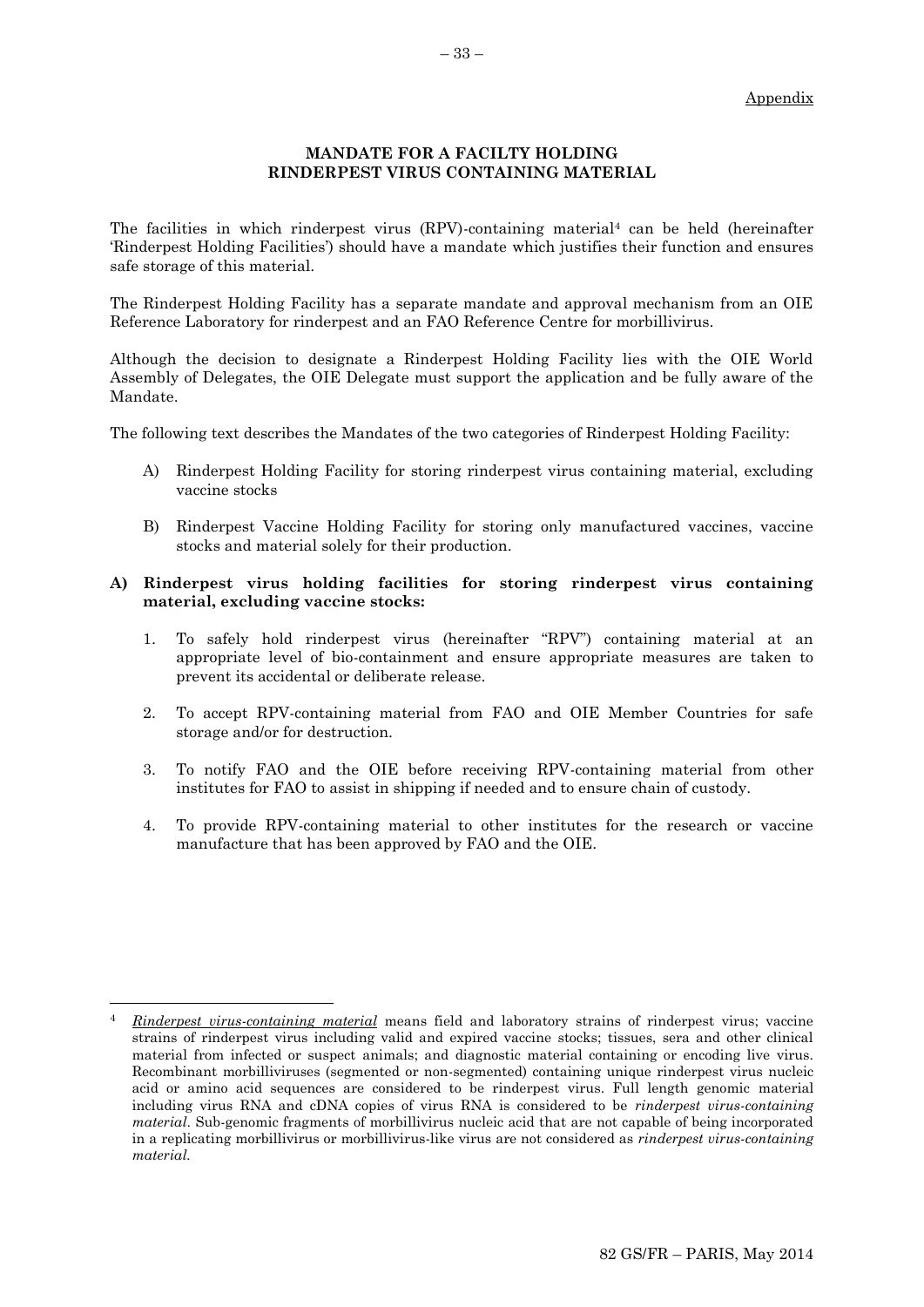Appendix

**MANDATE FOR A FACILTY HOLDING RINDERPEST VIRUS CONTAINING MATERIAL**

The facilities in which rinderpest virus (RPV)-containing material[4] can be held (hereinafter 'Rinderpest Holding Facilities') should have a mandate which justifies their function and ensures safe storage of this material.

The Rinderpest Holding Facility has a separate mandate and approval mechanism from an OIE Reference Laboratory for rinderpest and an FAO Reference Centre for morbillivirus.

Although the decision to designate a Rinderpest Holding Facility lies with the OIE World Assembly of Delegates, the OIE Delegate must support the application and be fully aware of the Mandate.

The following text describes the Mandates of the two categories of Rinderpest Holding Facility:

A) Rinderpest Holding Facility for storing rinderpest virus containing material, excluding vaccine stocks

B) Rinderpest Vaccine Holding Facility for storing only manufactured vaccines, vaccine stocks and material solely for their production.

**A) Rinderpest virus holding facilities for storing rinderpest virus containing material, excluding vaccine stocks:**

1. To safely hold rinderpest virus (hereinafter "RPV") containing material at an appropriate level of bio-containment and ensure appropriate measures are taken to prevent its accidental or deliberate release.

2. To accept RPV-containing material from FAO and OIE Member Countries for safe storage and/or for destruction.

3. To notify FAO and the OIE before receiving RPV-containing material from other institutes for FAO to assist in shipping if needed and to ensure chain of custody.

4. To provide RPV-containing material to other institutes for the research or vaccine manufacture that has been approved by FAO and the OIE.

---

[4] *Rinderpest virus-containing material* means field and laboratory strains of rinderpest virus; vaccine strains of rinderpest virus including valid and expired vaccine stocks; tissues, sera and other clinical material from infected or suspect animals; and diagnostic material containing or encoding live virus. Recombinant morbilliviruses (segmented or non-segmented) containing unique rinderpest virus nucleic acid or amino acid sequences are considered to be rinderpest virus. Full length genomic material including virus RNA and cDNA copies of virus RNA is considered to be *rinderpest virus-containing material*. Sub-genomic fragments of morbillivirus nucleic acid that are not capable of being incorporated in a replicating morbillivirus or morbillivirus-like virus are not considered as *rinderpest virus-containing material.*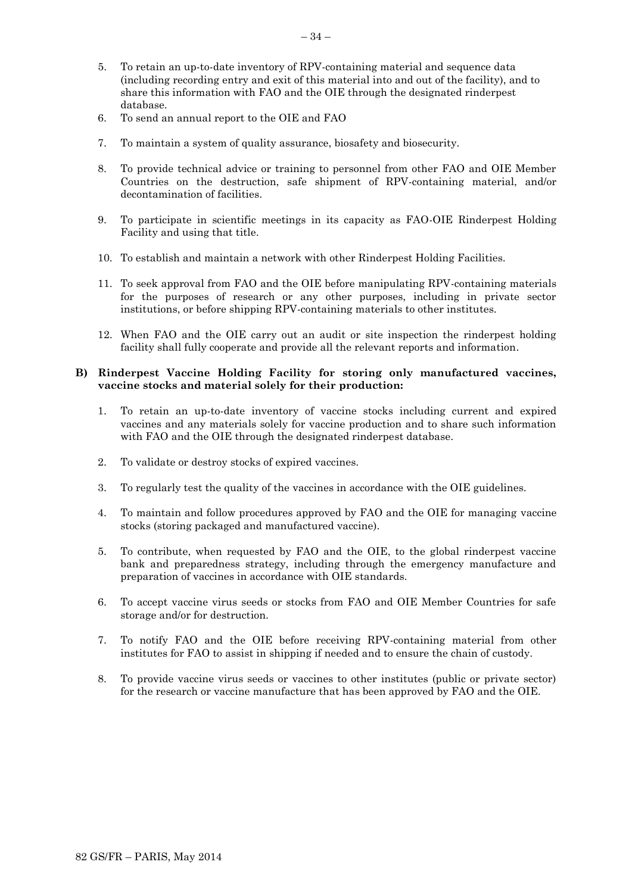5. To retain an up-to-date inventory of RPV-containing material and sequence data (including recording entry and exit of this material into and out of the facility), and to share this information with FAO and the OIE through the designated rinderpest database.
6. To send an annual report to the OIE and FAO
7. To maintain a system of quality assurance, biosafety and biosecurity.
8. To provide technical advice or training to personnel from other FAO and OIE Member Countries on the destruction, safe shipment of RPV-containing material, and/or decontamination of facilities.
9. To participate in scientific meetings in its capacity as FAO-OIE Rinderpest Holding Facility and using that title.
10. To establish and maintain a network with other Rinderpest Holding Facilities.
11. To seek approval from FAO and the OIE before manipulating RPV-containing materials for the purposes of research or any other purposes, including in private sector institutions, or before shipping RPV-containing materials to other institutes.
12. When FAO and the OIE carry out an audit or site inspection the rinderpest holding facility shall fully cooperate and provide all the relevant reports and information.

**B) Rinderpest Vaccine Holding Facility for storing only manufactured vaccines, vaccine stocks and material solely for their production:**

1. To retain an up-to-date inventory of vaccine stocks including current and expired vaccines and any materials solely for vaccine production and to share such information with FAO and the OIE through the designated rinderpest database.
2. To validate or destroy stocks of expired vaccines.
3. To regularly test the quality of the vaccines in accordance with the OIE guidelines.
4. To maintain and follow procedures approved by FAO and the OIE for managing vaccine stocks (storing packaged and manufactured vaccine).
5. To contribute, when requested by FAO and the OIE, to the global rinderpest vaccine bank and preparedness strategy, including through the emergency manufacture and preparation of vaccines in accordance with OIE standards.
6. To accept vaccine virus seeds or stocks from FAO and OIE Member Countries for safe storage and/or for destruction.
7. To notify FAO and the OIE before receiving RPV-containing material from other institutes for FAO to assist in shipping if needed and to ensure the chain of custody.
8. To provide vaccine virus seeds or vaccines to other institutes (public or private sector) for the research or vaccine manufacture that has been approved by FAO and the OIE.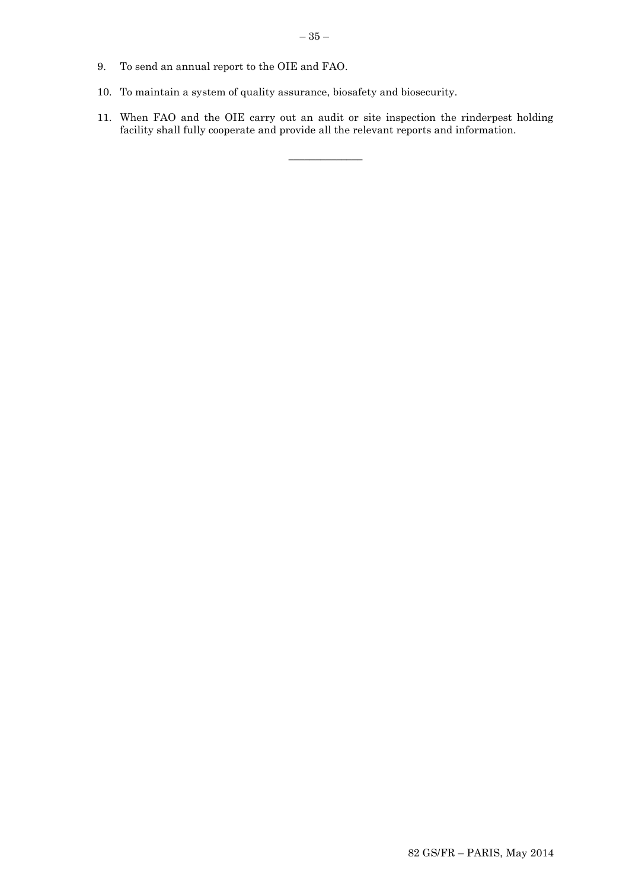9. To send an annual report to the OIE and FAO.
10. To maintain a system of quality assurance, biosafety and biosecurity.
11. When FAO and the OIE carry out an audit or site inspection the rinderpest holding facility shall fully cooperate and provide all the relevant reports and information.

_______________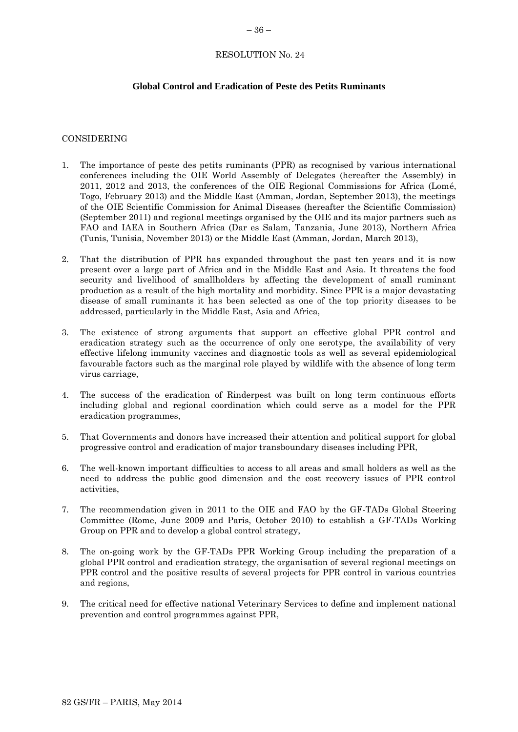RESOLUTION No. 24

**Global Control and Eradication of Peste des Petits Ruminants**

CONSIDERING

1. The importance of peste des petits ruminants (PPR) as recognised by various international conferences including the OIE World Assembly of Delegates (hereafter the Assembly) in 2011, 2012 and 2013, the conferences of the OIE Regional Commissions for Africa (Lomé, Togo, February 2013) and the Middle East (Amman, Jordan, September 2013), the meetings of the OIE Scientific Commission for Animal Diseases (hereafter the Scientific Commission) (September 2011) and regional meetings organised by the OIE and its major partners such as FAO and IAEA in Southern Africa (Dar es Salam, Tanzania, June 2013), Northern Africa (Tunis, Tunisia, November 2013) or the Middle East (Amman, Jordan, March 2013),

2. That the distribution of PPR has expanded throughout the past ten years and it is now present over a large part of Africa and in the Middle East and Asia. It threatens the food security and livelihood of smallholders by affecting the development of small ruminant production as a result of the high mortality and morbidity. Since PPR is a major devastating disease of small ruminants it has been selected as one of the top priority diseases to be addressed, particularly in the Middle East, Asia and Africa,

3. The existence of strong arguments that support an effective global PPR control and eradication strategy such as the occurrence of only one serotype, the availability of very effective lifelong immunity vaccines and diagnostic tools as well as several epidemiological favourable factors such as the marginal role played by wildlife with the absence of long term virus carriage,

4. The success of the eradication of Rinderpest was built on long term continuous efforts including global and regional coordination which could serve as a model for the PPR eradication programmes,

5. That Governments and donors have increased their attention and political support for global progressive control and eradication of major transboundary diseases including PPR,

6. The well-known important difficulties to access to all areas and small holders as well as the need to address the public good dimension and the cost recovery issues of PPR control activities,

7. The recommendation given in 2011 to the OIE and FAO by the GF-TADs Global Steering Committee (Rome, June 2009 and Paris, October 2010) to establish a GF-TADs Working Group on PPR and to develop a global control strategy,

8. The on-going work by the GF-TADs PPR Working Group including the preparation of a global PPR control and eradication strategy, the organisation of several regional meetings on PPR control and the positive results of several projects for PPR control in various countries and regions,

9. The critical need for effective national Veterinary Services to define and implement national prevention and control programmes against PPR,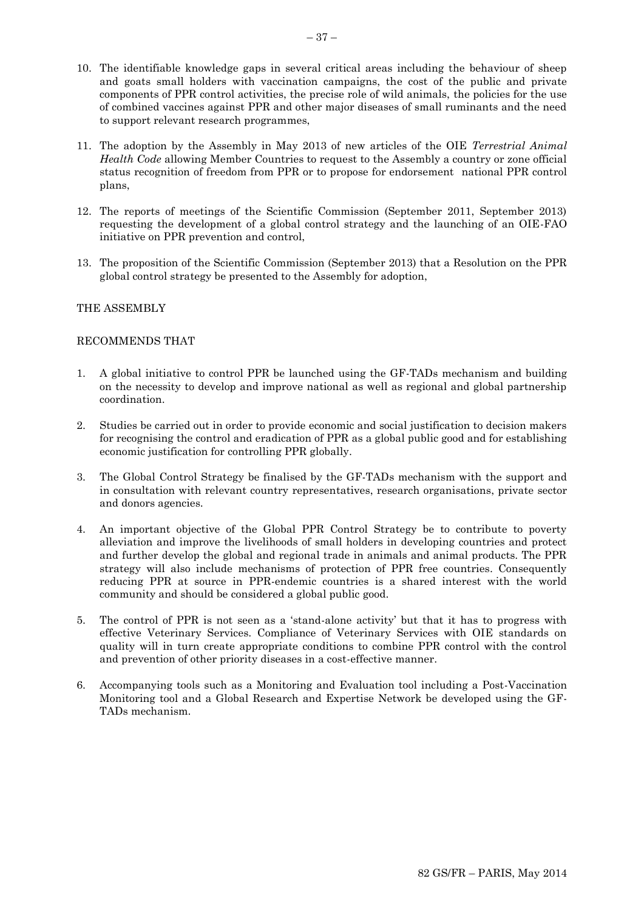10. The identifiable knowledge gaps in several critical areas including the behaviour of sheep and goats small holders with vaccination campaigns, the cost of the public and private components of PPR control activities, the precise role of wild animals, the policies for the use of combined vaccines against PPR and other major diseases of small ruminants and the need to support relevant research programmes,

11. The adoption by the Assembly in May 2013 of new articles of the OIE *Terrestrial Animal Health Code* allowing Member Countries to request to the Assembly a country or zone official status recognition of freedom from PPR or to propose for endorsement national PPR control plans,

12. The reports of meetings of the Scientific Commission (September 2011, September 2013) requesting the development of a global control strategy and the launching of an OIE-FAO initiative on PPR prevention and control,

13. The proposition of the Scientific Commission (September 2013) that a Resolution on the PPR global control strategy be presented to the Assembly for adoption,

THE ASSEMBLY

RECOMMENDS THAT

1. A global initiative to control PPR be launched using the GF-TADs mechanism and building on the necessity to develop and improve national as well as regional and global partnership coordination.

2. Studies be carried out in order to provide economic and social justification to decision makers for recognising the control and eradication of PPR as a global public good and for establishing economic justification for controlling PPR globally.

3. The Global Control Strategy be finalised by the GF-TADs mechanism with the support and in consultation with relevant country representatives, research organisations, private sector and donors agencies.

4. An important objective of the Global PPR Control Strategy be to contribute to poverty alleviation and improve the livelihoods of small holders in developing countries and protect and further develop the global and regional trade in animals and animal products. The PPR strategy will also include mechanisms of protection of PPR free countries. Consequently reducing PPR at source in PPR-endemic countries is a shared interest with the world community and should be considered a global public good.

5. The control of PPR is not seen as a 'stand-alone activity' but that it has to progress with effective Veterinary Services. Compliance of Veterinary Services with OIE standards on quality will in turn create appropriate conditions to combine PPR control with the control and prevention of other priority diseases in a cost-effective manner.

6. Accompanying tools such as a Monitoring and Evaluation tool including a Post-Vaccination Monitoring tool and a Global Research and Expertise Network be developed using the GF-TADs mechanism.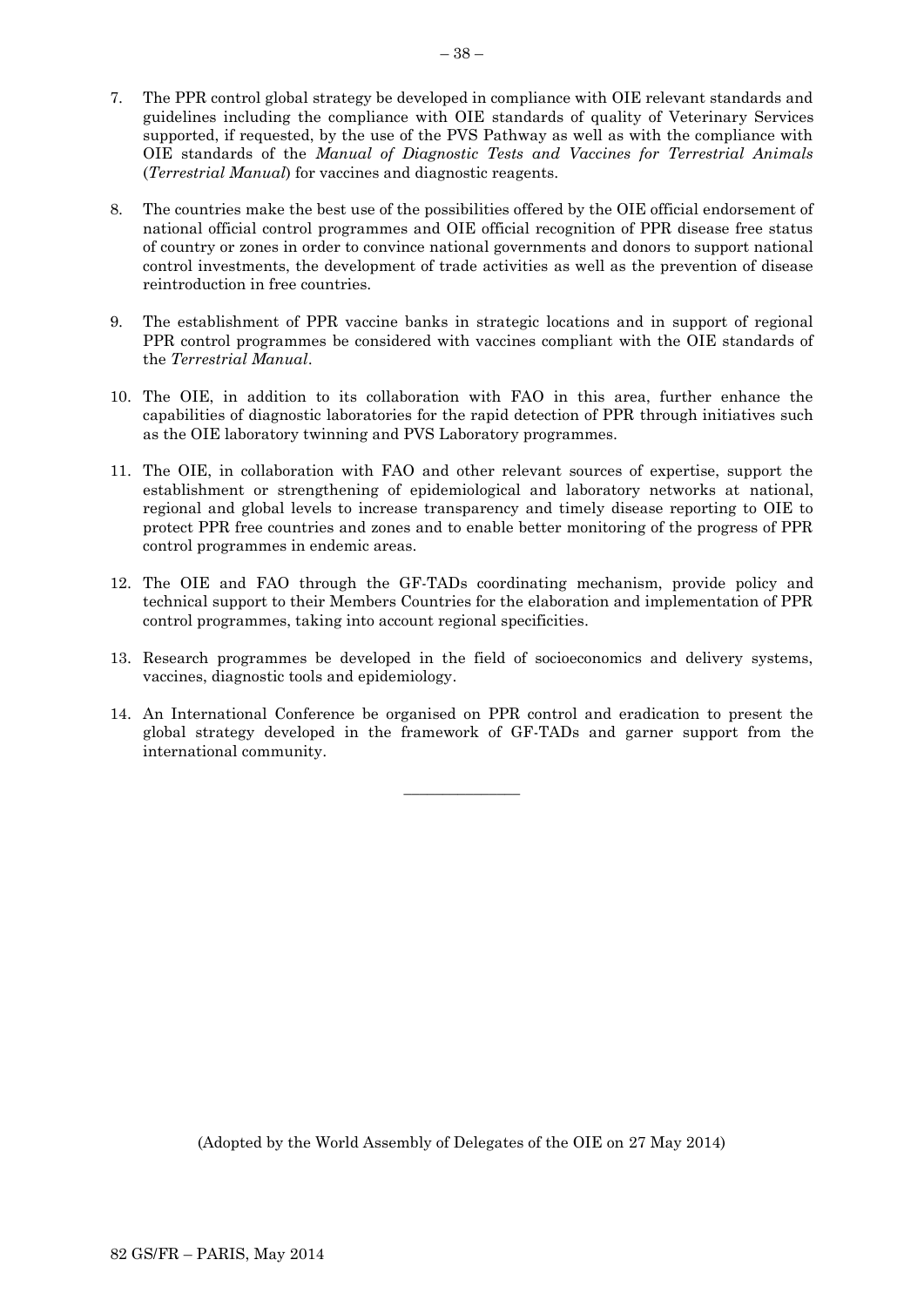7. The PPR control global strategy be developed in compliance with OIE relevant standards and guidelines including the compliance with OIE standards of quality of Veterinary Services supported, if requested, by the use of the PVS Pathway as well as with the compliance with OIE standards of the *Manual of Diagnostic Tests and Vaccines for Terrestrial Animals* (*Terrestrial Manual*) for vaccines and diagnostic reagents.

8. The countries make the best use of the possibilities offered by the OIE official endorsement of national official control programmes and OIE official recognition of PPR disease free status of country or zones in order to convince national governments and donors to support national control investments, the development of trade activities as well as the prevention of disease reintroduction in free countries.

9. The establishment of PPR vaccine banks in strategic locations and in support of regional PPR control programmes be considered with vaccines compliant with the OIE standards of the *Terrestrial Manual*.

10. The OIE, in addition to its collaboration with FAO in this area, further enhance the capabilities of diagnostic laboratories for the rapid detection of PPR through initiatives such as the OIE laboratory twinning and PVS Laboratory programmes.

11. The OIE, in collaboration with FAO and other relevant sources of expertise, support the establishment or strengthening of epidemiological and laboratory networks at national, regional and global levels to increase transparency and timely disease reporting to OIE to protect PPR free countries and zones and to enable better monitoring of the progress of PPR control programmes in endemic areas.

12. The OIE and FAO through the GF-TADs coordinating mechanism, provide policy and technical support to their Members Countries for the elaboration and implementation of PPR control programmes, taking into account regional specificities.

13. Research programmes be developed in the field of socioeconomics and delivery systems, vaccines, diagnostic tools and epidemiology.

14. An International Conference be organised on PPR control and eradication to present the global strategy developed in the framework of GF-TADs and garner support from the international community.

---

(Adopted by the World Assembly of Delegates of the OIE on 27 May 2014)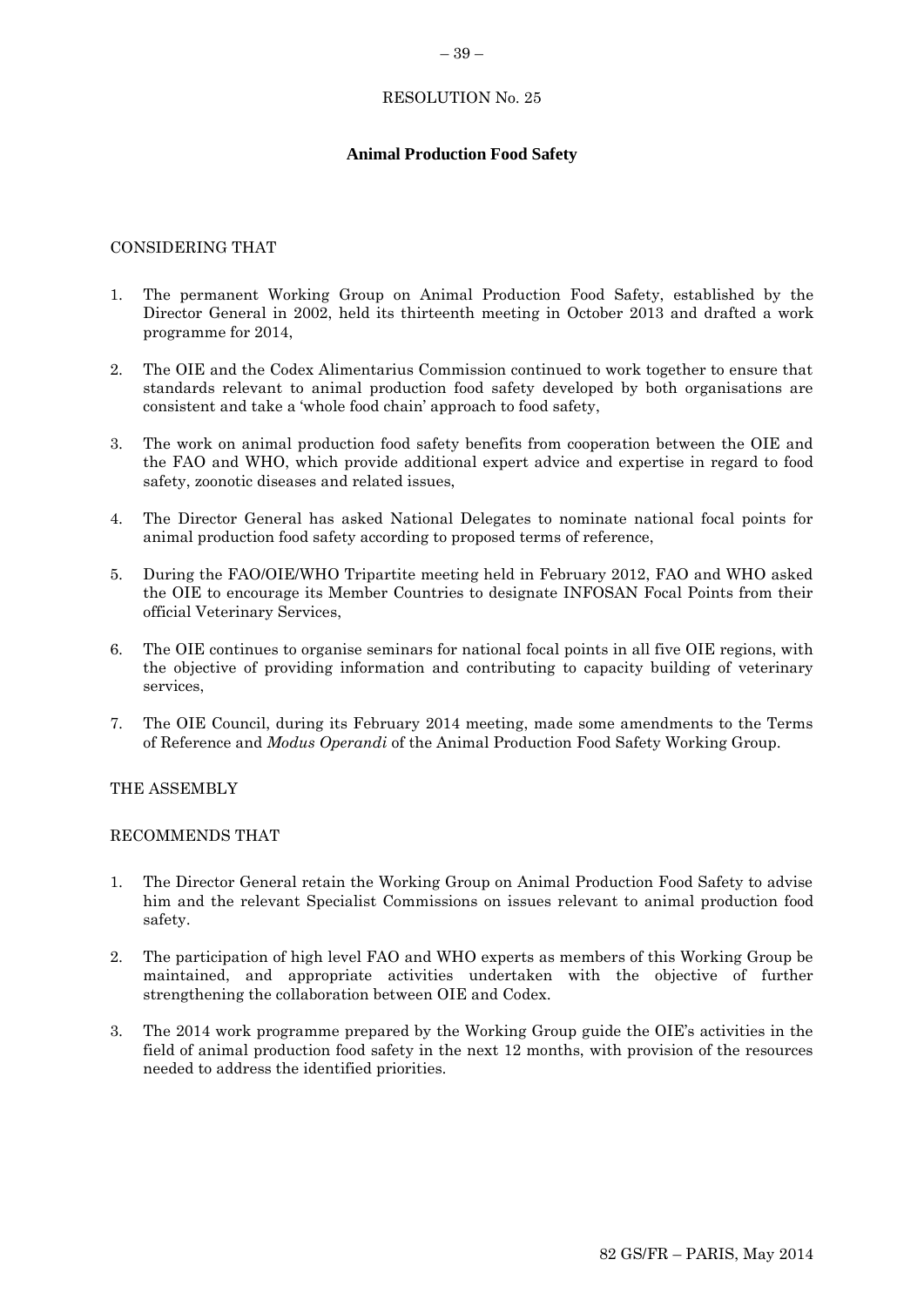# RESOLUTION No. 25

## Animal Production Food Safety

CONSIDERING THAT

1. The permanent Working Group on Animal Production Food Safety, established by the Director General in 2002, held its thirteenth meeting in October 2013 and drafted a work programme for 2014,

2. The OIE and the Codex Alimentarius Commission continued to work together to ensure that standards relevant to animal production food safety developed by both organisations are consistent and take a 'whole food chain' approach to food safety,

3. The work on animal production food safety benefits from cooperation between the OIE and the FAO and WHO, which provide additional expert advice and expertise in regard to food safety, zoonotic diseases and related issues,

4. The Director General has asked National Delegates to nominate national focal points for animal production food safety according to proposed terms of reference,

5. During the FAO/OIE/WHO Tripartite meeting held in February 2012, FAO and WHO asked the OIE to encourage its Member Countries to designate INFOSAN Focal Points from their official Veterinary Services,

6. The OIE continues to organise seminars for national focal points in all five OIE regions, with the objective of providing information and contributing to capacity building of veterinary services,

7. The OIE Council, during its February 2014 meeting, made some amendments to the Terms of Reference and *Modus Operandi* of the Animal Production Food Safety Working Group.

THE ASSEMBLY

RECOMMENDS THAT

1. The Director General retain the Working Group on Animal Production Food Safety to advise him and the relevant Specialist Commissions on issues relevant to animal production food safety.

2. The participation of high level FAO and WHO experts as members of this Working Group be maintained, and appropriate activities undertaken with the objective of further strengthening the collaboration between OIE and Codex.

3. The 2014 work programme prepared by the Working Group guide the OIE's activities in the field of animal production food safety in the next 12 months, with provision of the resources needed to address the identified priorities.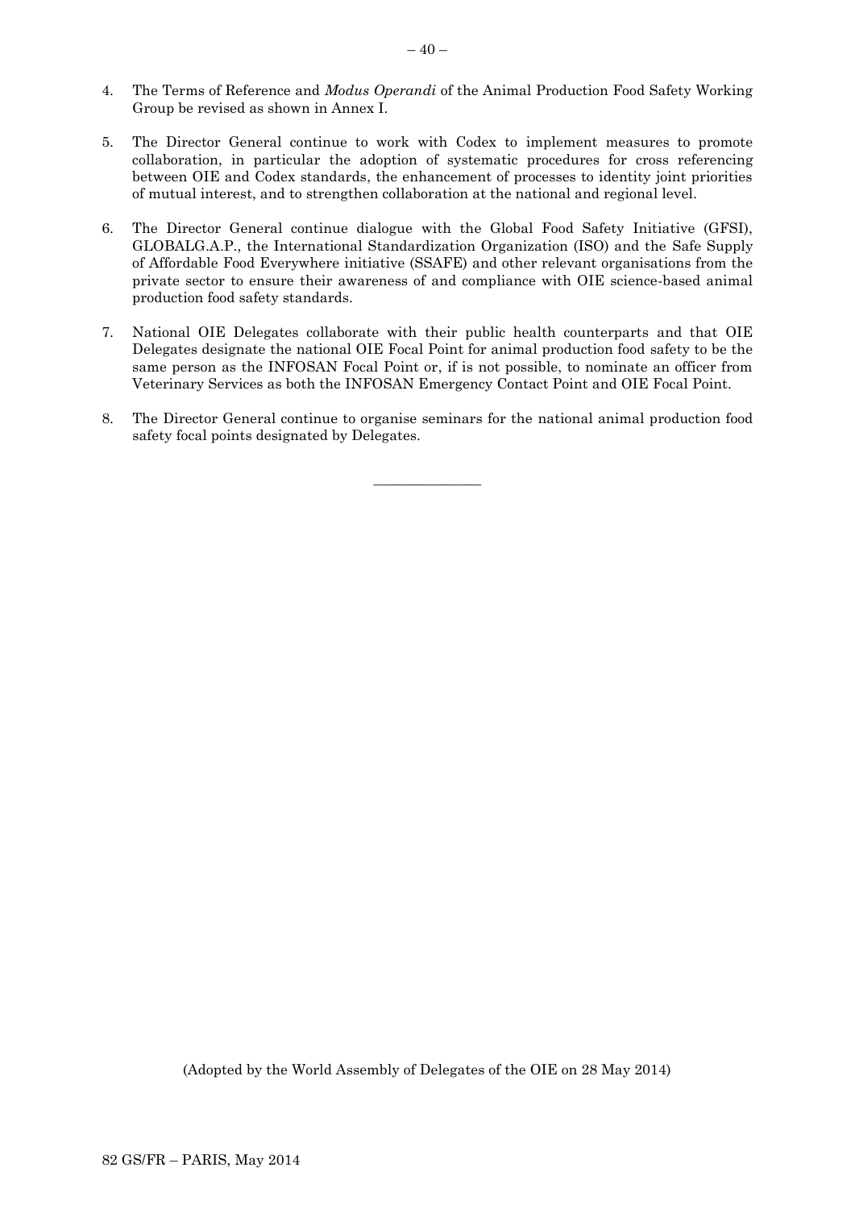4. The Terms of Reference and *Modus Operandi* of the Animal Production Food Safety Working Group be revised as shown in Annex I.

5. The Director General continue to work with Codex to implement measures to promote collaboration, in particular the adoption of systematic procedures for cross referencing between OIE and Codex standards, the enhancement of processes to identity joint priorities of mutual interest, and to strengthen collaboration at the national and regional level.

6. The Director General continue dialogue with the Global Food Safety Initiative (GFSI), GLOBALG.A.P., the International Standardization Organization (ISO) and the Safe Supply of Affordable Food Everywhere initiative (SSAFE) and other relevant organisations from the private sector to ensure their awareness of and compliance with OIE science-based animal production food safety standards.

7. National OIE Delegates collaborate with their public health counterparts and that OIE Delegates designate the national OIE Focal Point for animal production food safety to be the same person as the INFOSAN Focal Point or, if is not possible, to nominate an officer from Veterinary Services as both the INFOSAN Emergency Contact Point and OIE Focal Point.

8. The Director General continue to organise seminars for the national animal production food safety focal points designated by Delegates.

---

(Adopted by the World Assembly of Delegates of the OIE on 28 May 2014)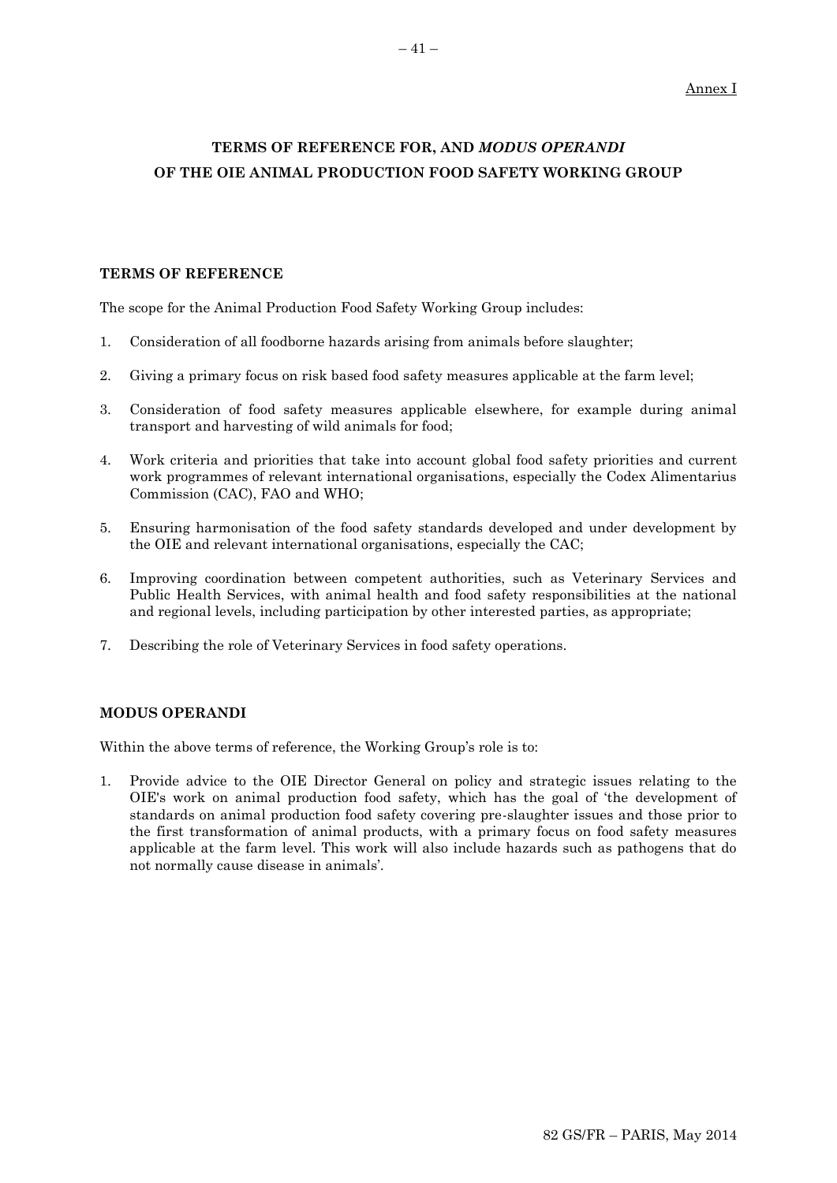Annex I

# TERMS OF REFERENCE FOR, AND *MODUS OPERANDI* OF THE OIE ANIMAL PRODUCTION FOOD SAFETY WORKING GROUP

## TERMS OF REFERENCE

The scope for the Animal Production Food Safety Working Group includes:

1. Consideration of all foodborne hazards arising from animals before slaughter;
2. Giving a primary focus on risk based food safety measures applicable at the farm level;
3. Consideration of food safety measures applicable elsewhere, for example during animal transport and harvesting of wild animals for food;
4. Work criteria and priorities that take into account global food safety priorities and current work programmes of relevant international organisations, especially the Codex Alimentarius Commission (CAC), FAO and WHO;
5. Ensuring harmonisation of the food safety standards developed and under development by the OIE and relevant international organisations, especially the CAC;
6. Improving coordination between competent authorities, such as Veterinary Services and Public Health Services, with animal health and food safety responsibilities at the national and regional levels, including participation by other interested parties, as appropriate;
7. Describing the role of Veterinary Services in food safety operations.

## MODUS OPERANDI

Within the above terms of reference, the Working Group's role is to:

1. Provide advice to the OIE Director General on policy and strategic issues relating to the OIE's work on animal production food safety, which has the goal of 'the development of standards on animal production food safety covering pre-slaughter issues and those prior to the first transformation of animal products, with a primary focus on food safety measures applicable at the farm level. This work will also include hazards such as pathogens that do not normally cause disease in animals'.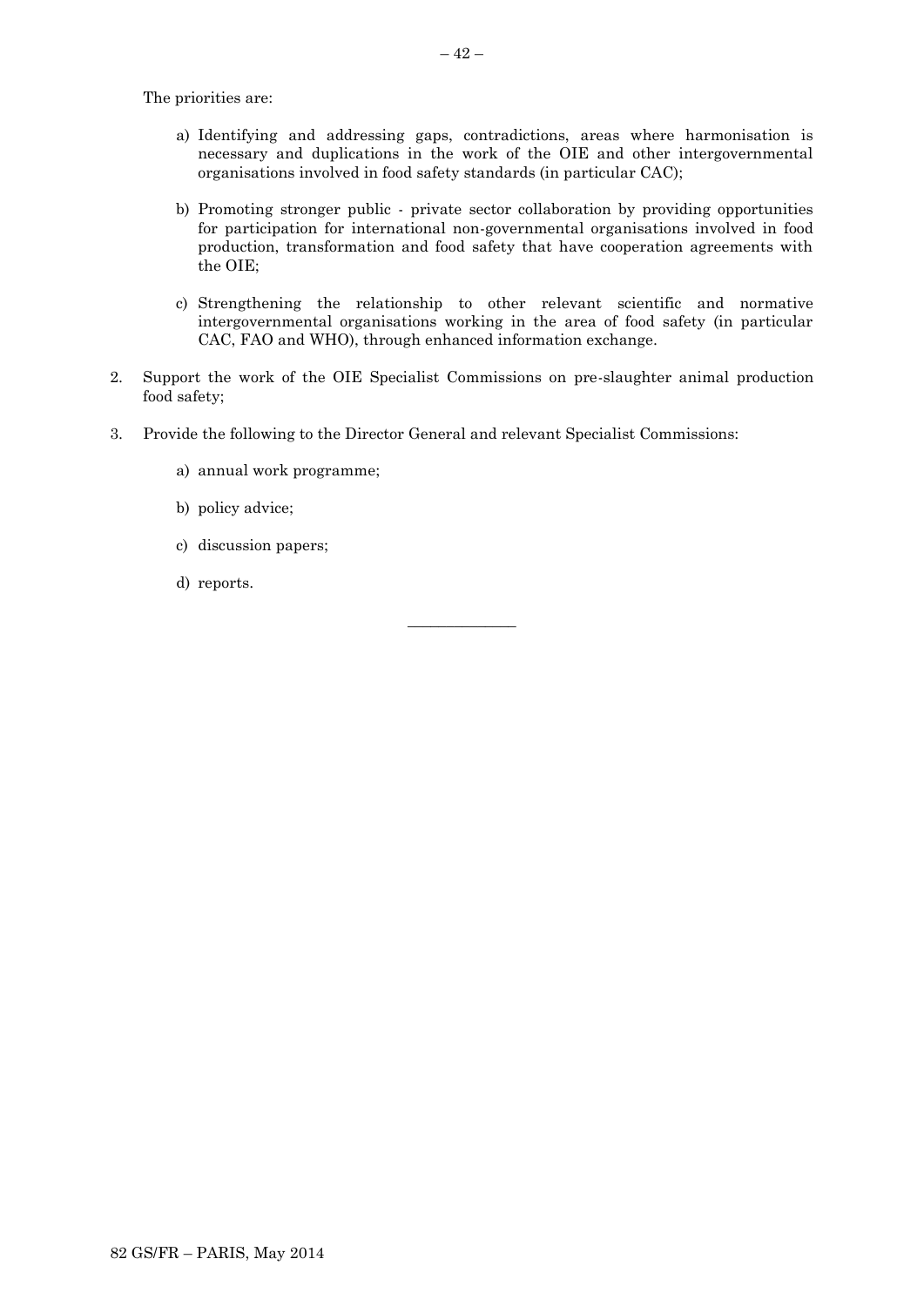The priorities are:

a) Identifying and addressing gaps, contradictions, areas where harmonisation is necessary and duplications in the work of the OIE and other intergovernmental organisations involved in food safety standards (in particular CAC);

b) Promoting stronger public - private sector collaboration by providing opportunities for participation for international non-governmental organisations involved in food production, transformation and food safety that have cooperation agreements with the OIE;

c) Strengthening the relationship to other relevant scientific and normative intergovernmental organisations working in the area of food safety (in particular CAC, FAO and WHO), through enhanced information exchange.

2. Support the work of the OIE Specialist Commissions on pre-slaughter animal production food safety;

3. Provide the following to the Director General and relevant Specialist Commissions:

   a) annual work programme;

   b) policy advice;

   c) discussion papers;

   d) reports.

---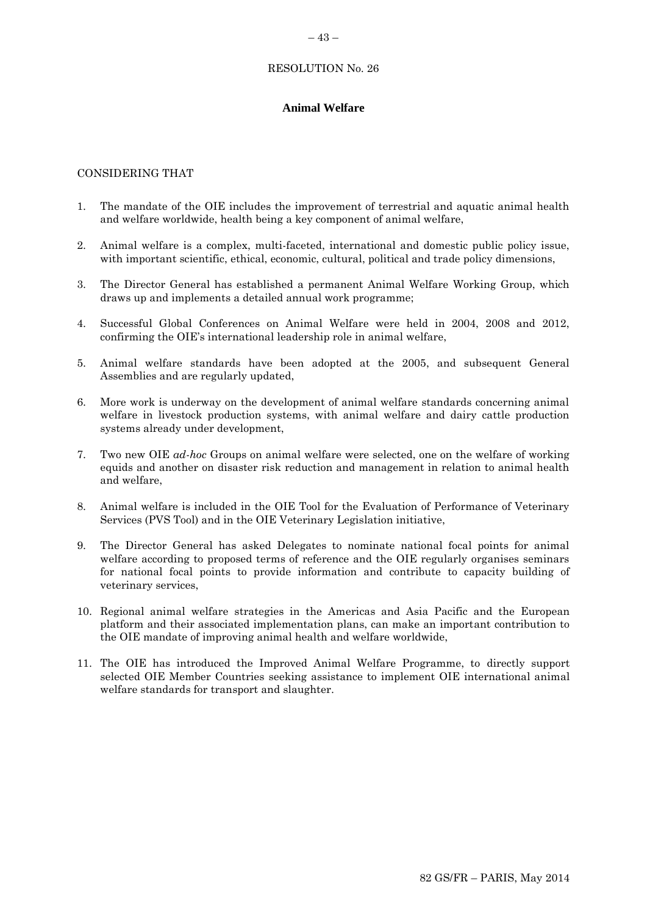RESOLUTION No. 26

## Animal Welfare

CONSIDERING THAT

1. The mandate of the OIE includes the improvement of terrestrial and aquatic animal health and welfare worldwide, health being a key component of animal welfare,
2. Animal welfare is a complex, multi-faceted, international and domestic public policy issue, with important scientific, ethical, economic, cultural, political and trade policy dimensions,
3. The Director General has established a permanent Animal Welfare Working Group, which draws up and implements a detailed annual work programme;
4. Successful Global Conferences on Animal Welfare were held in 2004, 2008 and 2012, confirming the OIE's international leadership role in animal welfare,
5. Animal welfare standards have been adopted at the 2005, and subsequent General Assemblies and are regularly updated,
6. More work is underway on the development of animal welfare standards concerning animal welfare in livestock production systems, with animal welfare and dairy cattle production systems already under development,
7. Two new OIE *ad-hoc* Groups on animal welfare were selected, one on the welfare of working equids and another on disaster risk reduction and management in relation to animal health and welfare,
8. Animal welfare is included in the OIE Tool for the Evaluation of Performance of Veterinary Services (PVS Tool) and in the OIE Veterinary Legislation initiative,
9. The Director General has asked Delegates to nominate national focal points for animal welfare according to proposed terms of reference and the OIE regularly organises seminars for national focal points to provide information and contribute to capacity building of veterinary services,
10. Regional animal welfare strategies in the Americas and Asia Pacific and the European platform and their associated implementation plans, can make an important contribution to the OIE mandate of improving animal health and welfare worldwide,
11. The OIE has introduced the Improved Animal Welfare Programme, to directly support selected OIE Member Countries seeking assistance to implement OIE international animal welfare standards for transport and slaughter.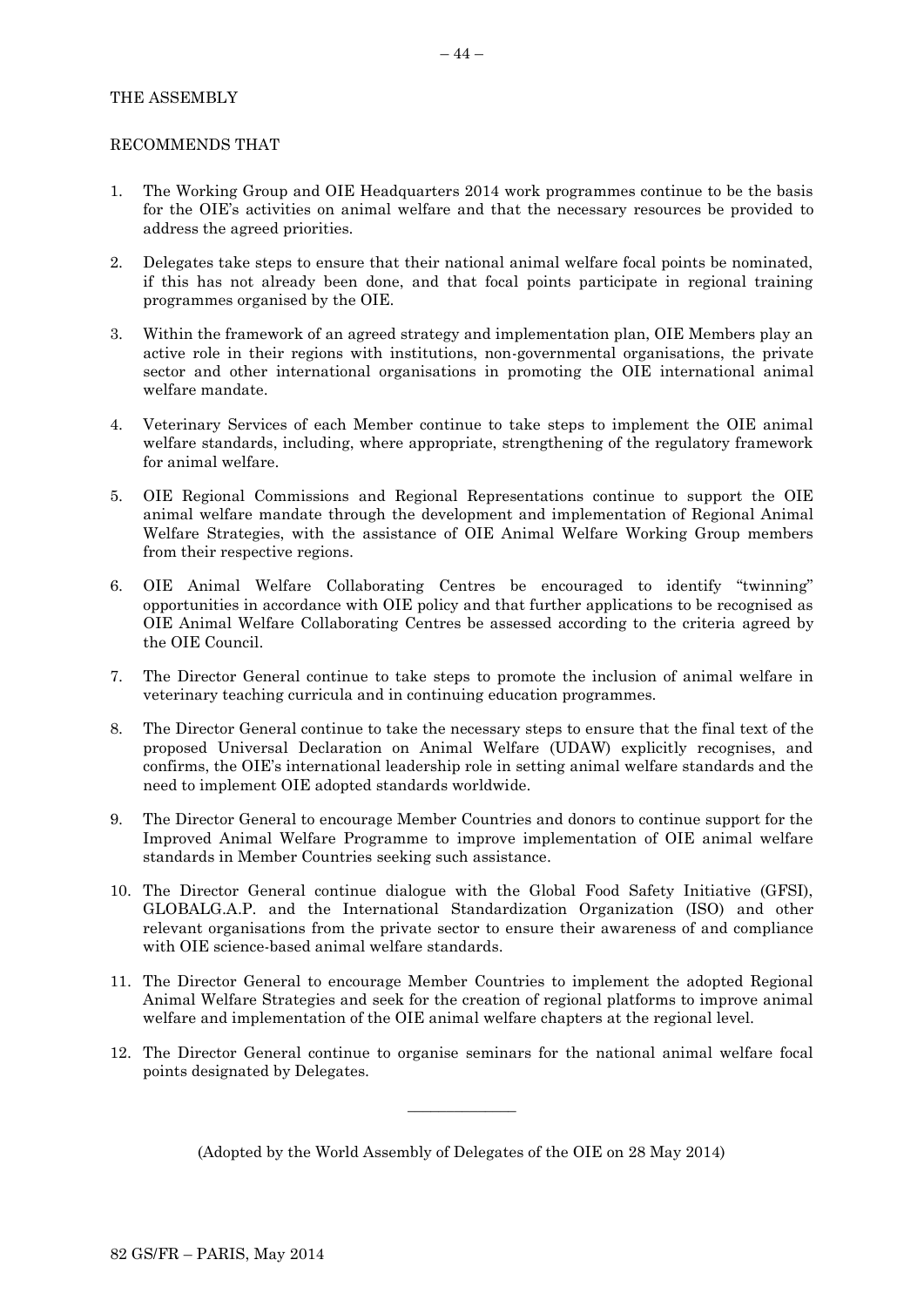THE ASSEMBLY

RECOMMENDS THAT

1. The Working Group and OIE Headquarters 2014 work programmes continue to be the basis for the OIE's activities on animal welfare and that the necessary resources be provided to address the agreed priorities.

2. Delegates take steps to ensure that their national animal welfare focal points be nominated, if this has not already been done, and that focal points participate in regional training programmes organised by the OIE.

3. Within the framework of an agreed strategy and implementation plan, OIE Members play an active role in their regions with institutions, non-governmental organisations, the private sector and other international organisations in promoting the OIE international animal welfare mandate.

4. Veterinary Services of each Member continue to take steps to implement the OIE animal welfare standards, including, where appropriate, strengthening of the regulatory framework for animal welfare.

5. OIE Regional Commissions and Regional Representations continue to support the OIE animal welfare mandate through the development and implementation of Regional Animal Welfare Strategies, with the assistance of OIE Animal Welfare Working Group members from their respective regions.

6. OIE Animal Welfare Collaborating Centres be encouraged to identify "twinning" opportunities in accordance with OIE policy and that further applications to be recognised as OIE Animal Welfare Collaborating Centres be assessed according to the criteria agreed by the OIE Council.

7. The Director General continue to take steps to promote the inclusion of animal welfare in veterinary teaching curricula and in continuing education programmes.

8. The Director General continue to take the necessary steps to ensure that the final text of the proposed Universal Declaration on Animal Welfare (UDAW) explicitly recognises, and confirms, the OIE's international leadership role in setting animal welfare standards and the need to implement OIE adopted standards worldwide.

9. The Director General to encourage Member Countries and donors to continue support for the Improved Animal Welfare Programme to improve implementation of OIE animal welfare standards in Member Countries seeking such assistance.

10. The Director General continue dialogue with the Global Food Safety Initiative (GFSI), GLOBALG.A.P. and the International Standardization Organization (ISO) and other relevant organisations from the private sector to ensure their awareness of and compliance with OIE science-based animal welfare standards.

11. The Director General to encourage Member Countries to implement the adopted Regional Animal Welfare Strategies and seek for the creation of regional platforms to improve animal welfare and implementation of the OIE animal welfare chapters at the regional level.

12. The Director General continue to organise seminars for the national animal welfare focal points designated by Delegates.

---

(Adopted by the World Assembly of Delegates of the OIE on 28 May 2014)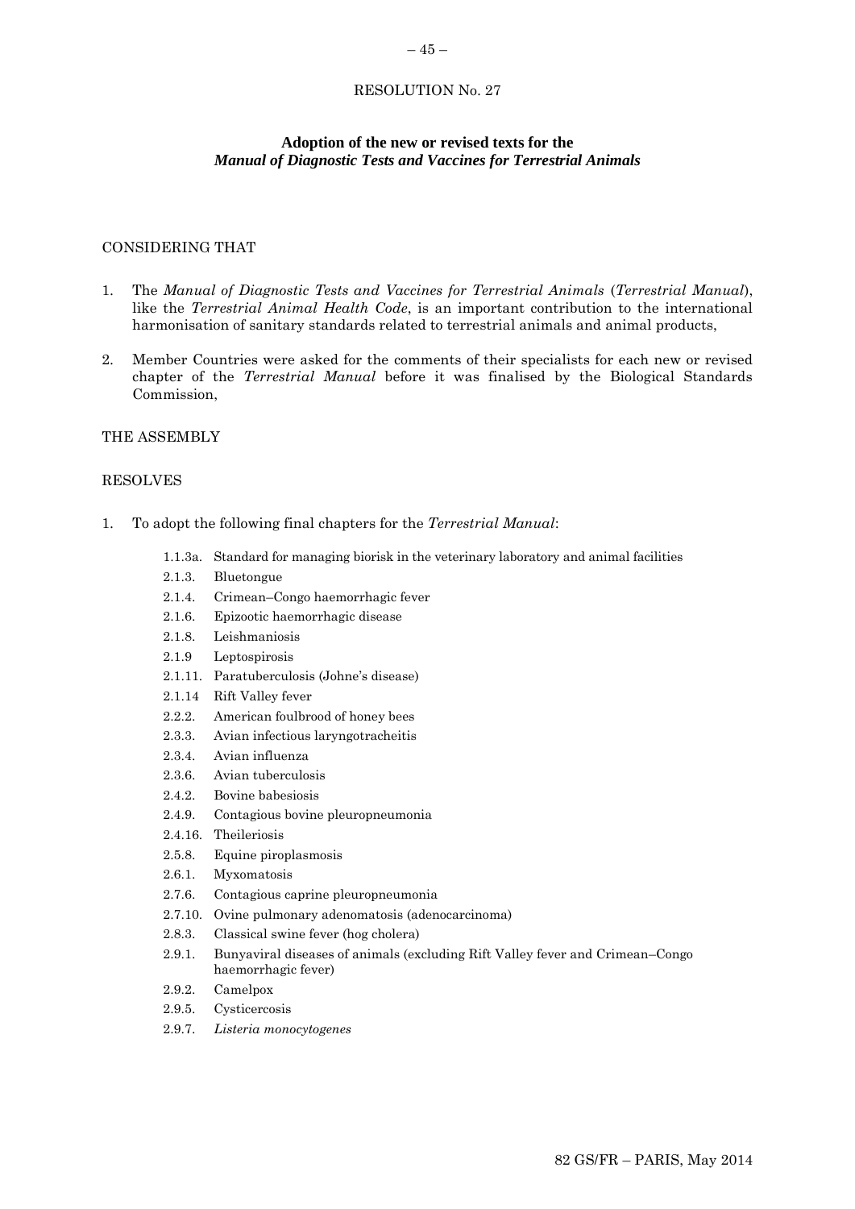## RESOLUTION No. 27

### Adoption of the new or revised texts for the *Manual of Diagnostic Tests and Vaccines for Terrestrial Animals*

CONSIDERING THAT

1. The *Manual of Diagnostic Tests and Vaccines for Terrestrial Animals* (*Terrestrial Manual*), like the *Terrestrial Animal Health Code*, is an important contribution to the international harmonisation of sanitary standards related to terrestrial animals and animal products,
2. Member Countries were asked for the comments of their specialists for each new or revised chapter of the *Terrestrial Manual* before it was finalised by the Biological Standards Commission,

THE ASSEMBLY

RESOLVES

1. To adopt the following final chapters for the *Terrestrial Manual*:

   1.1.3a. Standard for managing biorisk in the veterinary laboratory and animal facilities
   2.1.3. Bluetongue
   2.1.4. Crimean–Congo haemorrhagic fever
   2.1.6. Epizootic haemorrhagic disease
   2.1.8. Leishmaniosis
   2.1.9 Leptospirosis
   2.1.11. Paratuberculosis (Johne's disease)
   2.1.14 Rift Valley fever
   2.2.2. American foulbrood of honey bees
   2.3.3. Avian infectious laryngotracheitis
   2.3.4. Avian influenza
   2.3.6. Avian tuberculosis
   2.4.2. Bovine babesiosis
   2.4.9. Contagious bovine pleuropneumonia
   2.4.16. Theileriosis
   2.5.8. Equine piroplasmosis
   2.6.1. Myxomatosis
   2.7.6. Contagious caprine pleuropneumonia
   2.7.10. Ovine pulmonary adenomatosis (adenocarcinoma)
   2.8.3. Classical swine fever (hog cholera)
   2.9.1. Bunyaviral diseases of animals (excluding Rift Valley fever and Crimean–Congo haemorrhagic fever)
   2.9.2. Camelpox
   2.9.5. Cysticercosis
   2.9.7. *Listeria monocytogenes*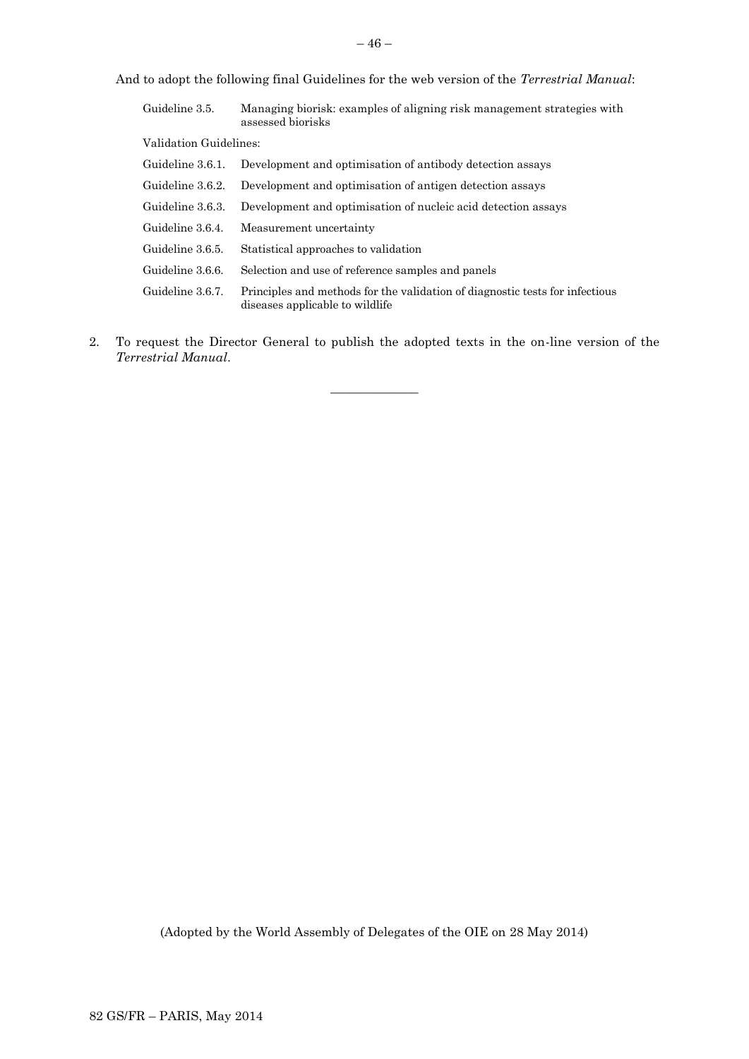And to adopt the following final Guidelines for the web version of the *Terrestrial Manual*:

| | |
|---|---|
| Guideline 3.5. | Managing biorisk: examples of aligning risk management strategies with assessed biorisks |

Validation Guidelines:

| | |
|---|---|
| Guideline 3.6.1. | Development and optimisation of antibody detection assays |
| Guideline 3.6.2. | Development and optimisation of antigen detection assays |
| Guideline 3.6.3. | Development and optimisation of nucleic acid detection assays |
| Guideline 3.6.4. | Measurement uncertainty |
| Guideline 3.6.5. | Statistical approaches to validation |
| Guideline 3.6.6. | Selection and use of reference samples and panels |
| Guideline 3.6.7. | Principles and methods for the validation of diagnostic tests for infectious diseases applicable to wildlife |

2. To request the Director General to publish the adopted texts in the on-line version of the *Terrestrial Manual*.

---

(Adopted by the World Assembly of Delegates of the OIE on 28 May 2014)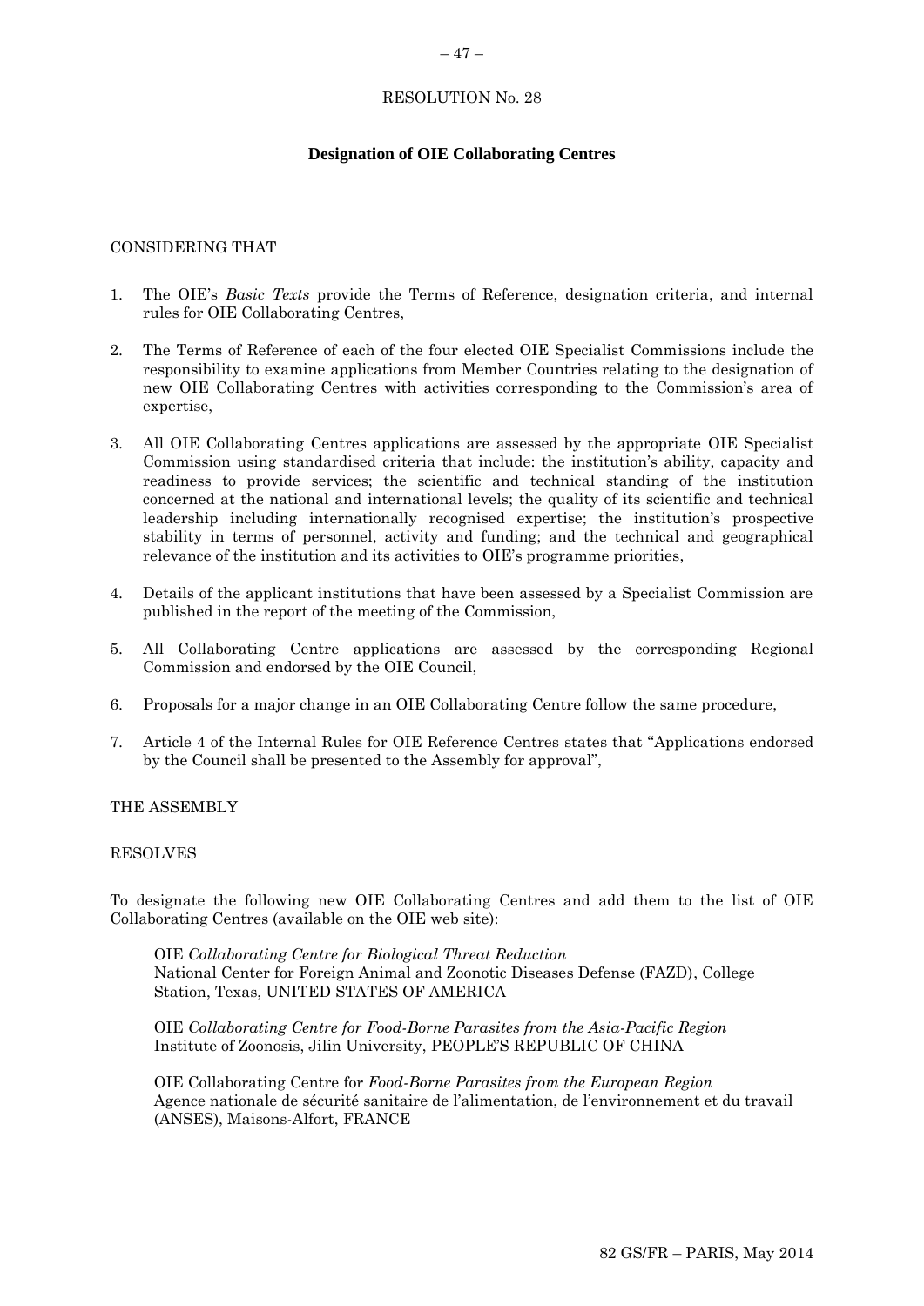RESOLUTION No. 28

**Designation of OIE Collaborating Centres**

CONSIDERING THAT

1. The OIE's *Basic Texts* provide the Terms of Reference, designation criteria, and internal rules for OIE Collaborating Centres,

2. The Terms of Reference of each of the four elected OIE Specialist Commissions include the responsibility to examine applications from Member Countries relating to the designation of new OIE Collaborating Centres with activities corresponding to the Commission's area of expertise,

3. All OIE Collaborating Centres applications are assessed by the appropriate OIE Specialist Commission using standardised criteria that include: the institution's ability, capacity and readiness to provide services; the scientific and technical standing of the institution concerned at the national and international levels; the quality of its scientific and technical leadership including internationally recognised expertise; the institution's prospective stability in terms of personnel, activity and funding; and the technical and geographical relevance of the institution and its activities to OIE's programme priorities,

4. Details of the applicant institutions that have been assessed by a Specialist Commission are published in the report of the meeting of the Commission,

5. All Collaborating Centre applications are assessed by the corresponding Regional Commission and endorsed by the OIE Council,

6. Proposals for a major change in an OIE Collaborating Centre follow the same procedure,

7. Article 4 of the Internal Rules for OIE Reference Centres states that "Applications endorsed by the Council shall be presented to the Assembly for approval",

THE ASSEMBLY

RESOLVES

To designate the following new OIE Collaborating Centres and add them to the list of OIE Collaborating Centres (available on the OIE web site):

OIE *Collaborating Centre for Biological Threat Reduction*
National Center for Foreign Animal and Zoonotic Diseases Defense (FAZD), College Station, Texas, UNITED STATES OF AMERICA

OIE *Collaborating Centre for Food-Borne Parasites from the Asia-Pacific Region*
Institute of Zoonosis, Jilin University, PEOPLE'S REPUBLIC OF CHINA

OIE Collaborating Centre for *Food-Borne Parasites from the European Region*
Agence nationale de sécurité sanitaire de l'alimentation, de l'environnement et du travail (ANSES), Maisons-Alfort, FRANCE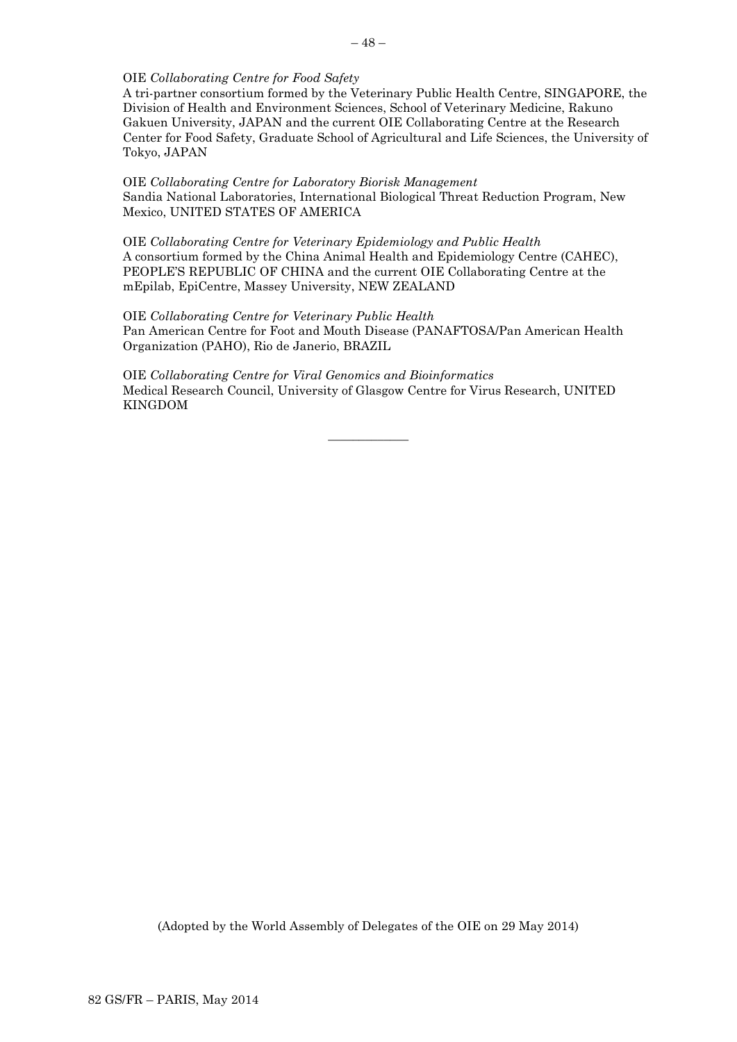OIE *Collaborating Centre for Food Safety*
A tri-partner consortium formed by the Veterinary Public Health Centre, SINGAPORE, the Division of Health and Environment Sciences, School of Veterinary Medicine, Rakuno Gakuen University, JAPAN and the current OIE Collaborating Centre at the Research Center for Food Safety, Graduate School of Agricultural and Life Sciences, the University of Tokyo, JAPAN

OIE *Collaborating Centre for Laboratory Biorisk Management*
Sandia National Laboratories, International Biological Threat Reduction Program, New Mexico, UNITED STATES OF AMERICA

OIE *Collaborating Centre for Veterinary Epidemiology and Public Health*
A consortium formed by the China Animal Health and Epidemiology Centre (CAHEC), PEOPLE'S REPUBLIC OF CHINA and the current OIE Collaborating Centre at the mEpilab, EpiCentre, Massey University, NEW ZEALAND

OIE *Collaborating Centre for Veterinary Public Health*
Pan American Centre for Foot and Mouth Disease (PANAFTOSA/Pan American Health Organization (PAHO), Rio de Janerio, BRAZIL

OIE *Collaborating Centre for Viral Genomics and Bioinformatics*
Medical Research Council, University of Glasgow Centre for Virus Research, UNITED KINGDOM

---

(Adopted by the World Assembly of Delegates of the OIE on 29 May 2014)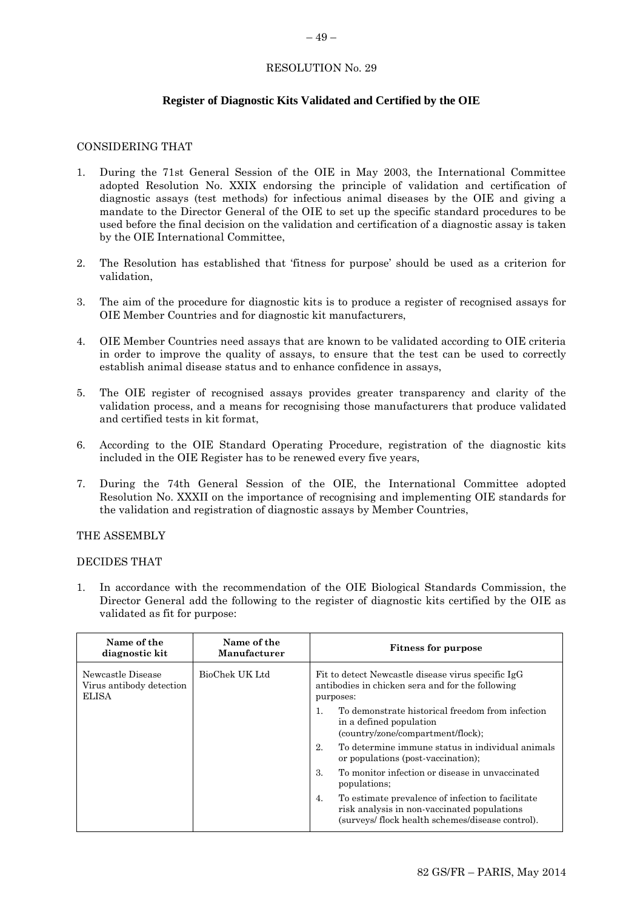RESOLUTION No. 29

## Register of Diagnostic Kits Validated and Certified by the OIE

CONSIDERING THAT

1. During the 71st General Session of the OIE in May 2003, the International Committee adopted Resolution No. XXIX endorsing the principle of validation and certification of diagnostic assays (test methods) for infectious animal diseases by the OIE and giving a mandate to the Director General of the OIE to set up the specific standard procedures to be used before the final decision on the validation and certification of a diagnostic assay is taken by the OIE International Committee,
2. The Resolution has established that 'fitness for purpose' should be used as a criterion for validation,
3. The aim of the procedure for diagnostic kits is to produce a register of recognised assays for OIE Member Countries and for diagnostic kit manufacturers,
4. OIE Member Countries need assays that are known to be validated according to OIE criteria in order to improve the quality of assays, to ensure that the test can be used to correctly establish animal disease status and to enhance confidence in assays,
5. The OIE register of recognised assays provides greater transparency and clarity of the validation process, and a means for recognising those manufacturers that produce validated and certified tests in kit format,
6. According to the OIE Standard Operating Procedure, registration of the diagnostic kits included in the OIE Register has to be renewed every five years,
7. During the 74th General Session of the OIE, the International Committee adopted Resolution No. XXXII on the importance of recognising and implementing OIE standards for the validation and registration of diagnostic assays by Member Countries,

THE ASSEMBLY

DECIDES THAT

1. In accordance with the recommendation of the OIE Biological Standards Commission, the Director General add the following to the register of diagnostic kits certified by the OIE as validated as fit for purpose:

| Name of the diagnostic kit | Name of the Manufacturer | Fitness for purpose |
|---|---|---|
| Newcastle Disease Virus antibody detection ELISA | BioChek UK Ltd | Fit to detect Newcastle disease virus specific IgG antibodies in chicken sera and for the following purposes:<br>1. To demonstrate historical freedom from infection in a defined population (country/zone/compartment/flock);<br>2. To determine immune status in individual animals or populations (post-vaccination);<br>3. To monitor infection or disease in unvaccinated populations;<br>4. To estimate prevalence of infection to facilitate risk analysis in non-vaccinated populations (surveys/ flock health schemes/disease control). |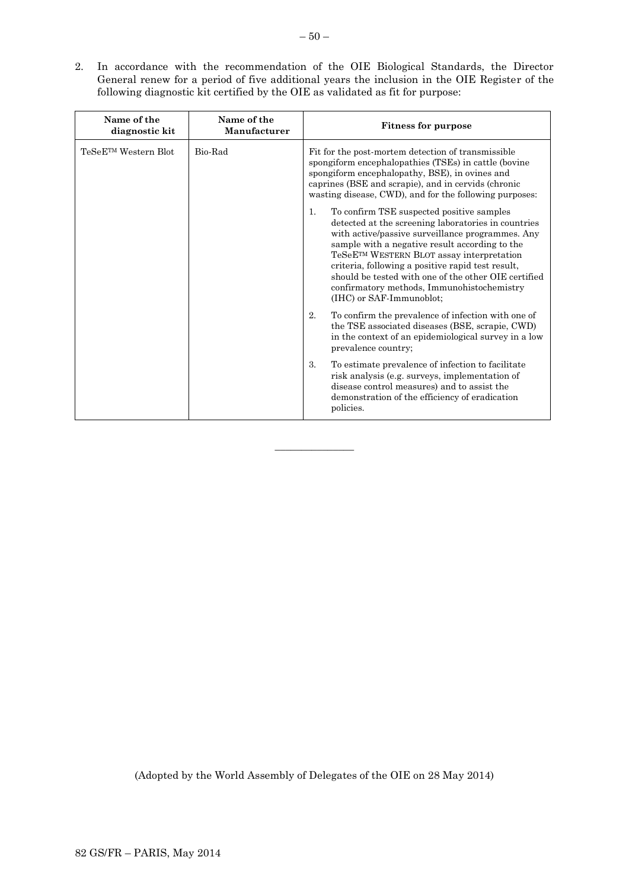2. In accordance with the recommendation of the OIE Biological Standards, the Director General renew for a period of five additional years the inclusion in the OIE Register of the following diagnostic kit certified by the OIE as validated as fit for purpose:

| Name of the diagnostic kit | Name of the Manufacturer | Fitness for purpose |
|---|---|---|
| TeSeE™ Western Blot | Bio-Rad | Fit for the post-mortem detection of transmissible spongiform encephalopathies (TSEs) in cattle (bovine spongiform encephalopathy, BSE), in ovines and caprines (BSE and scrapie), and in cervids (chronic wasting disease, CWD), and for the following purposes:<br><br>1. To confirm TSE suspected positive samples detected at the screening laboratories in countries with active/passive surveillance programmes. Any sample with a negative result according to the TeSeE™ WESTERN BLOT assay interpretation criteria, following a positive rapid test result, should be tested with one of the other OIE certified confirmatory methods, Immunohistochemistry (IHC) or SAF-Immunoblot;<br><br>2. To confirm the prevalence of infection with one of the TSE associated diseases (BSE, scrapie, CWD) in the context of an epidemiological survey in a low prevalence country;<br><br>3. To estimate prevalence of infection to facilitate risk analysis (e.g. surveys, implementation of disease control measures) and to assist the demonstration of the efficiency of eradication policies. |

---

(Adopted by the World Assembly of Delegates of the OIE on 28 May 2014)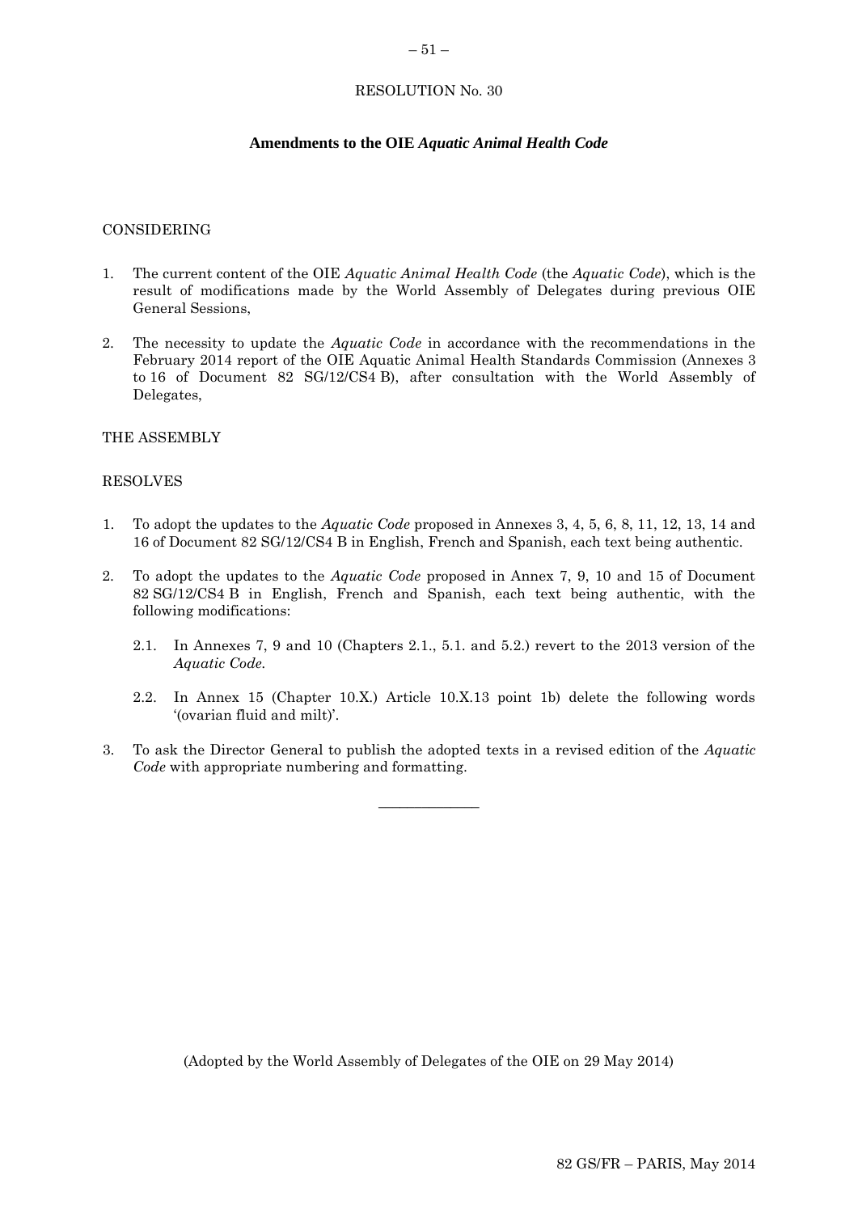# RESOLUTION No. 30

## Amendments to the OIE *Aquatic Animal Health Code*

CONSIDERING

1. The current content of the OIE *Aquatic Animal Health Code* (the *Aquatic Code*), which is the result of modifications made by the World Assembly of Delegates during previous OIE General Sessions,

2. The necessity to update the *Aquatic Code* in accordance with the recommendations in the February 2014 report of the OIE Aquatic Animal Health Standards Commission (Annexes 3 to 16 of Document 82 SG/12/CS4 B), after consultation with the World Assembly of Delegates,

THE ASSEMBLY

RESOLVES

1. To adopt the updates to the *Aquatic Code* proposed in Annexes 3, 4, 5, 6, 8, 11, 12, 13, 14 and 16 of Document 82 SG/12/CS4 B in English, French and Spanish, each text being authentic.

2. To adopt the updates to the *Aquatic Code* proposed in Annex 7, 9, 10 and 15 of Document 82 SG/12/CS4 B in English, French and Spanish, each text being authentic, with the following modifications:

   2.1. In Annexes 7, 9 and 10 (Chapters 2.1., 5.1. and 5.2.) revert to the 2013 version of the *Aquatic Code*.

   2.2. In Annex 15 (Chapter 10.X.) Article 10.X.13 point 1b) delete the following words '(ovarian fluid and milt)'.

3. To ask the Director General to publish the adopted texts in a revised edition of the *Aquatic Code* with appropriate numbering and formatting.

---

(Adopted by the World Assembly of Delegates of the OIE on 29 May 2014)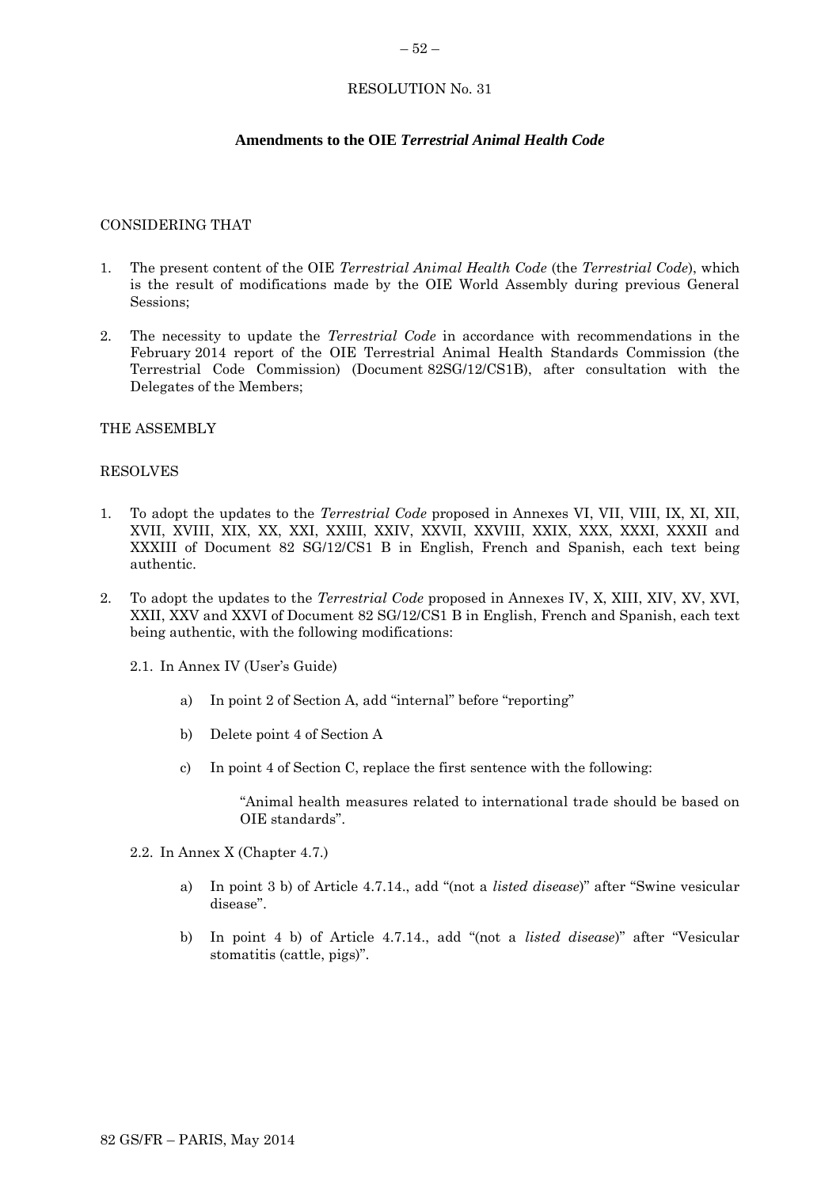# RESOLUTION No. 31

## Amendments to the OIE *Terrestrial Animal Health Code*

CONSIDERING THAT

1. The present content of the OIE *Terrestrial Animal Health Code* (the *Terrestrial Code*), which is the result of modifications made by the OIE World Assembly during previous General Sessions;

2. The necessity to update the *Terrestrial Code* in accordance with recommendations in the February 2014 report of the OIE Terrestrial Animal Health Standards Commission (the Terrestrial Code Commission) (Document 82SG/12/CS1B), after consultation with the Delegates of the Members;

THE ASSEMBLY

RESOLVES

1. To adopt the updates to the *Terrestrial Code* proposed in Annexes VI, VII, VIII, IX, XI, XII, XVII, XVIII, XIX, XX, XXI, XXIII, XXIV, XXVII, XXVIII, XXIX, XXX, XXXI, XXXII and XXXIII of Document 82 SG/12/CS1 B in English, French and Spanish, each text being authentic.

2. To adopt the updates to the *Terrestrial Code* proposed in Annexes IV, X, XIII, XIV, XV, XVI, XXII, XXV and XXVI of Document 82 SG/12/CS1 B in English, French and Spanish, each text being authentic, with the following modifications:

   2.1. In Annex IV (User's Guide)

   a) In point 2 of Section A, add "internal" before "reporting"

   b) Delete point 4 of Section A

   c) In point 4 of Section C, replace the first sentence with the following:

      "Animal health measures related to international trade should be based on OIE standards".

   2.2. In Annex X (Chapter 4.7.)

   a) In point 3 b) of Article 4.7.14., add "(not a *listed disease*)" after "Swine vesicular disease".

   b) In point 4 b) of Article 4.7.14., add "(not a *listed disease*)" after "Vesicular stomatitis (cattle, pigs)".

82 GS/FR – PARIS, May 2014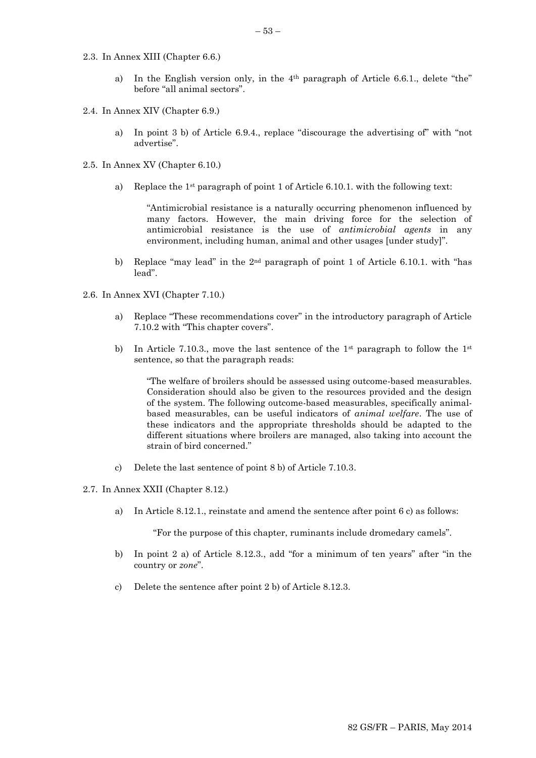2.3. In Annex XIII (Chapter 6.6.)

a) In the English version only, in the 4th paragraph of Article 6.6.1., delete "the" before "all animal sectors".

2.4. In Annex XIV (Chapter 6.9.)

a) In point 3 b) of Article 6.9.4., replace "discourage the advertising of" with "not advertise".

2.5. In Annex XV (Chapter 6.10.)

a) Replace the 1st paragraph of point 1 of Article 6.10.1. with the following text:

> "Antimicrobial resistance is a naturally occurring phenomenon influenced by many factors. However, the main driving force for the selection of antimicrobial resistance is the use of *antimicrobial agents* in any environment, including human, animal and other usages [under study]".

b) Replace "may lead" in the 2nd paragraph of point 1 of Article 6.10.1. with "has lead".

2.6. In Annex XVI (Chapter 7.10.)

a) Replace "These recommendations cover" in the introductory paragraph of Article 7.10.2 with "This chapter covers".

b) In Article 7.10.3., move the last sentence of the 1st paragraph to follow the 1st sentence, so that the paragraph reads:

> "The welfare of broilers should be assessed using outcome-based measurables. Consideration should also be given to the resources provided and the design of the system. The following outcome-based measurables, specifically animal-based measurables, can be useful indicators of *animal welfare*. The use of these indicators and the appropriate thresholds should be adapted to the different situations where broilers are managed, also taking into account the strain of bird concerned."

c) Delete the last sentence of point 8 b) of Article 7.10.3.

2.7. In Annex XXII (Chapter 8.12.)

a) In Article 8.12.1., reinstate and amend the sentence after point 6 c) as follows:

> "For the purpose of this chapter, ruminants include dromedary camels".

b) In point 2 a) of Article 8.12.3., add "for a minimum of ten years" after "in the country or *zone*".

c) Delete the sentence after point 2 b) of Article 8.12.3.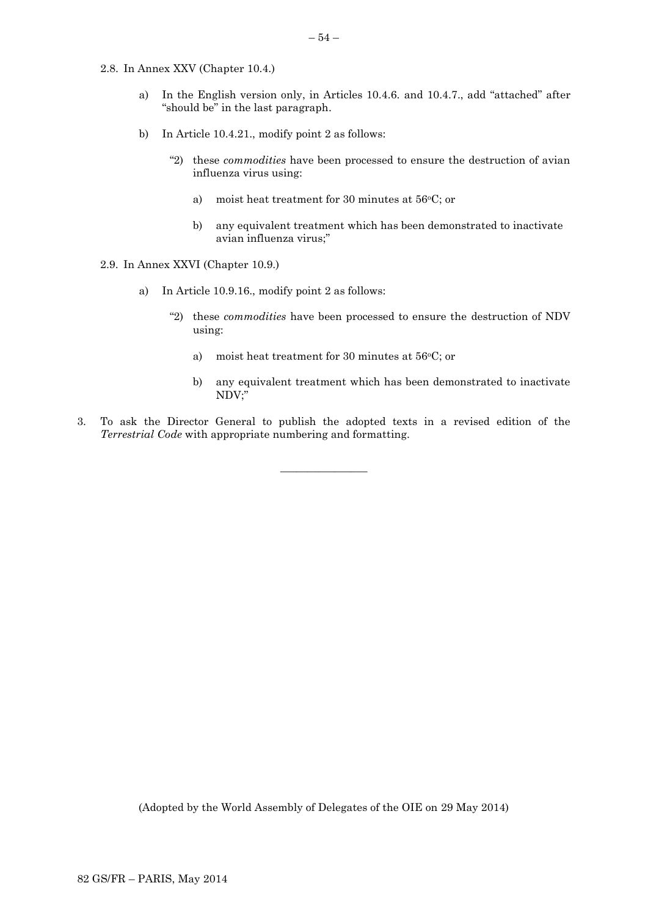2.8. In Annex XXV (Chapter 10.4.)

a) In the English version only, in Articles 10.4.6. and 10.4.7., add "attached" after "should be" in the last paragraph.

b) In Article 10.4.21., modify point 2 as follows:

"2) these *commodities* have been processed to ensure the destruction of avian influenza virus using:

a) moist heat treatment for 30 minutes at 56°C; or

b) any equivalent treatment which has been demonstrated to inactivate avian influenza virus;"

2.9. In Annex XXVI (Chapter 10.9.)

a) In Article 10.9.16., modify point 2 as follows:

"2) these *commodities* have been processed to ensure the destruction of NDV using:

a) moist heat treatment for 30 minutes at 56°C; or

b) any equivalent treatment which has been demonstrated to inactivate NDV;"

3. To ask the Director General to publish the adopted texts in a revised edition of the *Terrestrial Code* with appropriate numbering and formatting.

---

(Adopted by the World Assembly of Delegates of the OIE on 29 May 2014)

82 GS/FR – PARIS, May 2014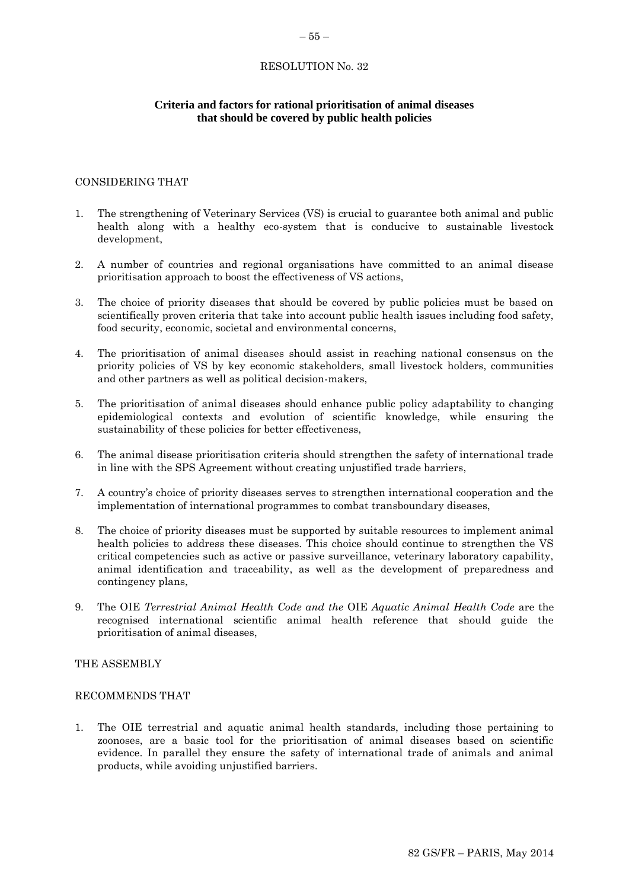RESOLUTION No. 32

**Criteria and factors for rational prioritisation of animal diseases that should be covered by public health policies**

CONSIDERING THAT

1. The strengthening of Veterinary Services (VS) is crucial to guarantee both animal and public health along with a healthy eco-system that is conducive to sustainable livestock development,

2. A number of countries and regional organisations have committed to an animal disease prioritisation approach to boost the effectiveness of VS actions,

3. The choice of priority diseases that should be covered by public policies must be based on scientifically proven criteria that take into account public health issues including food safety, food security, economic, societal and environmental concerns,

4. The prioritisation of animal diseases should assist in reaching national consensus on the priority policies of VS by key economic stakeholders, small livestock holders, communities and other partners as well as political decision-makers,

5. The prioritisation of animal diseases should enhance public policy adaptability to changing epidemiological contexts and evolution of scientific knowledge, while ensuring the sustainability of these policies for better effectiveness,

6. The animal disease prioritisation criteria should strengthen the safety of international trade in line with the SPS Agreement without creating unjustified trade barriers,

7. A country's choice of priority diseases serves to strengthen international cooperation and the implementation of international programmes to combat transboundary diseases,

8. The choice of priority diseases must be supported by suitable resources to implement animal health policies to address these diseases. This choice should continue to strengthen the VS critical competencies such as active or passive surveillance, veterinary laboratory capability, animal identification and traceability, as well as the development of preparedness and contingency plans,

9. The OIE *Terrestrial Animal Health Code and the* OIE *Aquatic Animal Health Code* are the recognised international scientific animal health reference that should guide the prioritisation of animal diseases,

THE ASSEMBLY

RECOMMENDS THAT

1. The OIE terrestrial and aquatic animal health standards, including those pertaining to zoonoses, are a basic tool for the prioritisation of animal diseases based on scientific evidence. In parallel they ensure the safety of international trade of animals and animal products, while avoiding unjustified barriers.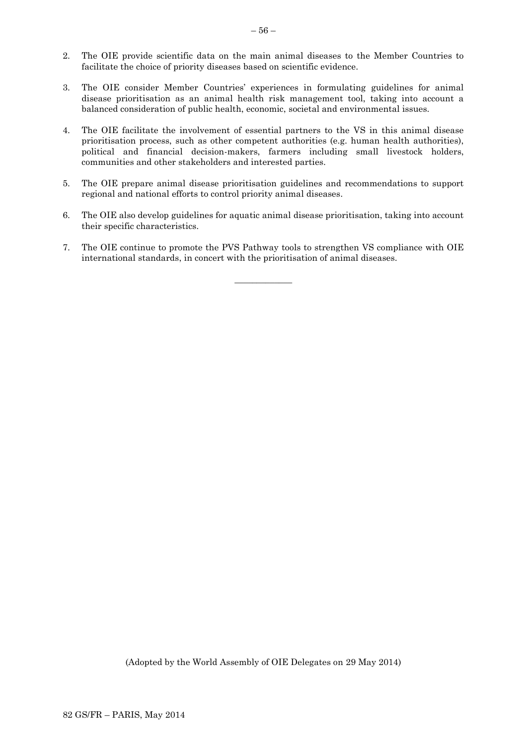2. The OIE provide scientific data on the main animal diseases to the Member Countries to facilitate the choice of priority diseases based on scientific evidence.

3. The OIE consider Member Countries' experiences in formulating guidelines for animal disease prioritisation as an animal health risk management tool, taking into account a balanced consideration of public health, economic, societal and environmental issues.

4. The OIE facilitate the involvement of essential partners to the VS in this animal disease prioritisation process, such as other competent authorities (e.g. human health authorities), political and financial decision-makers, farmers including small livestock holders, communities and other stakeholders and interested parties.

5. The OIE prepare animal disease prioritisation guidelines and recommendations to support regional and national efforts to control priority animal diseases.

6. The OIE also develop guidelines for aquatic animal disease prioritisation, taking into account their specific characteristics.

7. The OIE continue to promote the PVS Pathway tools to strengthen VS compliance with OIE international standards, in concert with the prioritisation of animal diseases.

_____________

(Adopted by the World Assembly of OIE Delegates on 29 May 2014)

82 GS/FR – PARIS, May 2014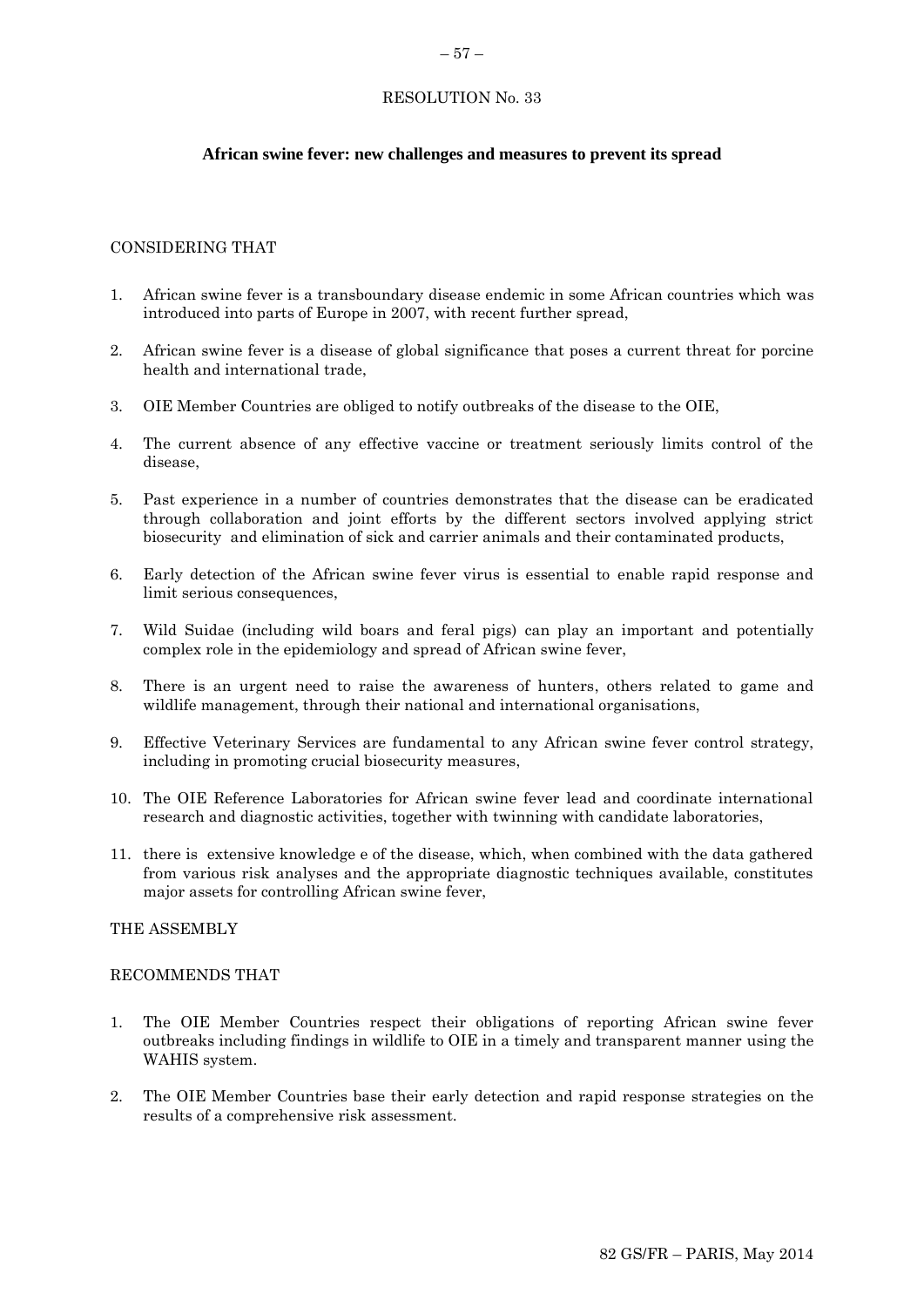RESOLUTION No. 33

**African swine fever: new challenges and measures to prevent its spread**

CONSIDERING THAT

1. African swine fever is a transboundary disease endemic in some African countries which was introduced into parts of Europe in 2007, with recent further spread,
2. African swine fever is a disease of global significance that poses a current threat for porcine health and international trade,
3. OIE Member Countries are obliged to notify outbreaks of the disease to the OIE,
4. The current absence of any effective vaccine or treatment seriously limits control of the disease,
5. Past experience in a number of countries demonstrates that the disease can be eradicated through collaboration and joint efforts by the different sectors involved applying strict biosecurity and elimination of sick and carrier animals and their contaminated products,
6. Early detection of the African swine fever virus is essential to enable rapid response and limit serious consequences,
7. Wild Suidae (including wild boars and feral pigs) can play an important and potentially complex role in the epidemiology and spread of African swine fever,
8. There is an urgent need to raise the awareness of hunters, others related to game and wildlife management, through their national and international organisations,
9. Effective Veterinary Services are fundamental to any African swine fever control strategy, including in promoting crucial biosecurity measures,
10. The OIE Reference Laboratories for African swine fever lead and coordinate international research and diagnostic activities, together with twinning with candidate laboratories,
11. there is extensive knowledge e of the disease, which, when combined with the data gathered from various risk analyses and the appropriate diagnostic techniques available, constitutes major assets for controlling African swine fever,

THE ASSEMBLY

RECOMMENDS THAT

1. The OIE Member Countries respect their obligations of reporting African swine fever outbreaks including findings in wildlife to OIE in a timely and transparent manner using the WAHIS system.
2. The OIE Member Countries base their early detection and rapid response strategies on the results of a comprehensive risk assessment.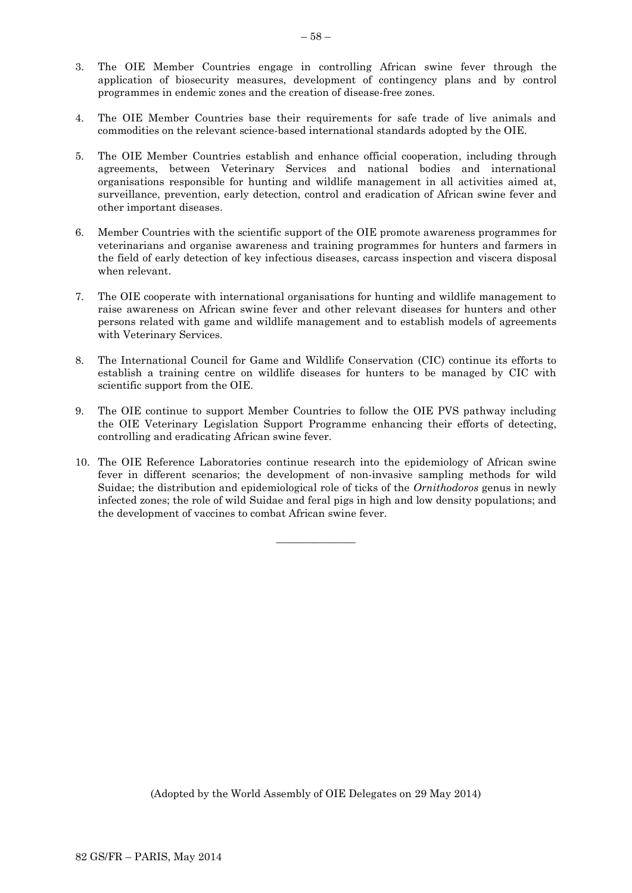3. The OIE Member Countries engage in controlling African swine fever through the application of biosecurity measures, development of contingency plans and by control programmes in endemic zones and the creation of disease-free zones.

4. The OIE Member Countries base their requirements for safe trade of live animals and commodities on the relevant science-based international standards adopted by the OIE.

5. The OIE Member Countries establish and enhance official cooperation, including through agreements, between Veterinary Services and national bodies and international organisations responsible for hunting and wildlife management in all activities aimed at, surveillance, prevention, early detection, control and eradication of African swine fever and other important diseases.

6. Member Countries with the scientific support of the OIE promote awareness programmes for veterinarians and organise awareness and training programmes for hunters and farmers in the field of early detection of key infectious diseases, carcass inspection and viscera disposal when relevant.

7. The OIE cooperate with international organisations for hunting and wildlife management to raise awareness on African swine fever and other relevant diseases for hunters and other persons related with game and wildlife management and to establish models of agreements with Veterinary Services.

8. The International Council for Game and Wildlife Conservation (CIC) continue its efforts to establish a training centre on wildlife diseases for hunters to be managed by CIC with scientific support from the OIE.

9. The OIE continue to support Member Countries to follow the OIE PVS pathway including the OIE Veterinary Legislation Support Programme enhancing their efforts of detecting, controlling and eradicating African swine fever.

10. The OIE Reference Laboratories continue research into the epidemiology of African swine fever in different scenarios; the development of non-invasive sampling methods for wild Suidae; the distribution and epidemiological role of ticks of the *Ornithodoros* genus in newly infected zones; the role of wild Suidae and feral pigs in high and low density populations; and the development of vaccines to combat African swine fever.

---

(Adopted by the World Assembly of OIE Delegates on 29 May 2014)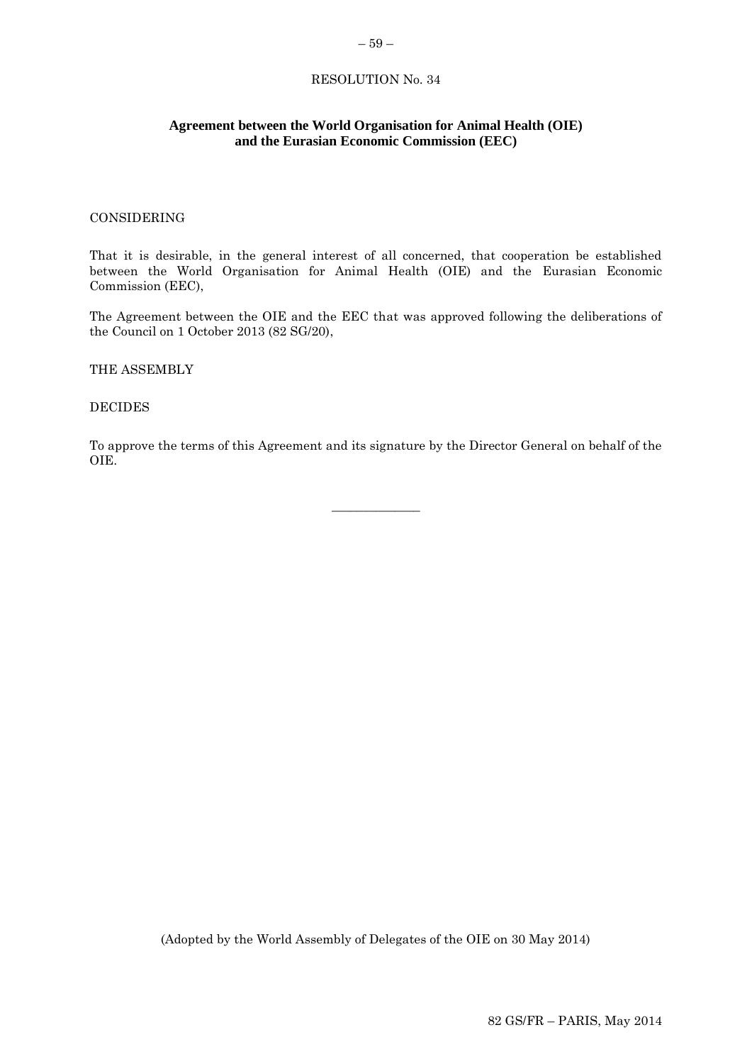RESOLUTION No. 34

**Agreement between the World Organisation for Animal Health (OIE) and the Eurasian Economic Commission (EEC)**

CONSIDERING

That it is desirable, in the general interest of all concerned, that cooperation be established between the World Organisation for Animal Health (OIE) and the Eurasian Economic Commission (EEC),

The Agreement between the OIE and the EEC that was approved following the deliberations of the Council on 1 October 2013 (82 SG/20),

THE ASSEMBLY

DECIDES

To approve the terms of this Agreement and its signature by the Director General on behalf of the OIE.

---

(Adopted by the World Assembly of Delegates of the OIE on 30 May 2014)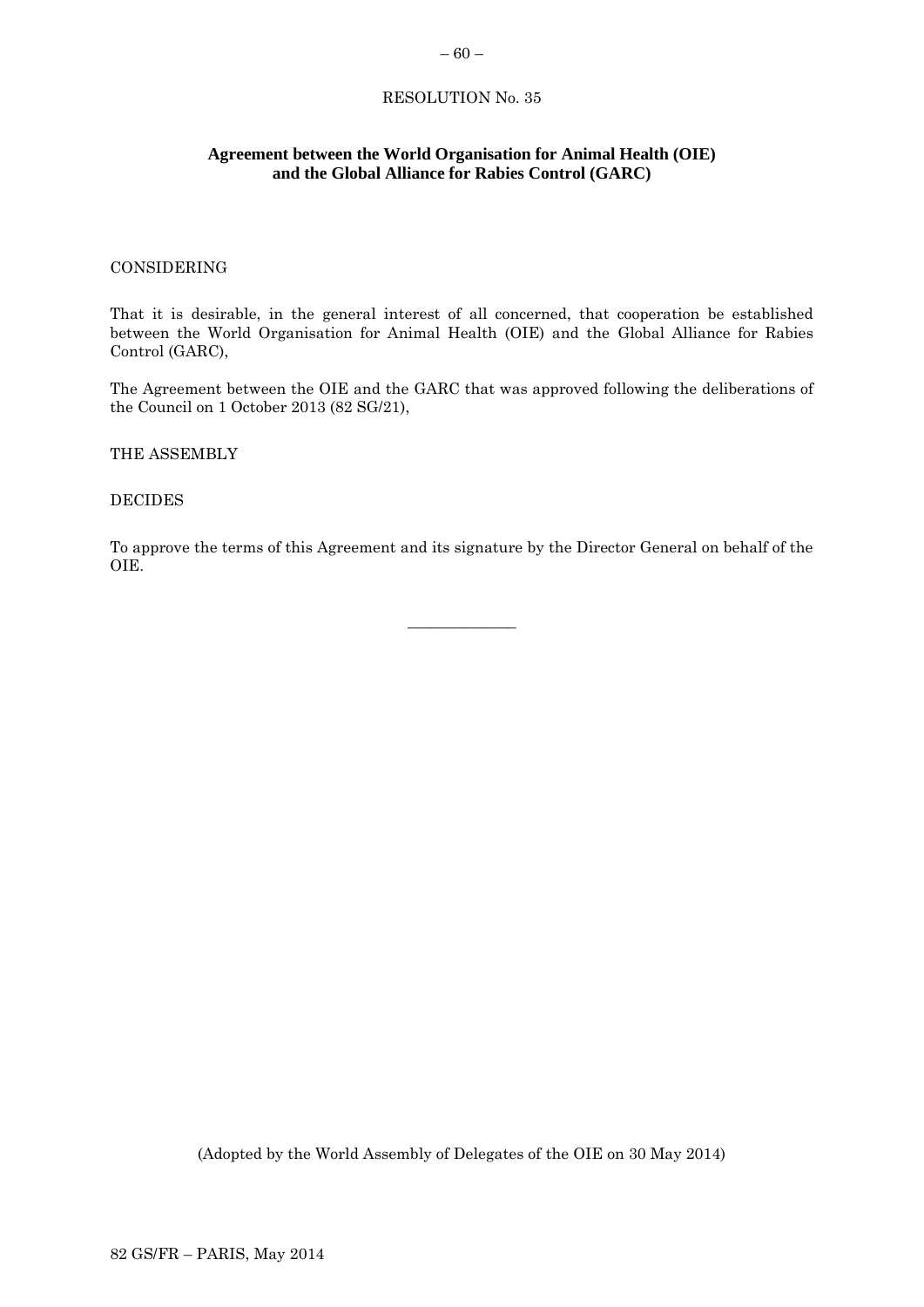RESOLUTION No. 35

**Agreement between the World Organisation for Animal Health (OIE) and the Global Alliance for Rabies Control (GARC)**

CONSIDERING

That it is desirable, in the general interest of all concerned, that cooperation be established between the World Organisation for Animal Health (OIE) and the Global Alliance for Rabies Control (GARC),

The Agreement between the OIE and the GARC that was approved following the deliberations of the Council on 1 October 2013 (82 SG/21),

THE ASSEMBLY

DECIDES

To approve the terms of this Agreement and its signature by the Director General on behalf of the OIE.

---

(Adopted by the World Assembly of Delegates of the OIE on 30 May 2014)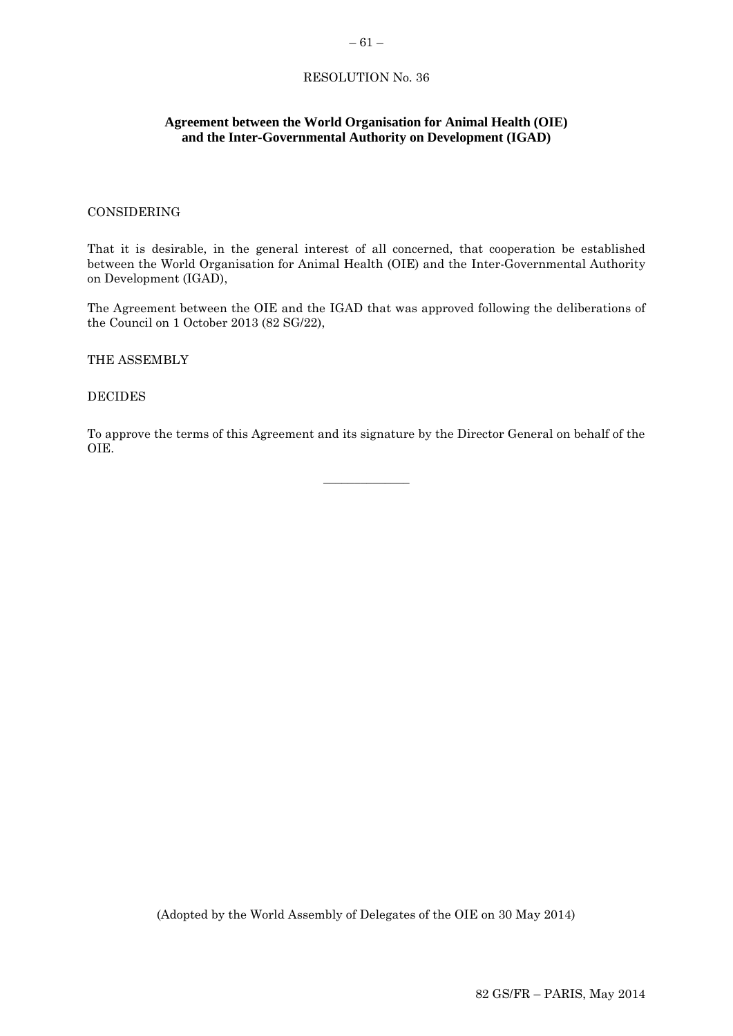RESOLUTION No. 36

**Agreement between the World Organisation for Animal Health (OIE) and the Inter-Governmental Authority on Development (IGAD)**

CONSIDERING

That it is desirable, in the general interest of all concerned, that cooperation be established between the World Organisation for Animal Health (OIE) and the Inter-Governmental Authority on Development (IGAD),

The Agreement between the OIE and the IGAD that was approved following the deliberations of the Council on 1 October 2013 (82 SG/22),

THE ASSEMBLY

DECIDES

To approve the terms of this Agreement and its signature by the Director General on behalf of the OIE.

---

(Adopted by the World Assembly of Delegates of the OIE on 30 May 2014)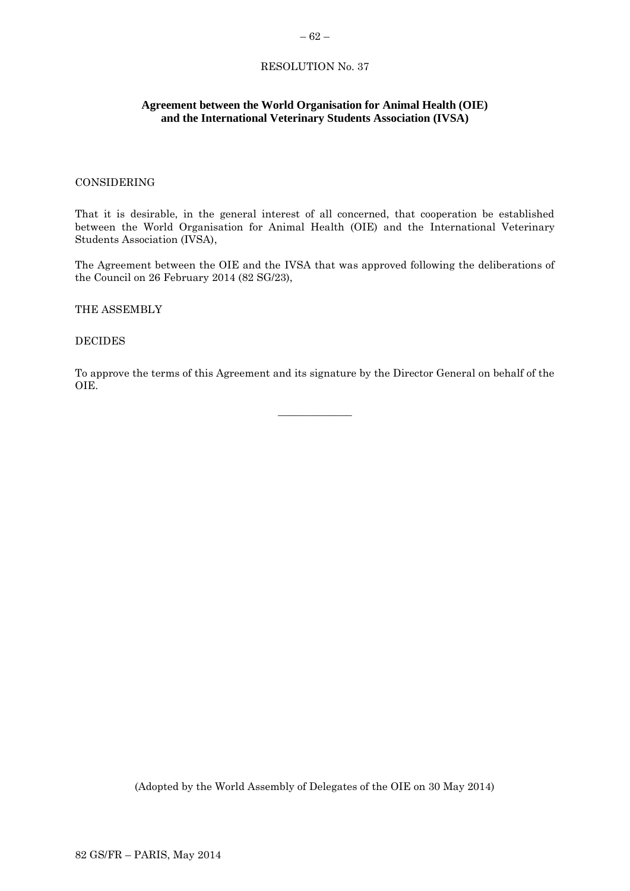RESOLUTION No. 37

**Agreement between the World Organisation for Animal Health (OIE) and the International Veterinary Students Association (IVSA)**

CONSIDERING

That it is desirable, in the general interest of all concerned, that cooperation be established between the World Organisation for Animal Health (OIE) and the International Veterinary Students Association (IVSA),

The Agreement between the OIE and the IVSA that was approved following the deliberations of the Council on 26 February 2014 (82 SG/23),

THE ASSEMBLY

DECIDES

To approve the terms of this Agreement and its signature by the Director General on behalf of the OIE.

_______________

(Adopted by the World Assembly of Delegates of the OIE on 30 May 2014)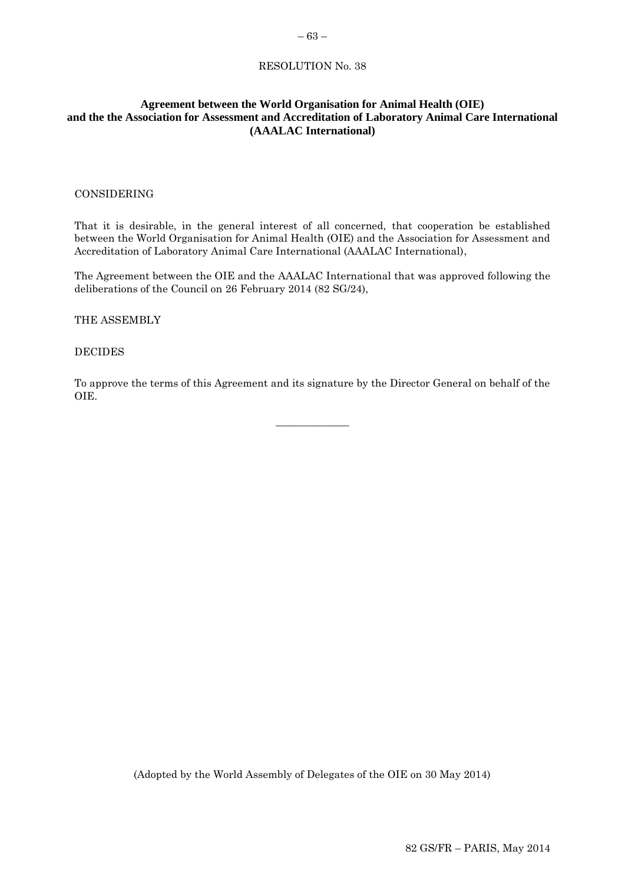RESOLUTION No. 38

## Agreement between the World Organisation for Animal Health (OIE) and the the Association for Assessment and Accreditation of Laboratory Animal Care International (AAALAC International)

CONSIDERING

That it is desirable, in the general interest of all concerned, that cooperation be established between the World Organisation for Animal Health (OIE) and the Association for Assessment and Accreditation of Laboratory Animal Care International (AAALAC International),

The Agreement between the OIE and the AAALAC International that was approved following the deliberations of the Council on 26 February 2014 (82 SG/24),

THE ASSEMBLY

DECIDES

To approve the terms of this Agreement and its signature by the Director General on behalf of the OIE.

---

(Adopted by the World Assembly of Delegates of the OIE on 30 May 2014)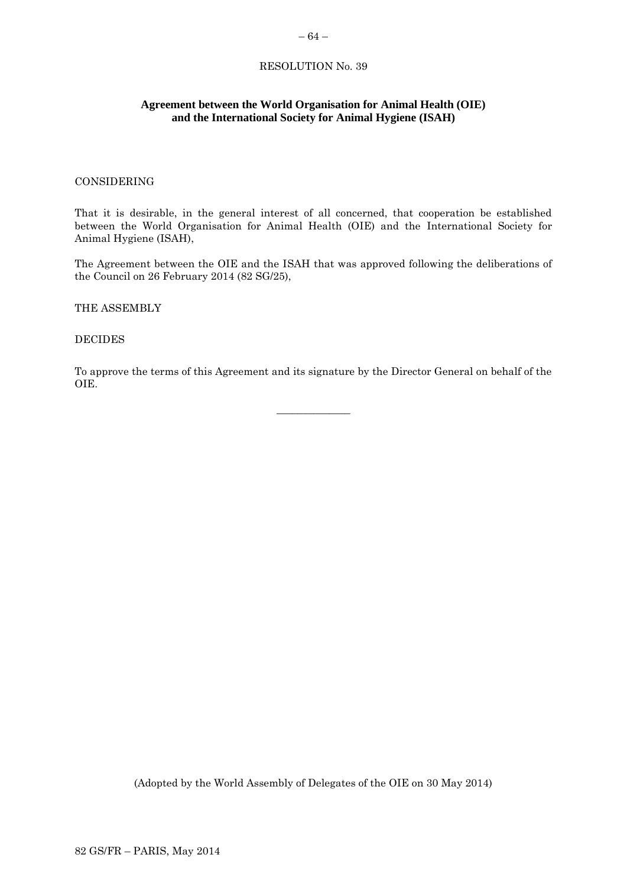RESOLUTION No. 39

## Agreement between the World Organisation for Animal Health (OIE) and the International Society for Animal Hygiene (ISAH)

CONSIDERING

That it is desirable, in the general interest of all concerned, that cooperation be established between the World Organisation for Animal Health (OIE) and the International Society for Animal Hygiene (ISAH),

The Agreement between the OIE and the ISAH that was approved following the deliberations of the Council on 26 February 2014 (82 SG/25),

THE ASSEMBLY

DECIDES

To approve the terms of this Agreement and its signature by the Director General on behalf of the OIE.

---

(Adopted by the World Assembly of Delegates of the OIE on 30 May 2014)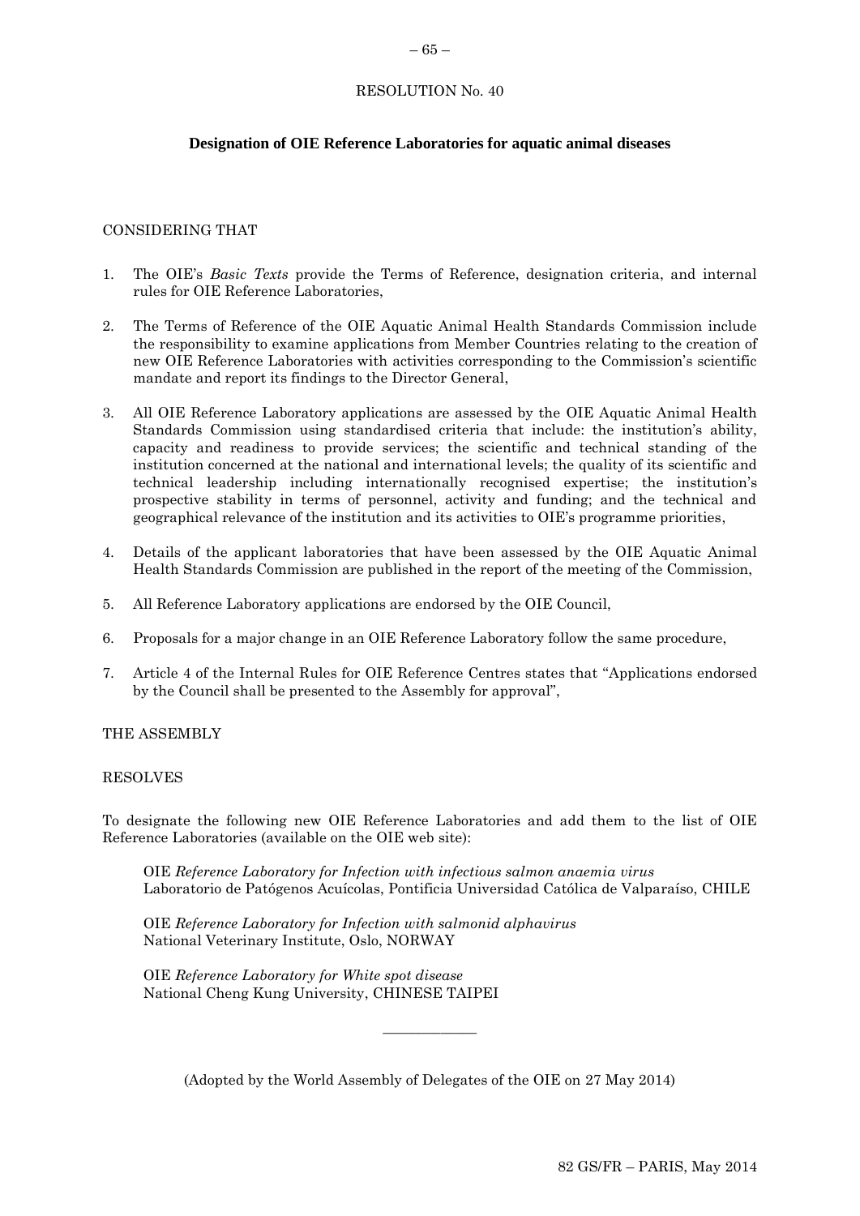RESOLUTION No. 40

**Designation of OIE Reference Laboratories for aquatic animal diseases**

CONSIDERING THAT

1. The OIE's *Basic Texts* provide the Terms of Reference, designation criteria, and internal rules for OIE Reference Laboratories,

2. The Terms of Reference of the OIE Aquatic Animal Health Standards Commission include the responsibility to examine applications from Member Countries relating to the creation of new OIE Reference Laboratories with activities corresponding to the Commission's scientific mandate and report its findings to the Director General,

3. All OIE Reference Laboratory applications are assessed by the OIE Aquatic Animal Health Standards Commission using standardised criteria that include: the institution's ability, capacity and readiness to provide services; the scientific and technical standing of the institution concerned at the national and international levels; the quality of its scientific and technical leadership including internationally recognised expertise; the institution's prospective stability in terms of personnel, activity and funding; and the technical and geographical relevance of the institution and its activities to OIE's programme priorities,

4. Details of the applicant laboratories that have been assessed by the OIE Aquatic Animal Health Standards Commission are published in the report of the meeting of the Commission,

5. All Reference Laboratory applications are endorsed by the OIE Council,

6. Proposals for a major change in an OIE Reference Laboratory follow the same procedure,

7. Article 4 of the Internal Rules for OIE Reference Centres states that "Applications endorsed by the Council shall be presented to the Assembly for approval",

THE ASSEMBLY

RESOLVES

To designate the following new OIE Reference Laboratories and add them to the list of OIE Reference Laboratories (available on the OIE web site):

OIE *Reference Laboratory for Infection with infectious salmon anaemia virus*
Laboratorio de Patógenos Acuícolas, Pontificia Universidad Católica de Valparaíso, CHILE

OIE *Reference Laboratory for Infection with salmonid alphavirus*
National Veterinary Institute, Oslo, NORWAY

OIE *Reference Laboratory for White spot disease*
National Cheng Kung University, CHINESE TAIPEI

---

(Adopted by the World Assembly of Delegates of the OIE on 27 May 2014)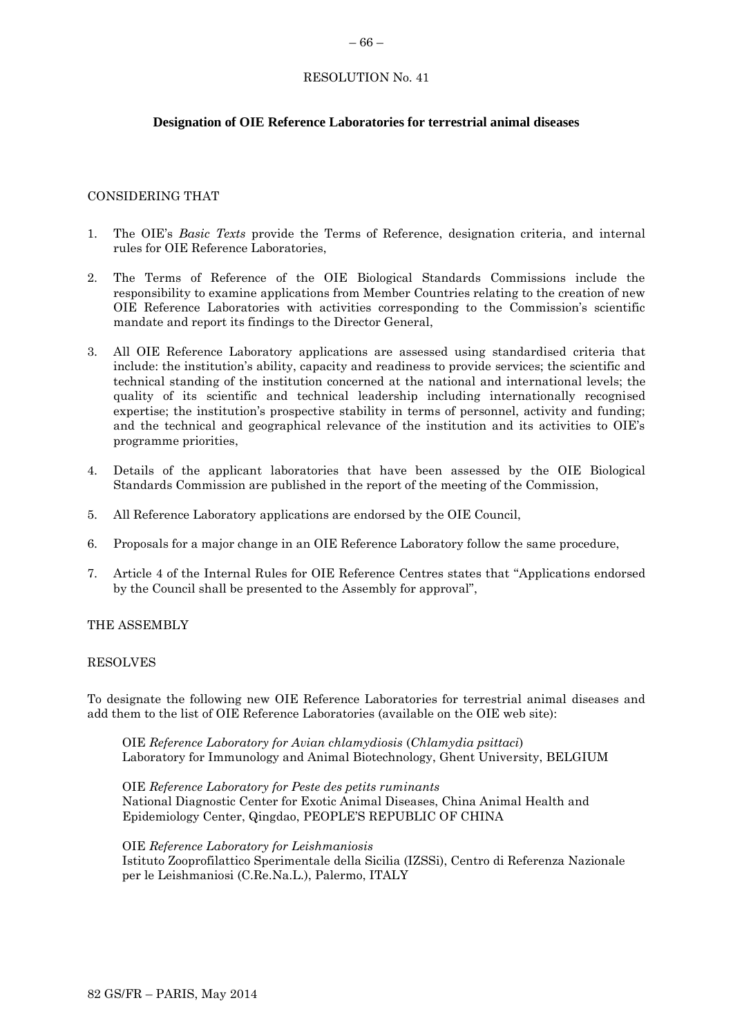RESOLUTION No. 41

**Designation of OIE Reference Laboratories for terrestrial animal diseases**

CONSIDERING THAT

1. The OIE's *Basic Texts* provide the Terms of Reference, designation criteria, and internal rules for OIE Reference Laboratories,

2. The Terms of Reference of the OIE Biological Standards Commissions include the responsibility to examine applications from Member Countries relating to the creation of new OIE Reference Laboratories with activities corresponding to the Commission's scientific mandate and report its findings to the Director General,

3. All OIE Reference Laboratory applications are assessed using standardised criteria that include: the institution's ability, capacity and readiness to provide services; the scientific and technical standing of the institution concerned at the national and international levels; the quality of its scientific and technical leadership including internationally recognised expertise; the institution's prospective stability in terms of personnel, activity and funding; and the technical and geographical relevance of the institution and its activities to OIE's programme priorities,

4. Details of the applicant laboratories that have been assessed by the OIE Biological Standards Commission are published in the report of the meeting of the Commission,

5. All Reference Laboratory applications are endorsed by the OIE Council,

6. Proposals for a major change in an OIE Reference Laboratory follow the same procedure,

7. Article 4 of the Internal Rules for OIE Reference Centres states that "Applications endorsed by the Council shall be presented to the Assembly for approval",

THE ASSEMBLY

RESOLVES

To designate the following new OIE Reference Laboratories for terrestrial animal diseases and add them to the list of OIE Reference Laboratories (available on the OIE web site):

OIE *Reference Laboratory for Avian chlamydiosis* (*Chlamydia psittaci*)
Laboratory for Immunology and Animal Biotechnology, Ghent University, BELGIUM

OIE *Reference Laboratory for Peste des petits ruminants*
National Diagnostic Center for Exotic Animal Diseases, China Animal Health and Epidemiology Center, Qingdao, PEOPLE'S REPUBLIC OF CHINA

OIE *Reference Laboratory for Leishmaniosis*
Istituto Zooprofilattico Sperimentale della Sicilia (IZSSi), Centro di Referenza Nazionale per le Leishmaniosi (C.Re.Na.L.), Palermo, ITALY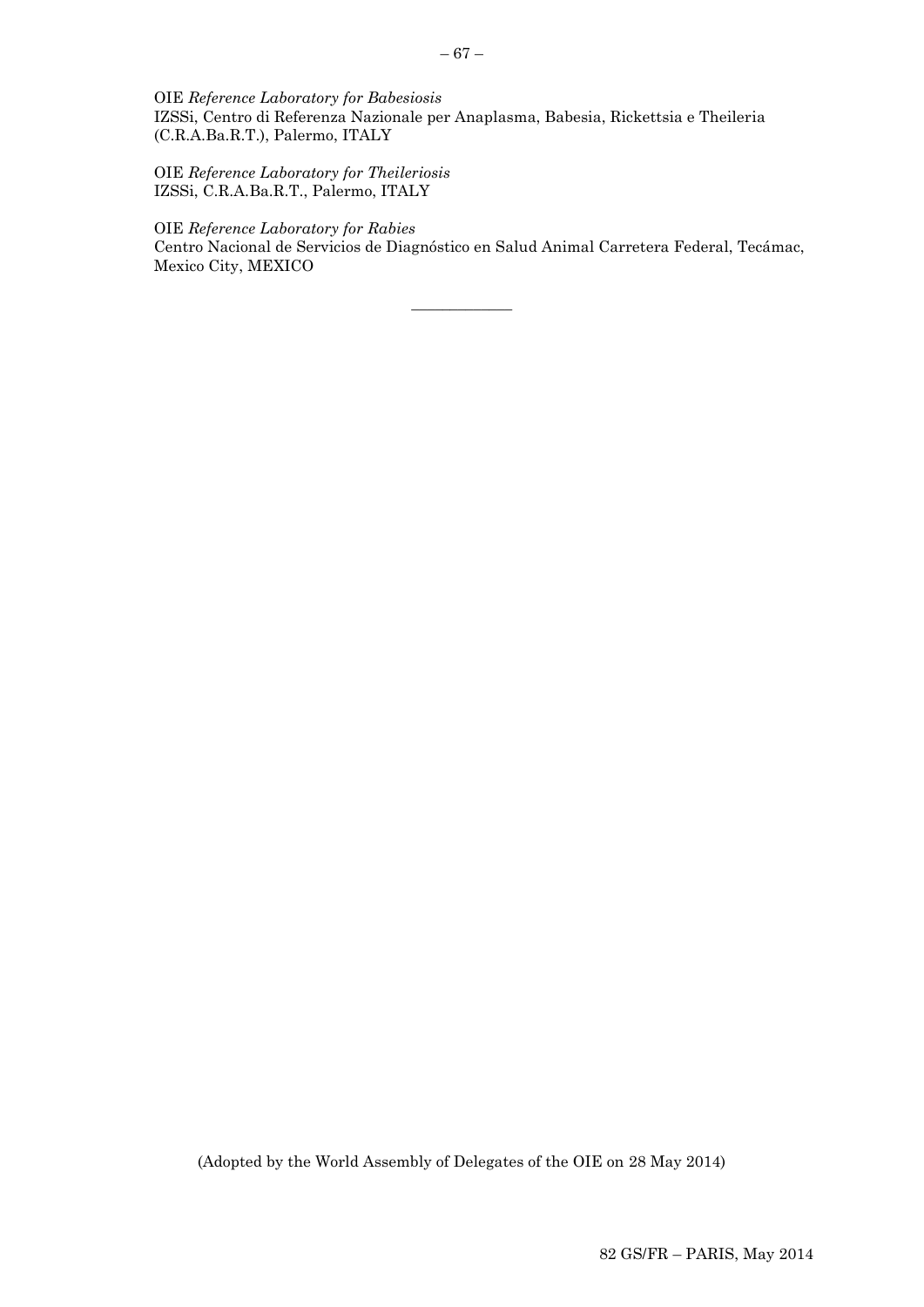OIE *Reference Laboratory for Babesiosis*
IZSSi, Centro di Referenza Nazionale per Anaplasma, Babesia, Rickettsia e Theileria (C.R.A.Ba.R.T.), Palermo, ITALY

OIE *Reference Laboratory for Theileriosis*
IZSSi, C.R.A.Ba.R.T., Palermo, ITALY

OIE *Reference Laboratory for Rabies*
Centro Nacional de Servicios de Diagnóstico en Salud Animal Carretera Federal, Tecámac, Mexico City, MEXICO

---

(Adopted by the World Assembly of Delegates of the OIE on 28 May 2014)